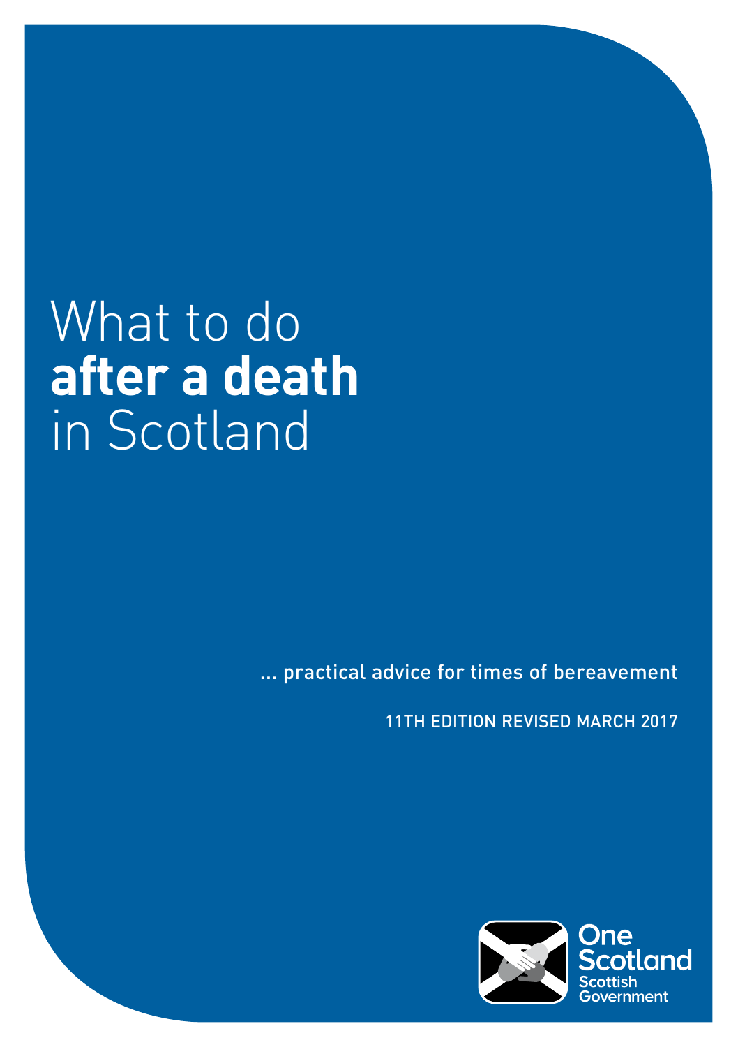# What to do **after a death** in Scotland

... practical advice for times of bereavement

11TH EDITION REVISED MARCH 2017

One Scotland
Scottish Government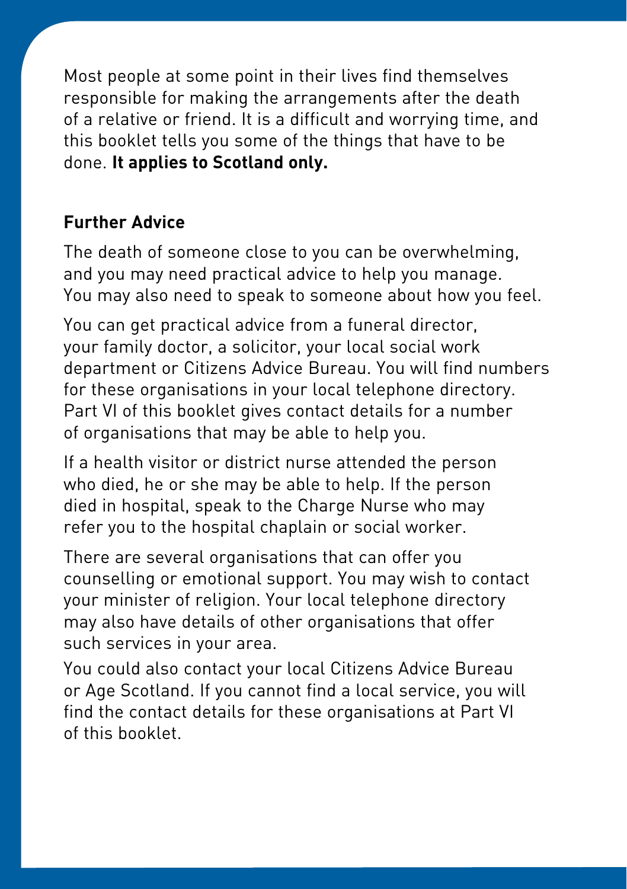Most people at some point in their lives find themselves responsible for making the arrangements after the death of a relative or friend. It is a difficult and worrying time, and this booklet tells you some of the things that have to be done. **It applies to Scotland only.**

## Further Advice

The death of someone close to you can be overwhelming, and you may need practical advice to help you manage. You may also need to speak to someone about how you feel.

You can get practical advice from a funeral director, your family doctor, a solicitor, your local social work department or Citizens Advice Bureau. You will find numbers for these organisations in your local telephone directory. Part VI of this booklet gives contact details for a number of organisations that may be able to help you.

If a health visitor or district nurse attended the person who died, he or she may be able to help. If the person died in hospital, speak to the Charge Nurse who may refer you to the hospital chaplain or social worker.

There are several organisations that can offer you counselling or emotional support. You may wish to contact your minister of religion. Your local telephone directory may also have details of other organisations that offer such services in your area.

You could also contact your local Citizens Advice Bureau or Age Scotland. If you cannot find a local service, you will find the contact details for these organisations at Part VI of this booklet.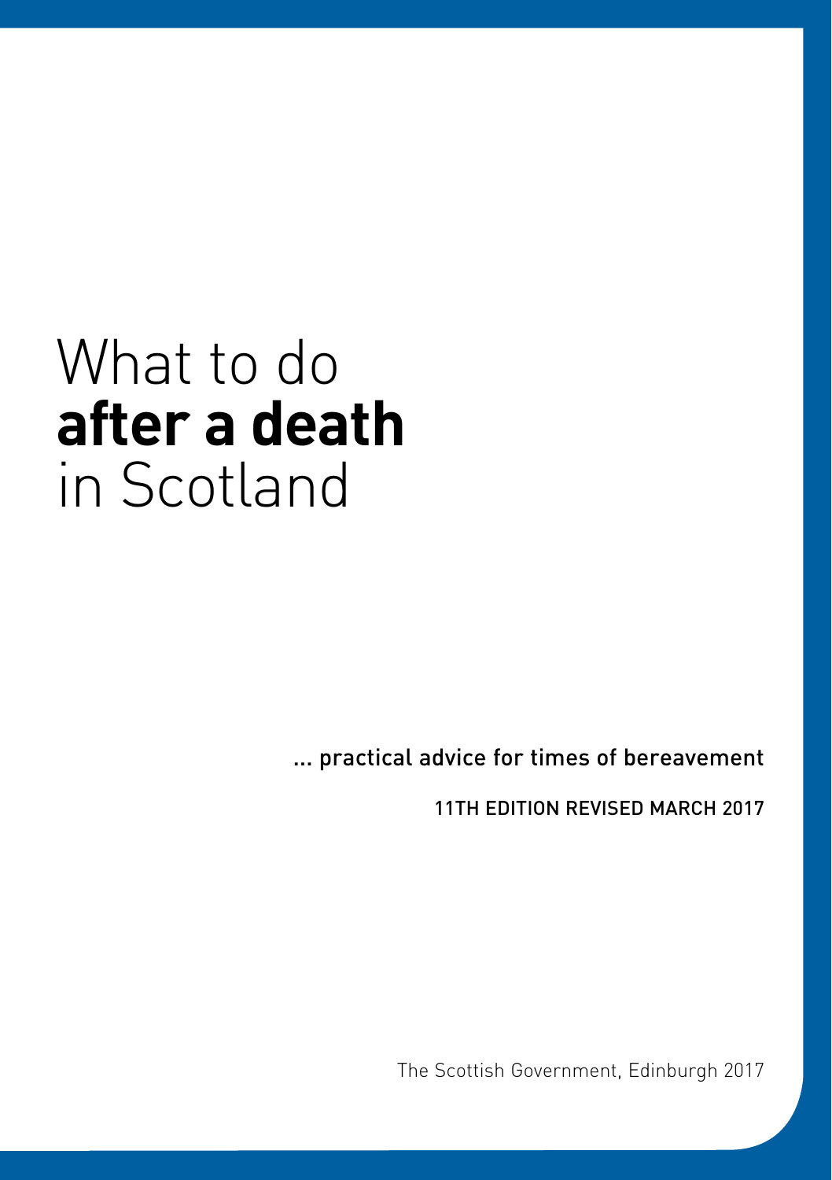# What to do **after a death** in Scotland

... practical advice for times of bereavement

11TH EDITION REVISED MARCH 2017

The Scottish Government, Edinburgh 2017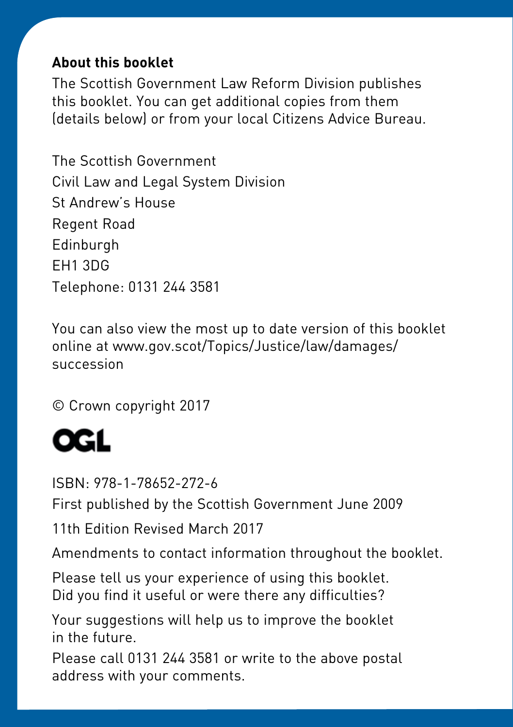## About this booklet

The Scottish Government Law Reform Division publishes this booklet. You can get additional copies from them (details below) or from your local Citizens Advice Bureau.

The Scottish Government
Civil Law and Legal System Division
St Andrew's House
Regent Road
Edinburgh
EH1 3DG
Telephone: 0131 244 3581

You can also view the most up to date version of this booklet online at www.gov.scot/Topics/Justice/law/damages/succession

© Crown copyright 2017

OGL

ISBN: 978-1-78652-272-6

First published by the Scottish Government June 2009

11th Edition Revised March 2017

Amendments to contact information throughout the booklet.

Please tell us your experience of using this booklet. Did you find it useful or were there any difficulties?

Your suggestions will help us to improve the booklet in the future.

Please call 0131 244 3581 or write to the above postal address with your comments.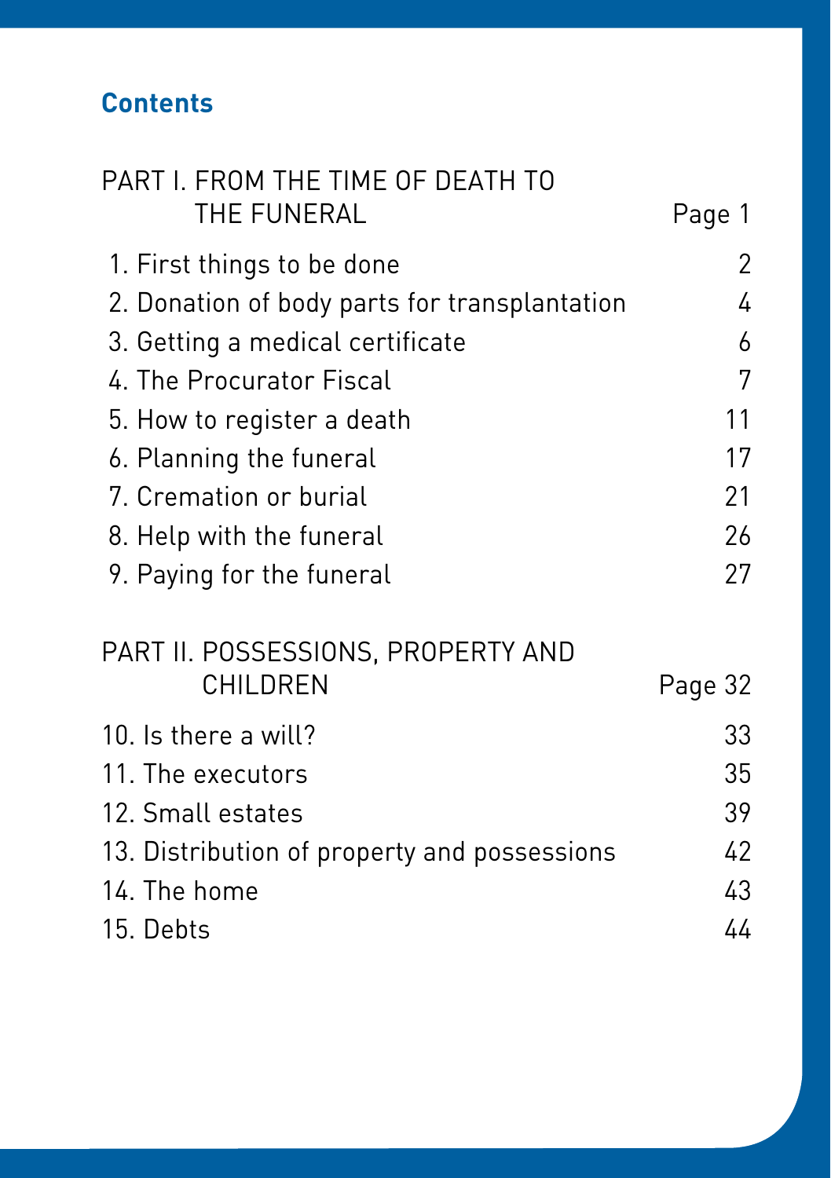## Contents

| | |
|---|---|
| PART I. FROM THE TIME OF DEATH TO THE FUNERAL | Page 1 |
| 1. First things to be done | 2 |
| 2. Donation of body parts for transplantation | 4 |
| 3. Getting a medical certificate | 6 |
| 4. The Procurator Fiscal | 7 |
| 5. How to register a death | 11 |
| 6. Planning the funeral | 17 |
| 7. Cremation or burial | 21 |
| 8. Help with the funeral | 26 |
| 9. Paying for the funeral | 27 |
| PART II. POSSESSIONS, PROPERTY AND CHILDREN | Page 32 |
| 10. Is there a will? | 33 |
| 11. The executors | 35 |
| 12. Small estates | 39 |
| 13. Distribution of property and possessions | 42 |
| 14. The home | 43 |
| 15. Debts | 44 |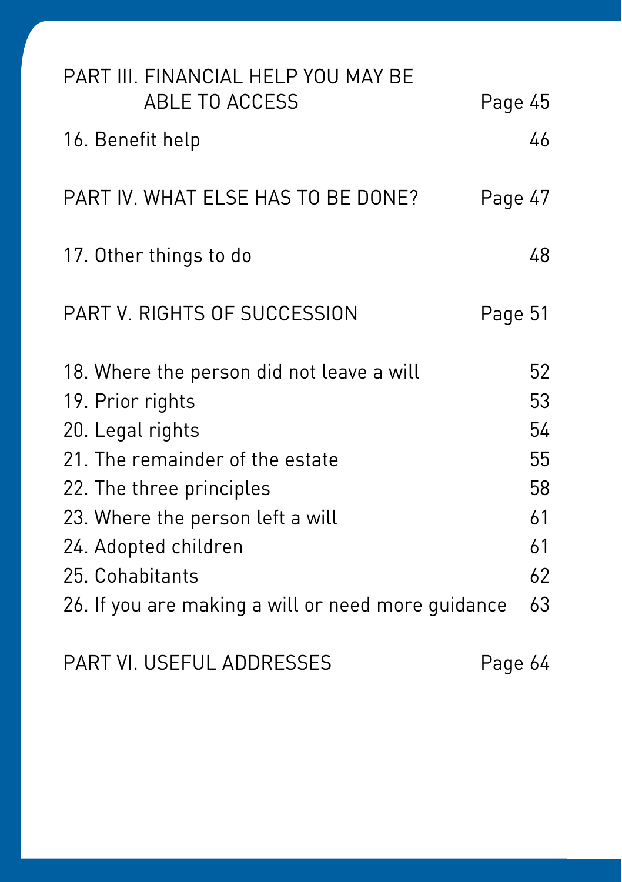| | |
|---|---|
| PART III. FINANCIAL HELP YOU MAY BE ABLE TO ACCESS | Page 45 |
| 16. Benefit help | 46 |
| PART IV. WHAT ELSE HAS TO BE DONE? | Page 47 |
| 17. Other things to do | 48 |
| PART V. RIGHTS OF SUCCESSION | Page 51 |
| 18. Where the person did not leave a will | 52 |
| 19. Prior rights | 53 |
| 20. Legal rights | 54 |
| 21. The remainder of the estate | 55 |
| 22. The three principles | 58 |
| 23. Where the person left a will | 61 |
| 24. Adopted children | 61 |
| 25. Cohabitants | 62 |
| 26. If you are making a will or need more guidance | 63 |
| PART VI. USEFUL ADDRESSES | Page 64 |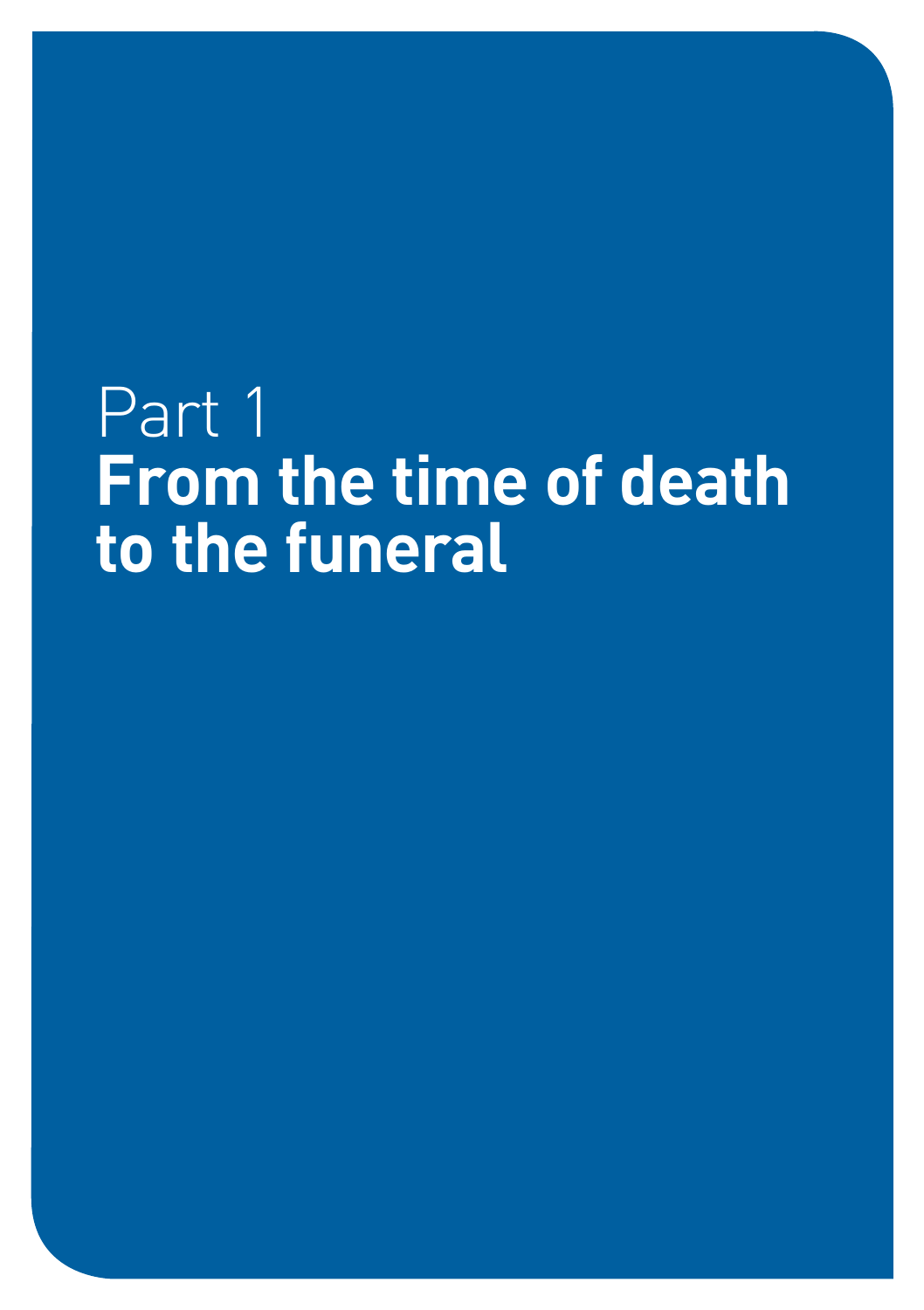# Part 1
# **From the time of death to the funeral**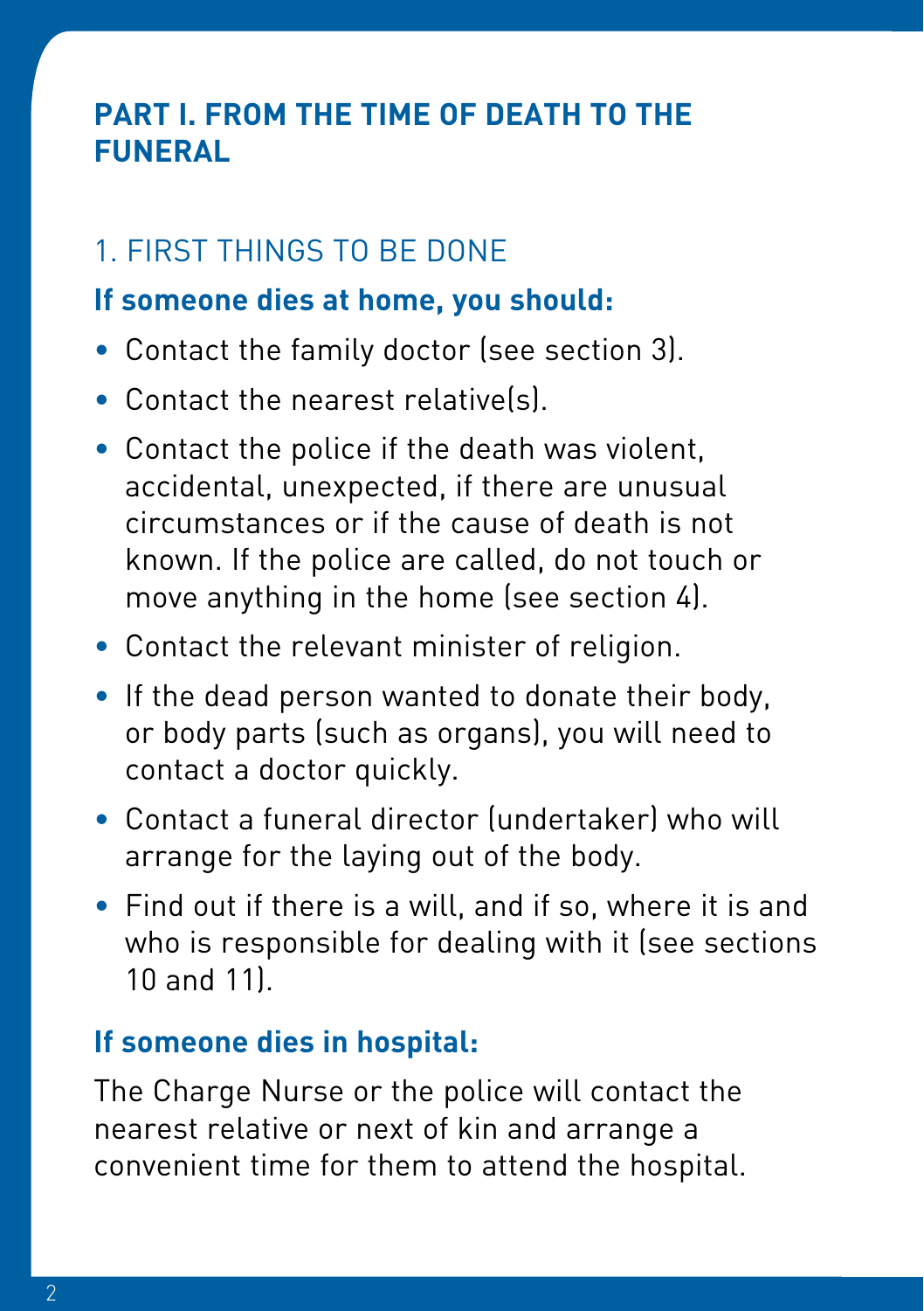## PART I. FROM THE TIME OF DEATH TO THE FUNERAL

### 1. FIRST THINGS TO BE DONE

**If someone dies at home, you should:**

- Contact the family doctor (see section 3).
- Contact the nearest relative(s).
- Contact the police if the death was violent, accidental, unexpected, if there are unusual circumstances or if the cause of death is not known. If the police are called, do not touch or move anything in the home (see section 4).
- Contact the relevant minister of religion.
- If the dead person wanted to donate their body, or body parts (such as organs), you will need to contact a doctor quickly.
- Contact a funeral director (undertaker) who will arrange for the laying out of the body.
- Find out if there is a will, and if so, where it is and who is responsible for dealing with it (see sections 10 and 11).

**If someone dies in hospital:**

The Charge Nurse or the police will contact the nearest relative or next of kin and arrange a convenient time for them to attend the hospital.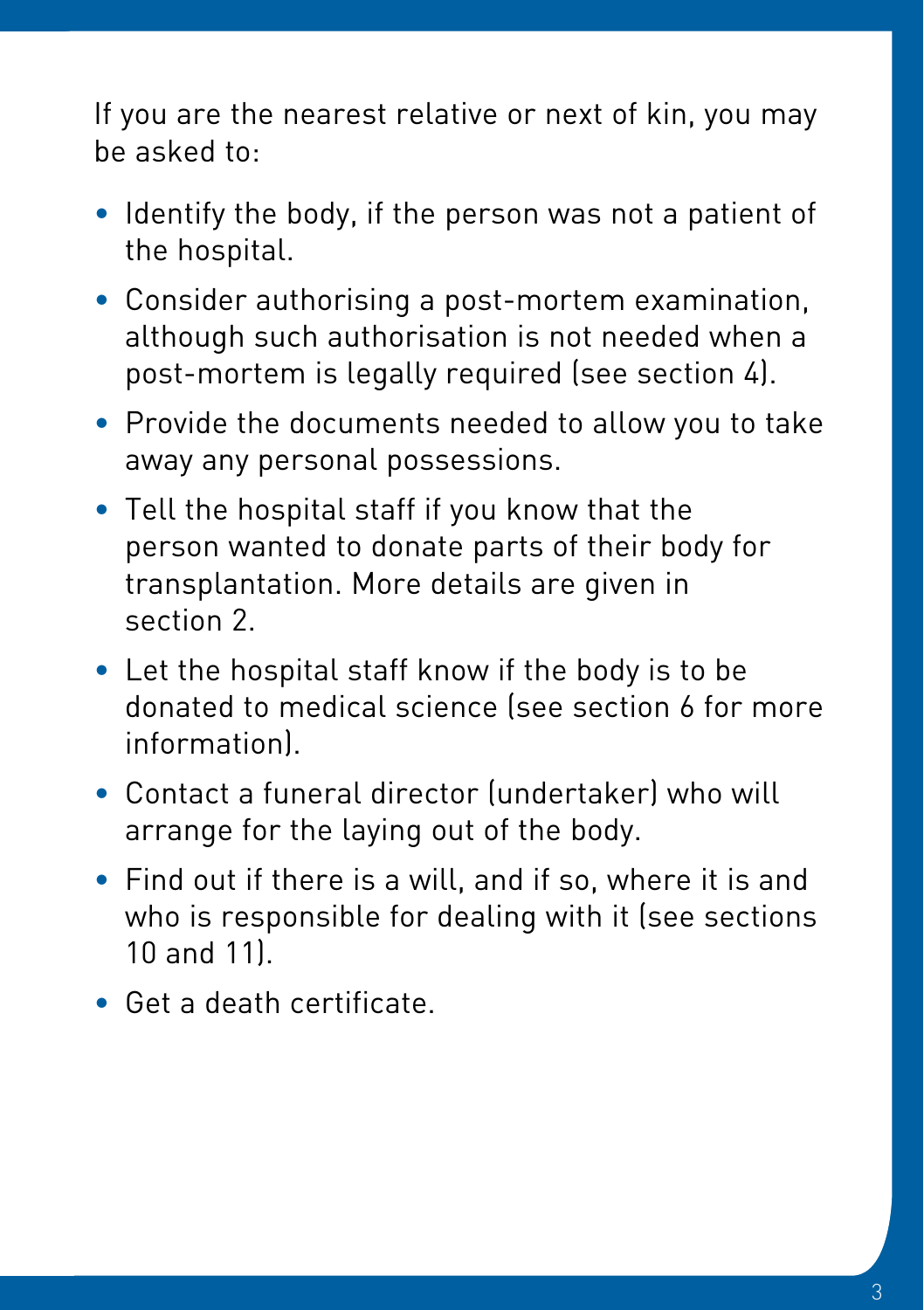If you are the nearest relative or next of kin, you may be asked to:

- Identify the body, if the person was not a patient of the hospital.
- Consider authorising a post-mortem examination, although such authorisation is not needed when a post-mortem is legally required (see section 4).
- Provide the documents needed to allow you to take away any personal possessions.
- Tell the hospital staff if you know that the person wanted to donate parts of their body for transplantation. More details are given in section 2.
- Let the hospital staff know if the body is to be donated to medical science (see section 6 for more information).
- Contact a funeral director (undertaker) who will arrange for the laying out of the body.
- Find out if there is a will, and if so, where it is and who is responsible for dealing with it (see sections 10 and 11).
- Get a death certificate.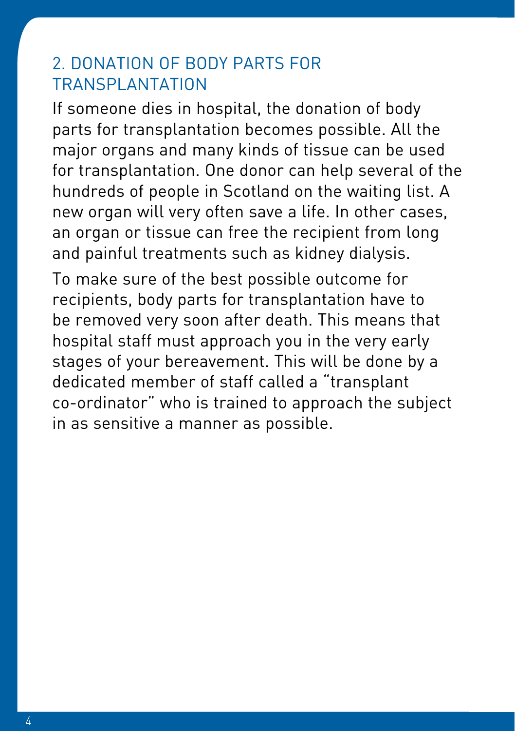## 2. DONATION OF BODY PARTS FOR TRANSPLANTATION

If someone dies in hospital, the donation of body parts for transplantation becomes possible. All the major organs and many kinds of tissue can be used for transplantation. One donor can help several of the hundreds of people in Scotland on the waiting list. A new organ will very often save a life. In other cases, an organ or tissue can free the recipient from long and painful treatments such as kidney dialysis.

To make sure of the best possible outcome for recipients, body parts for transplantation have to be removed very soon after death. This means that hospital staff must approach you in the very early stages of your bereavement. This will be done by a dedicated member of staff called a "transplant co-ordinator" who is trained to approach the subject in as sensitive a manner as possible.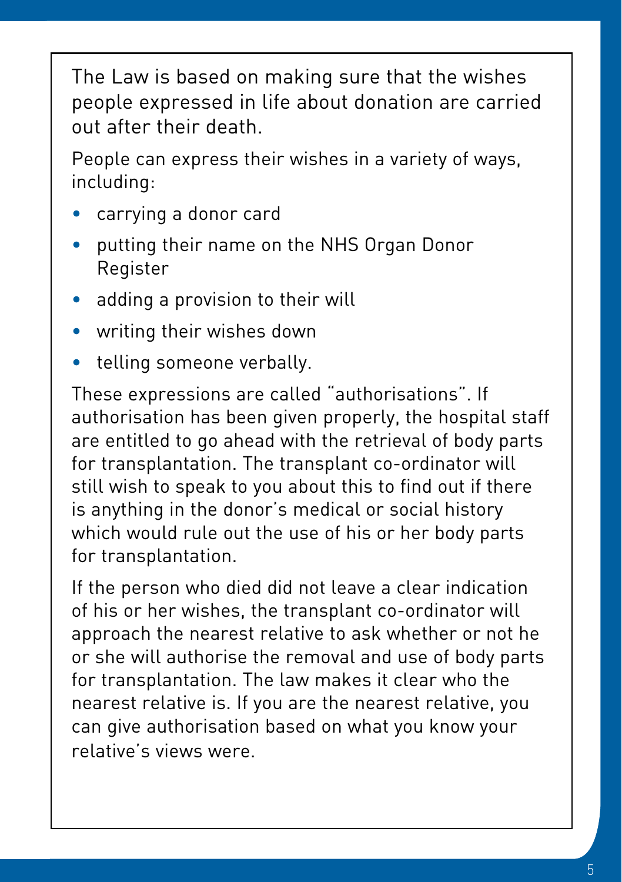The Law is based on making sure that the wishes people expressed in life about donation are carried out after their death.

People can express their wishes in a variety of ways, including:

- carrying a donor card
- putting their name on the NHS Organ Donor Register
- adding a provision to their will
- writing their wishes down
- telling someone verbally.

These expressions are called "authorisations". If authorisation has been given properly, the hospital staff are entitled to go ahead with the retrieval of body parts for transplantation. The transplant co-ordinator will still wish to speak to you about this to find out if there is anything in the donor's medical or social history which would rule out the use of his or her body parts for transplantation.

If the person who died did not leave a clear indication of his or her wishes, the transplant co-ordinator will approach the nearest relative to ask whether or not he or she will authorise the removal and use of body parts for transplantation. The law makes it clear who the nearest relative is. If you are the nearest relative, you can give authorisation based on what you know your relative's views were.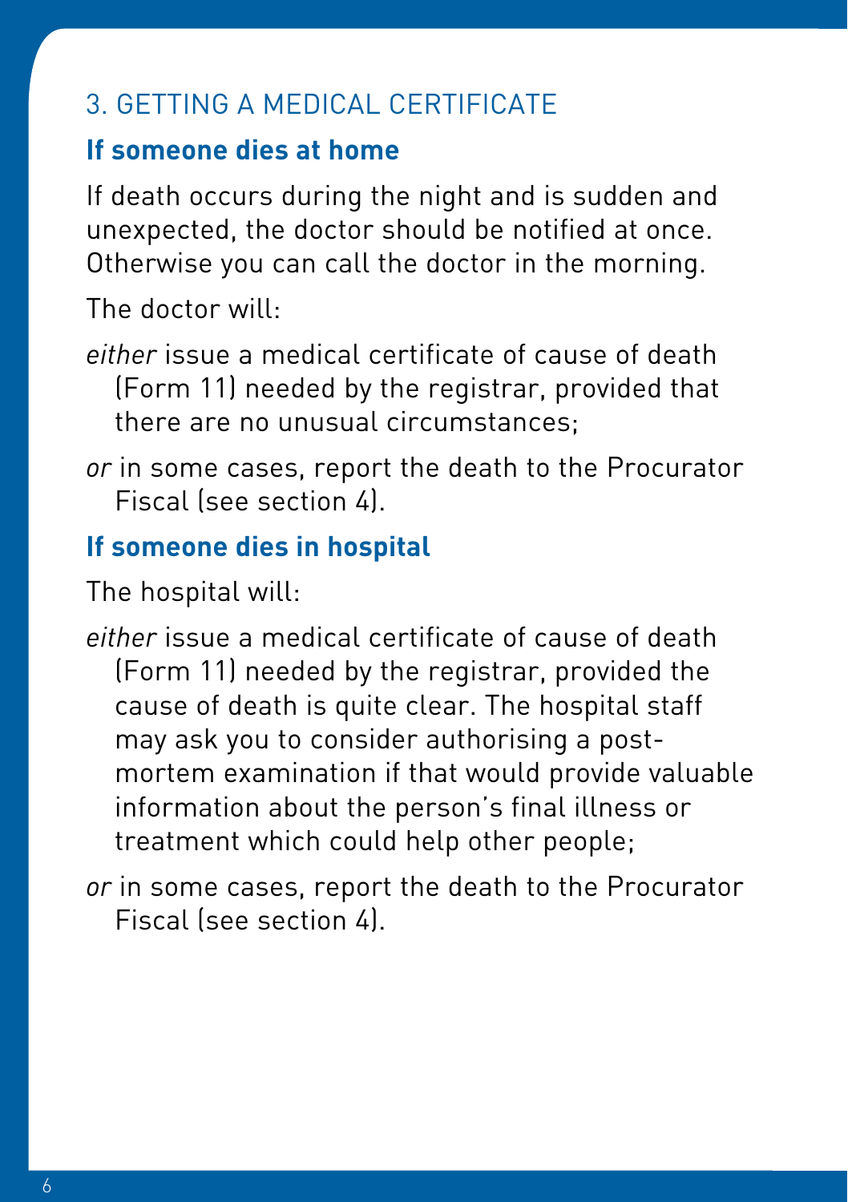## 3. GETTING A MEDICAL CERTIFICATE

### If someone dies at home

If death occurs during the night and is sudden and unexpected, the doctor should be notified at once. Otherwise you can call the doctor in the morning.

The doctor will:

*either* issue a medical certificate of cause of death (Form 11) needed by the registrar, provided that there are no unusual circumstances;

*or* in some cases, report the death to the Procurator Fiscal (see section 4).

### If someone dies in hospital

The hospital will:

*either* issue a medical certificate of cause of death (Form 11) needed by the registrar, provided the cause of death is quite clear. The hospital staff may ask you to consider authorising a post-mortem examination if that would provide valuable information about the person's final illness or treatment which could help other people;

*or* in some cases, report the death to the Procurator Fiscal (see section 4).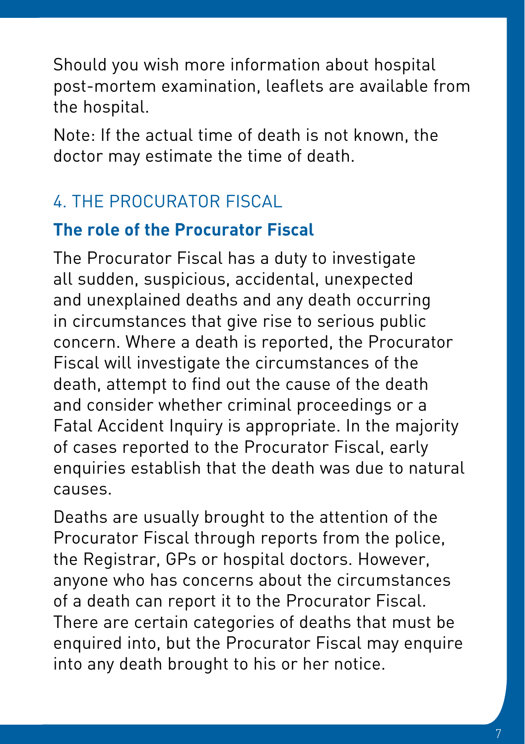Should you wish more information about hospital post-mortem examination, leaflets are available from the hospital.

Note: If the actual time of death is not known, the doctor may estimate the time of death.

## 4. THE PROCURATOR FISCAL

### The role of the Procurator Fiscal

The Procurator Fiscal has a duty to investigate all sudden, suspicious, accidental, unexpected and unexplained deaths and any death occurring in circumstances that give rise to serious public concern. Where a death is reported, the Procurator Fiscal will investigate the circumstances of the death, attempt to find out the cause of the death and consider whether criminal proceedings or a Fatal Accident Inquiry is appropriate. In the majority of cases reported to the Procurator Fiscal, early enquiries establish that the death was due to natural causes.

Deaths are usually brought to the attention of the Procurator Fiscal through reports from the police, the Registrar, GPs or hospital doctors. However, anyone who has concerns about the circumstances of a death can report it to the Procurator Fiscal. There are certain categories of deaths that must be enquired into, but the Procurator Fiscal may enquire into any death brought to his or her notice.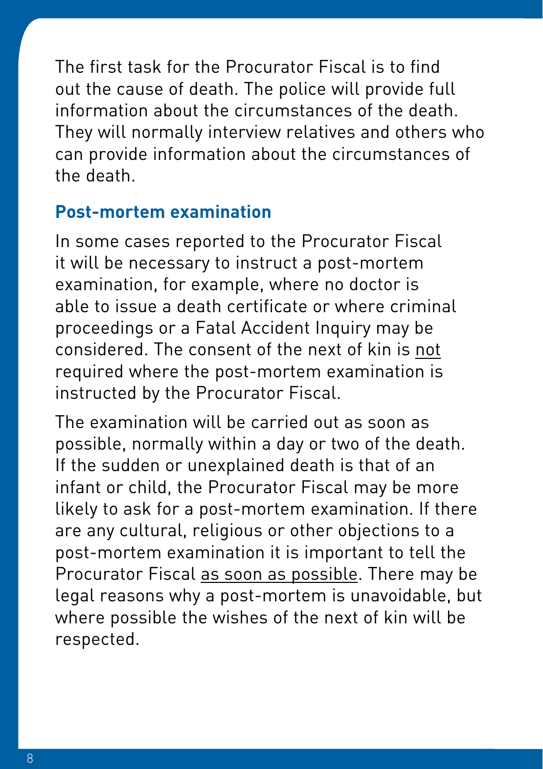The first task for the Procurator Fiscal is to find out the cause of death. The police will provide full information about the circumstances of the death. They will normally interview relatives and others who can provide information about the circumstances of the death.

## Post-mortem examination

In some cases reported to the Procurator Fiscal it will be necessary to instruct a post-mortem examination, for example, where no doctor is able to issue a death certificate or where criminal proceedings or a Fatal Accident Inquiry may be considered. The consent of the next of kin is <u>not</u> required where the post-mortem examination is instructed by the Procurator Fiscal.

The examination will be carried out as soon as possible, normally within a day or two of the death. If the sudden or unexplained death is that of an infant or child, the Procurator Fiscal may be more likely to ask for a post-mortem examination. If there are any cultural, religious or other objections to a post-mortem examination it is important to tell the Procurator Fiscal <u>as soon as possible</u>. There may be legal reasons why a post-mortem is unavoidable, but where possible the wishes of the next of kin will be respected.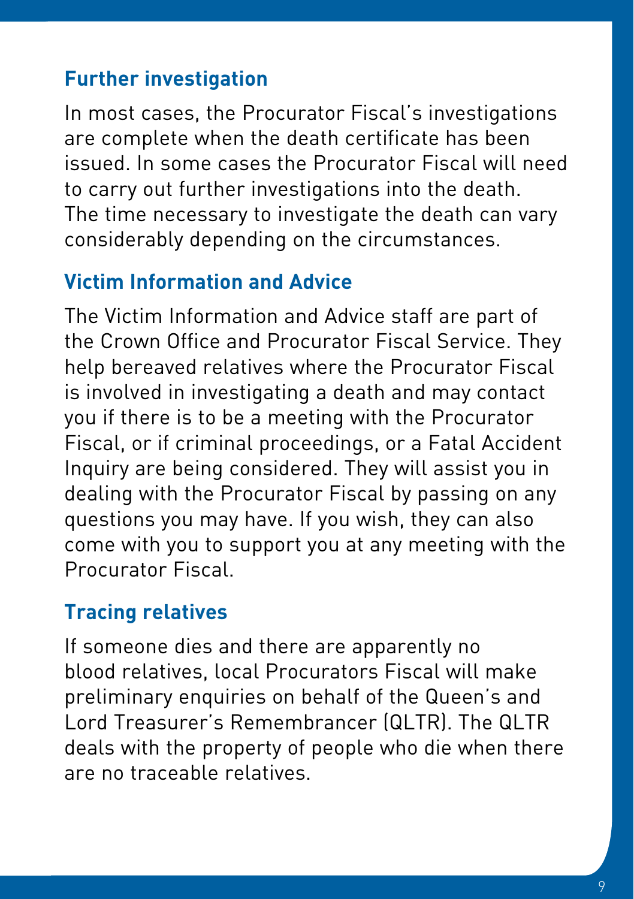## Further investigation

In most cases, the Procurator Fiscal's investigations are complete when the death certificate has been issued. In some cases the Procurator Fiscal will need to carry out further investigations into the death. The time necessary to investigate the death can vary considerably depending on the circumstances.

## Victim Information and Advice

The Victim Information and Advice staff are part of the Crown Office and Procurator Fiscal Service. They help bereaved relatives where the Procurator Fiscal is involved in investigating a death and may contact you if there is to be a meeting with the Procurator Fiscal, or if criminal proceedings, or a Fatal Accident Inquiry are being considered. They will assist you in dealing with the Procurator Fiscal by passing on any questions you may have. If you wish, they can also come with you to support you at any meeting with the Procurator Fiscal.

## Tracing relatives

If someone dies and there are apparently no blood relatives, local Procurators Fiscal will make preliminary enquiries on behalf of the Queen's and Lord Treasurer's Remembrancer (QLTR). The QLTR deals with the property of people who die when there are no traceable relatives.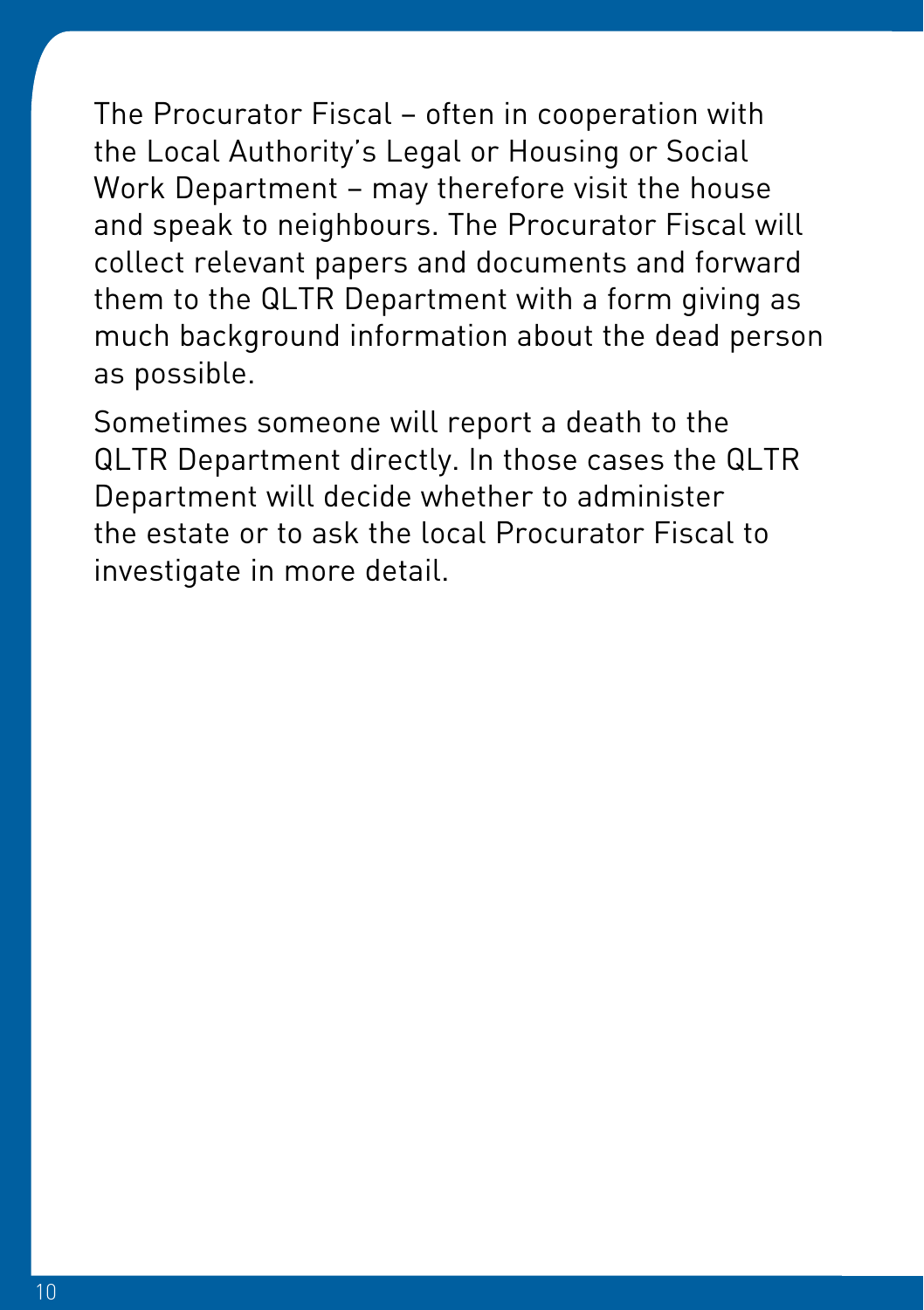The Procurator Fiscal – often in cooperation with the Local Authority's Legal or Housing or Social Work Department – may therefore visit the house and speak to neighbours. The Procurator Fiscal will collect relevant papers and documents and forward them to the QLTR Department with a form giving as much background information about the dead person as possible.

Sometimes someone will report a death to the QLTR Department directly. In those cases the QLTR Department will decide whether to administer the estate or to ask the local Procurator Fiscal to investigate in more detail.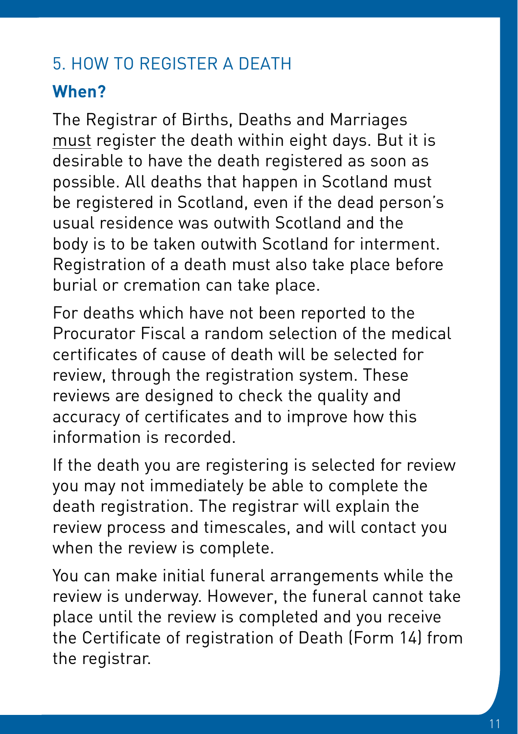## 5. HOW TO REGISTER A DEATH

### When?

The Registrar of Births, Deaths and Marriages must register the death within eight days. But it is desirable to have the death registered as soon as possible. All deaths that happen in Scotland must be registered in Scotland, even if the dead person's usual residence was outwith Scotland and the body is to be taken outwith Scotland for interment. Registration of a death must also take place before burial or cremation can take place.

For deaths which have not been reported to the Procurator Fiscal a random selection of the medical certificates of cause of death will be selected for review, through the registration system. These reviews are designed to check the quality and accuracy of certificates and to improve how this information is recorded.

If the death you are registering is selected for review you may not immediately be able to complete the death registration. The registrar will explain the review process and timescales, and will contact you when the review is complete.

You can make initial funeral arrangements while the review is underway. However, the funeral cannot take place until the review is completed and you receive the Certificate of registration of Death (Form 14) from the registrar.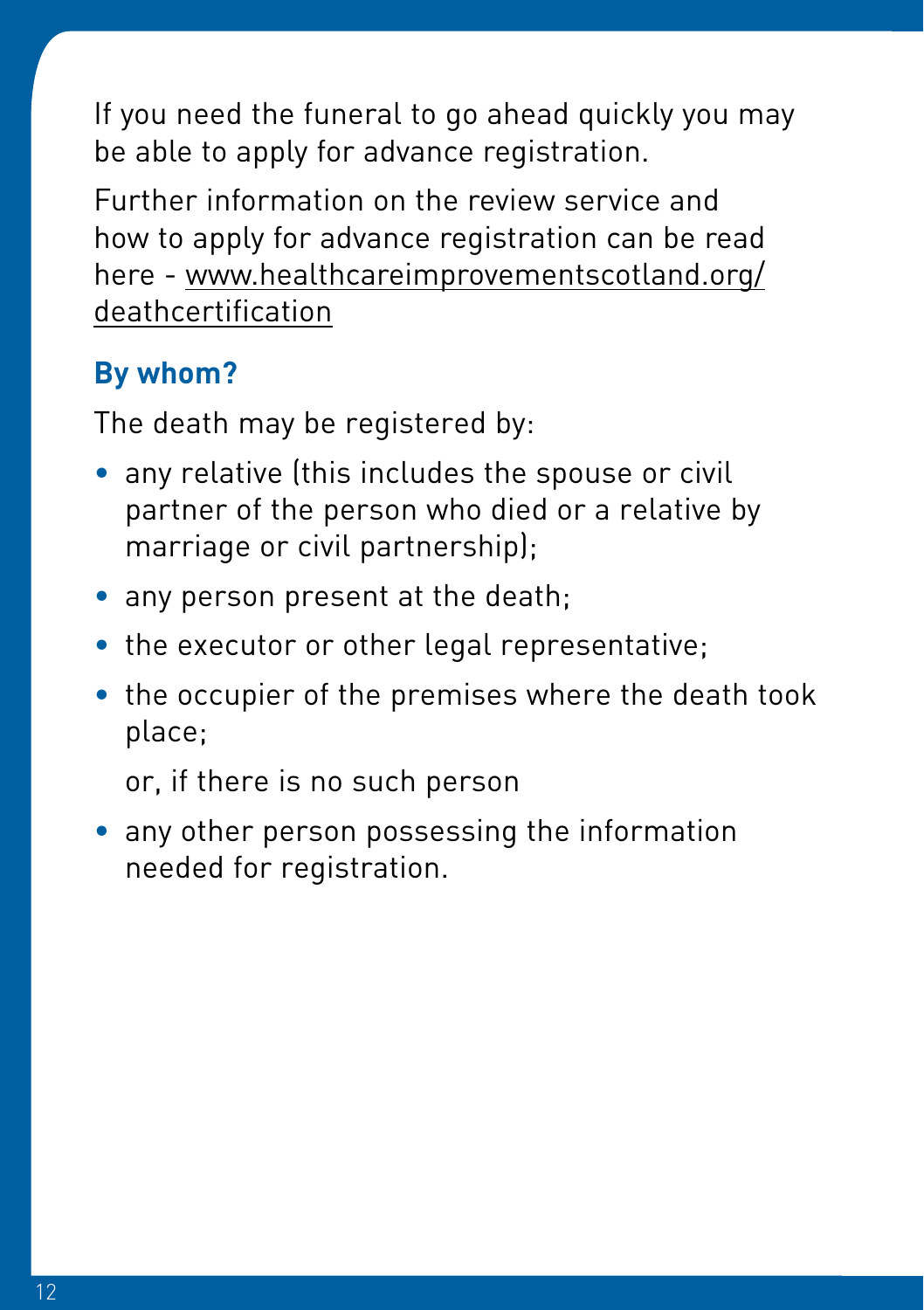If you need the funeral to go ahead quickly you may be able to apply for advance registration.

Further information on the review service and how to apply for advance registration can be read here - www.healthcareimprovementscotland.org/deathcertification

### By whom?

The death may be registered by:

- any relative (this includes the spouse or civil partner of the person who died or a relative by marriage or civil partnership);
- any person present at the death;
- the executor or other legal representative;
- the occupier of the premises where the death took place;

  or, if there is no such person

- any other person possessing the information needed for registration.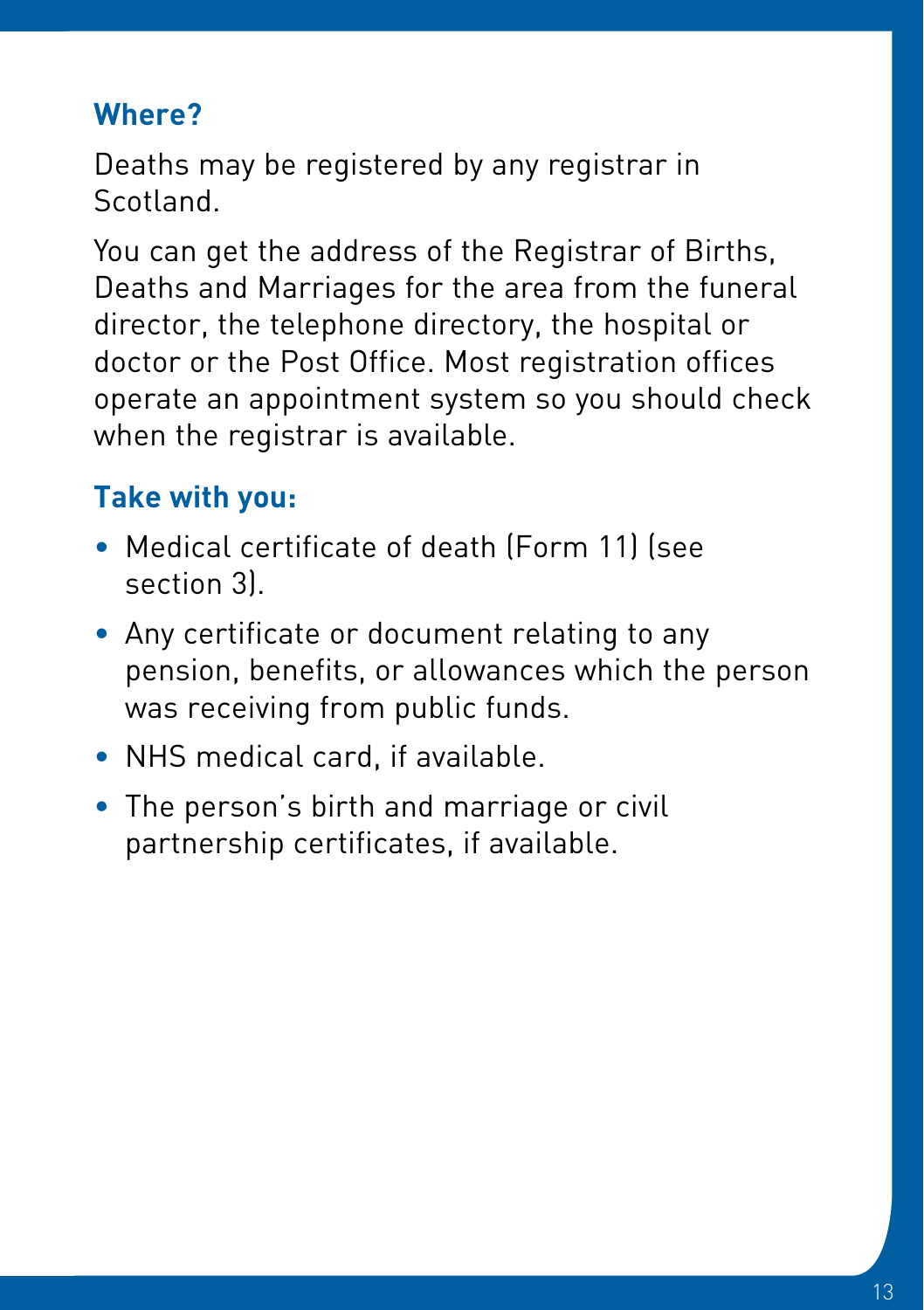### Where?

Deaths may be registered by any registrar in Scotland.

You can get the address of the Registrar of Births, Deaths and Marriages for the area from the funeral director, the telephone directory, the hospital or doctor or the Post Office. Most registration offices operate an appointment system so you should check when the registrar is available.

### Take with you:

- Medical certificate of death (Form 11) (see section 3).
- Any certificate or document relating to any pension, benefits, or allowances which the person was receiving from public funds.
- NHS medical card, if available.
- The person's birth and marriage or civil partnership certificates, if available.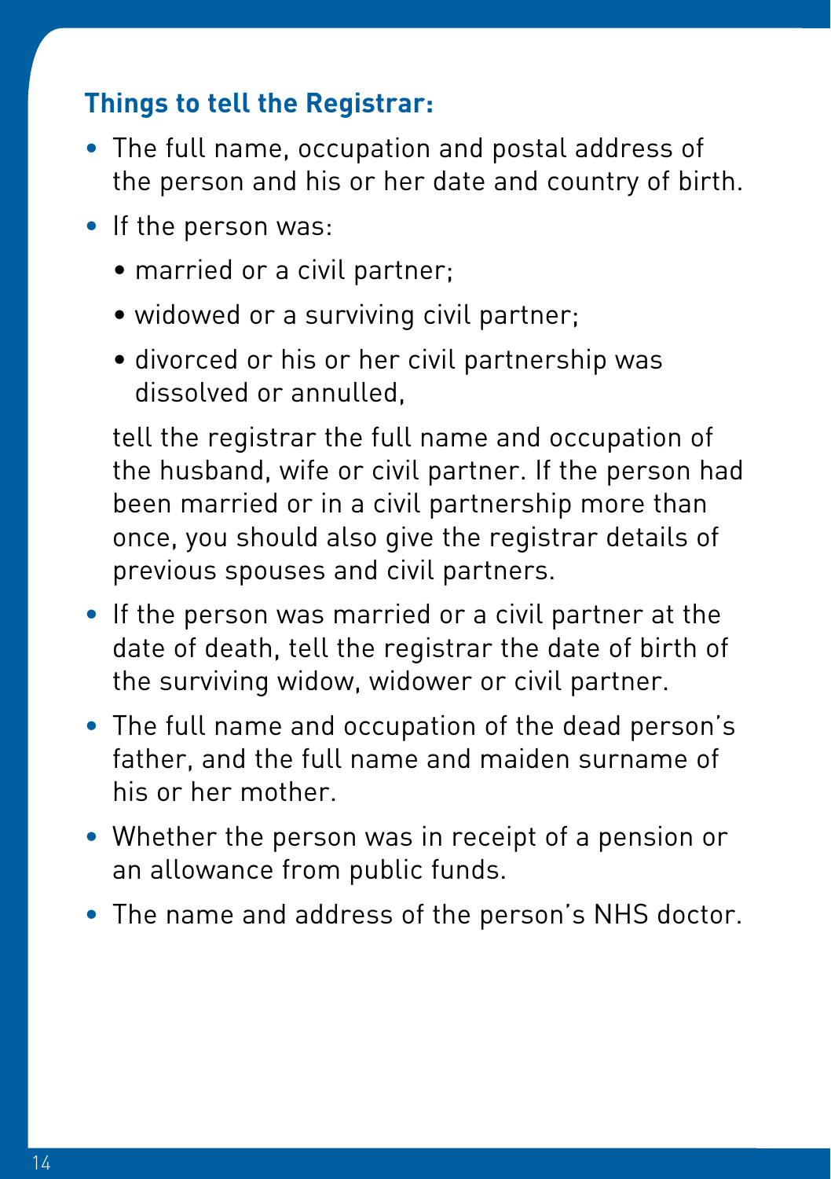### Things to tell the Registrar:

- The full name, occupation and postal address of the person and his or her date and country of birth.
- If the person was:
  - married or a civil partner;
  - widowed or a surviving civil partner;
  - divorced or his or her civil partnership was dissolved or annulled,

  tell the registrar the full name and occupation of the husband, wife or civil partner. If the person had been married or in a civil partnership more than once, you should also give the registrar details of previous spouses and civil partners.
- If the person was married or a civil partner at the date of death, tell the registrar the date of birth of the surviving widow, widower or civil partner.
- The full name and occupation of the dead person's father, and the full name and maiden surname of his or her mother.
- Whether the person was in receipt of a pension or an allowance from public funds.
- The name and address of the person's NHS doctor.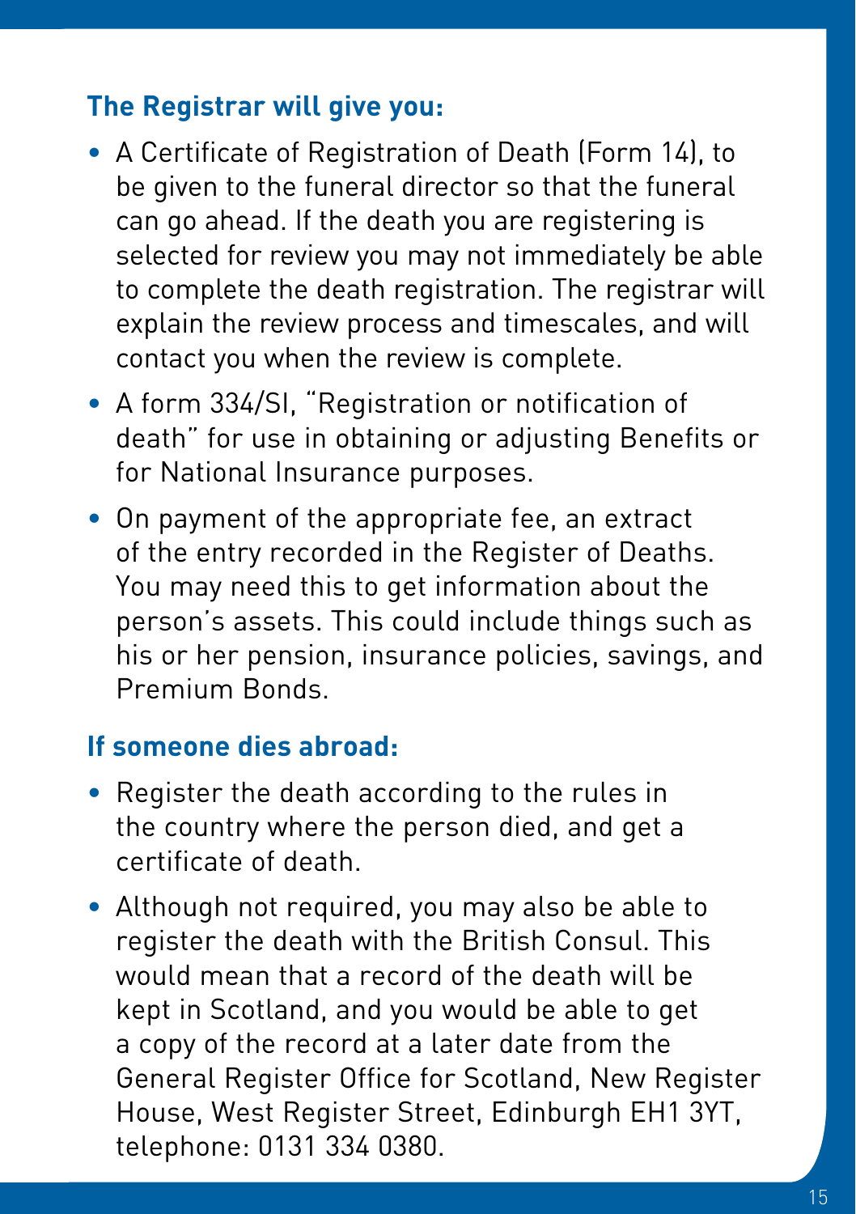### The Registrar will give you:

- A Certificate of Registration of Death (Form 14), to be given to the funeral director so that the funeral can go ahead. If the death you are registering is selected for review you may not immediately be able to complete the death registration. The registrar will explain the review process and timescales, and will contact you when the review is complete.
- A form 334/SI, "Registration or notification of death" for use in obtaining or adjusting Benefits or for National Insurance purposes.
- On payment of the appropriate fee, an extract of the entry recorded in the Register of Deaths. You may need this to get information about the person's assets. This could include things such as his or her pension, insurance policies, savings, and Premium Bonds.

### If someone dies abroad:

- Register the death according to the rules in the country where the person died, and get a certificate of death.
- Although not required, you may also be able to register the death with the British Consul. This would mean that a record of the death will be kept in Scotland, and you would be able to get a copy of the record at a later date from the General Register Office for Scotland, New Register House, West Register Street, Edinburgh EH1 3YT, telephone: 0131 334 0380.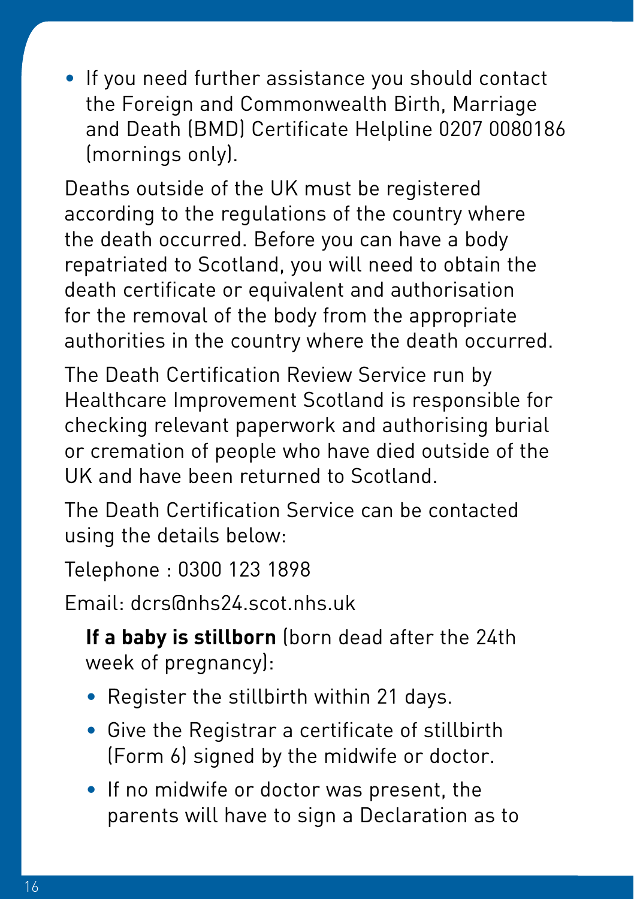- If you need further assistance you should contact the Foreign and Commonwealth Birth, Marriage and Death (BMD) Certificate Helpline 0207 0080186 (mornings only).

Deaths outside of the UK must be registered according to the regulations of the country where the death occurred. Before you can have a body repatriated to Scotland, you will need to obtain the death certificate or equivalent and authorisation for the removal of the body from the appropriate authorities in the country where the death occurred.

The Death Certification Review Service run by Healthcare Improvement Scotland is responsible for checking relevant paperwork and authorising burial or cremation of people who have died outside of the UK and have been returned to Scotland.

The Death Certification Service can be contacted using the details below:

Telephone : 0300 123 1898

Email: dcrs@nhs24.scot.nhs.uk

**If a baby is stillborn** (born dead after the 24th week of pregnancy):

- Register the stillbirth within 21 days.
- Give the Registrar a certificate of stillbirth (Form 6) signed by the midwife or doctor.
- If no midwife or doctor was present, the parents will have to sign a Declaration as to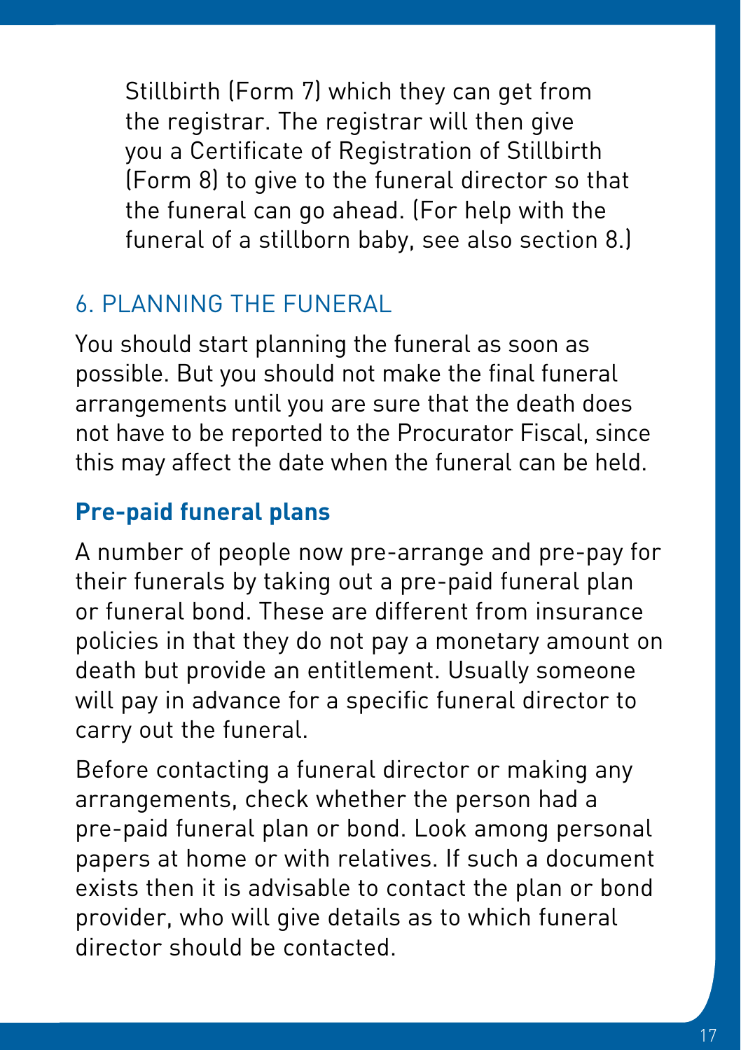Stillbirth (Form 7) which they can get from the registrar. The registrar will then give you a Certificate of Registration of Stillbirth (Form 8) to give to the funeral director so that the funeral can go ahead. (For help with the funeral of a stillborn baby, see also section 8.)

## 6. PLANNING THE FUNERAL

You should start planning the funeral as soon as possible. But you should not make the final funeral arrangements until you are sure that the death does not have to be reported to the Procurator Fiscal, since this may affect the date when the funeral can be held.

### Pre-paid funeral plans

A number of people now pre-arrange and pre-pay for their funerals by taking out a pre-paid funeral plan or funeral bond. These are different from insurance policies in that they do not pay a monetary amount on death but provide an entitlement. Usually someone will pay in advance for a specific funeral director to carry out the funeral.

Before contacting a funeral director or making any arrangements, check whether the person had a pre-paid funeral plan or bond. Look among personal papers at home or with relatives. If such a document exists then it is advisable to contact the plan or bond provider, who will give details as to which funeral director should be contacted.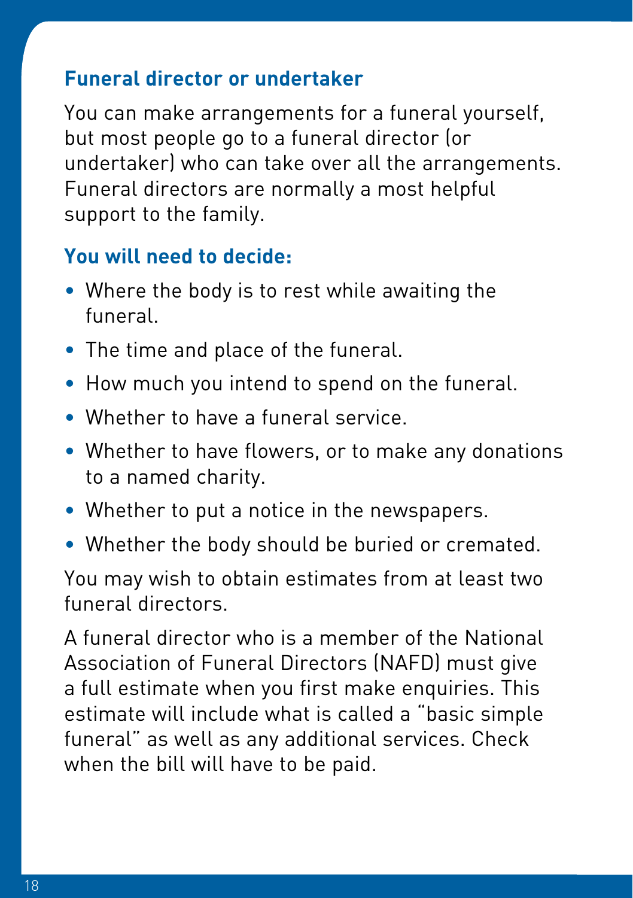## Funeral director or undertaker

You can make arrangements for a funeral yourself, but most people go to a funeral director (or undertaker) who can take over all the arrangements. Funeral directors are normally a most helpful support to the family.

### You will need to decide:

- Where the body is to rest while awaiting the funeral.
- The time and place of the funeral.
- How much you intend to spend on the funeral.
- Whether to have a funeral service.
- Whether to have flowers, or to make any donations to a named charity.
- Whether to put a notice in the newspapers.
- Whether the body should be buried or cremated.

You may wish to obtain estimates from at least two funeral directors.

A funeral director who is a member of the National Association of Funeral Directors (NAFD) must give a full estimate when you first make enquiries. This estimate will include what is called a "basic simple funeral" as well as any additional services. Check when the bill will have to be paid.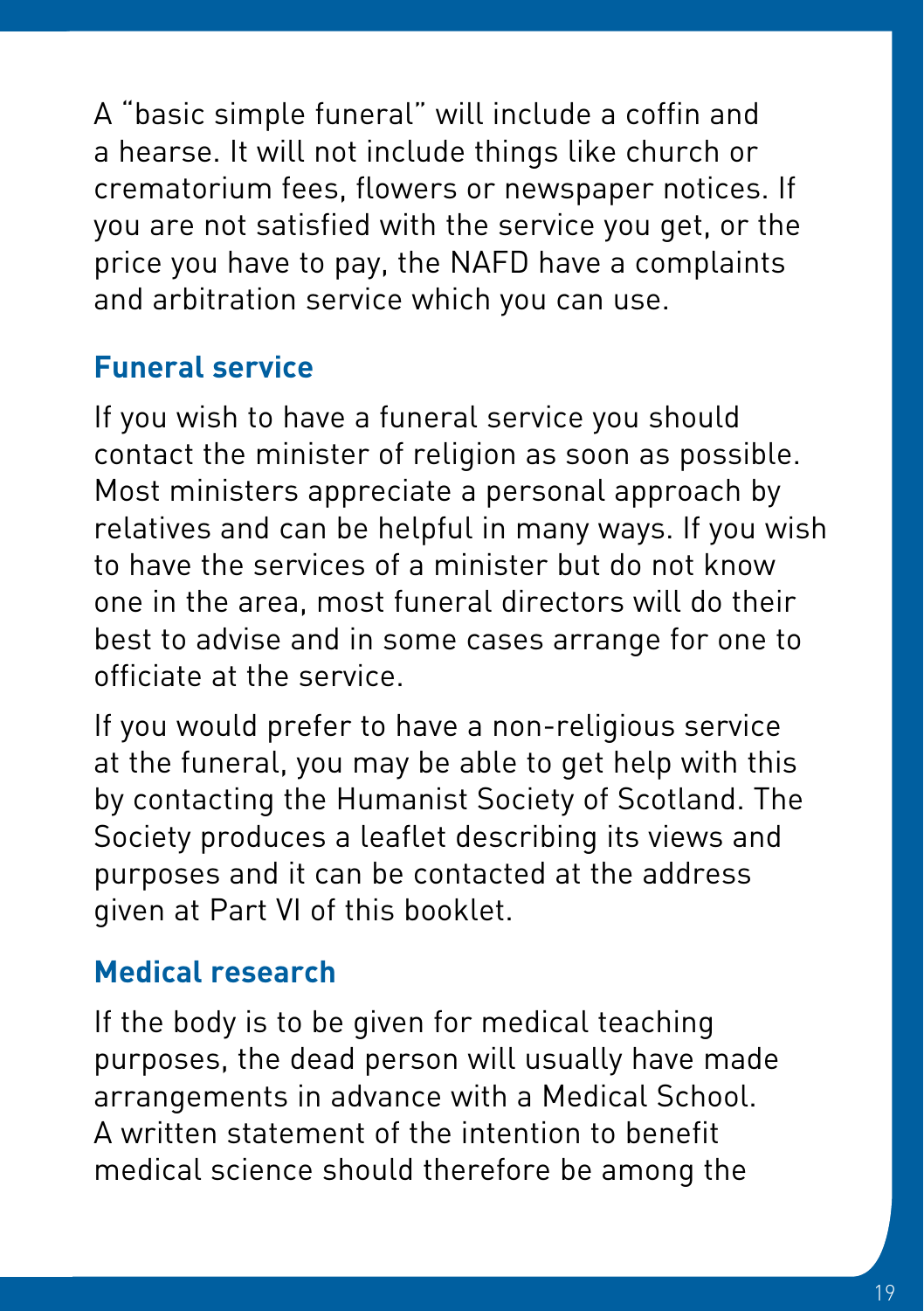A "basic simple funeral" will include a coffin and a hearse. It will not include things like church or crematorium fees, flowers or newspaper notices. If you are not satisfied with the service you get, or the price you have to pay, the NAFD have a complaints and arbitration service which you can use.

## Funeral service

If you wish to have a funeral service you should contact the minister of religion as soon as possible. Most ministers appreciate a personal approach by relatives and can be helpful in many ways. If you wish to have the services of a minister but do not know one in the area, most funeral directors will do their best to advise and in some cases arrange for one to officiate at the service.

If you would prefer to have a non-religious service at the funeral, you may be able to get help with this by contacting the Humanist Society of Scotland. The Society produces a leaflet describing its views and purposes and it can be contacted at the address given at Part VI of this booklet.

## Medical research

If the body is to be given for medical teaching purposes, the dead person will usually have made arrangements in advance with a Medical School. A written statement of the intention to benefit medical science should therefore be among the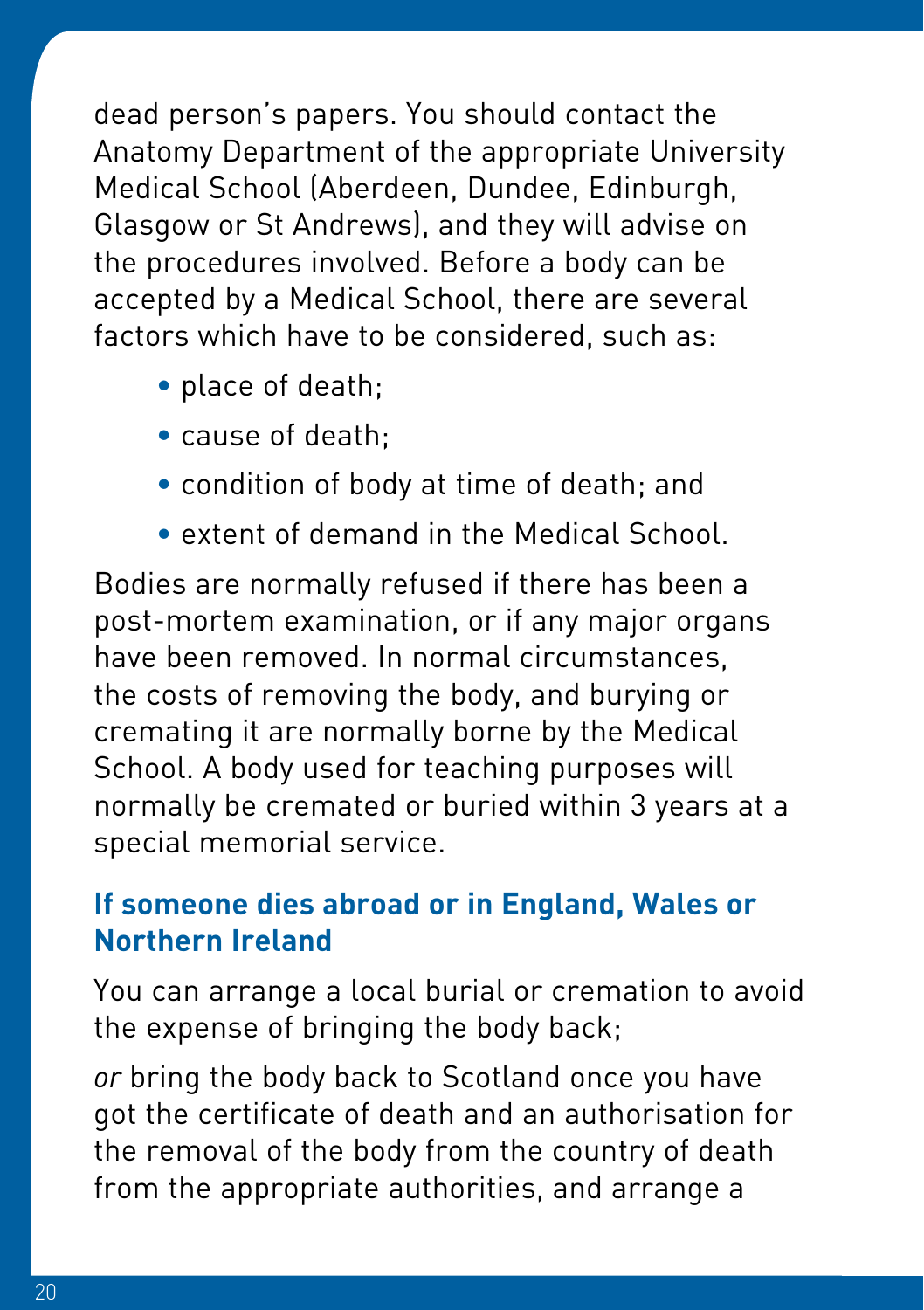dead person's papers. You should contact the Anatomy Department of the appropriate University Medical School (Aberdeen, Dundee, Edinburgh, Glasgow or St Andrews), and they will advise on the procedures involved. Before a body can be accepted by a Medical School, there are several factors which have to be considered, such as:

- place of death;
- cause of death;
- condition of body at time of death; and
- extent of demand in the Medical School.

Bodies are normally refused if there has been a post-mortem examination, or if any major organs have been removed. In normal circumstances, the costs of removing the body, and burying or cremating it are normally borne by the Medical School. A body used for teaching purposes will normally be cremated or buried within 3 years at a special memorial service.

## If someone dies abroad or in England, Wales or Northern Ireland

You can arrange a local burial or cremation to avoid the expense of bringing the body back;

*or* bring the body back to Scotland once you have got the certificate of death and an authorisation for the removal of the body from the country of death from the appropriate authorities, and arrange a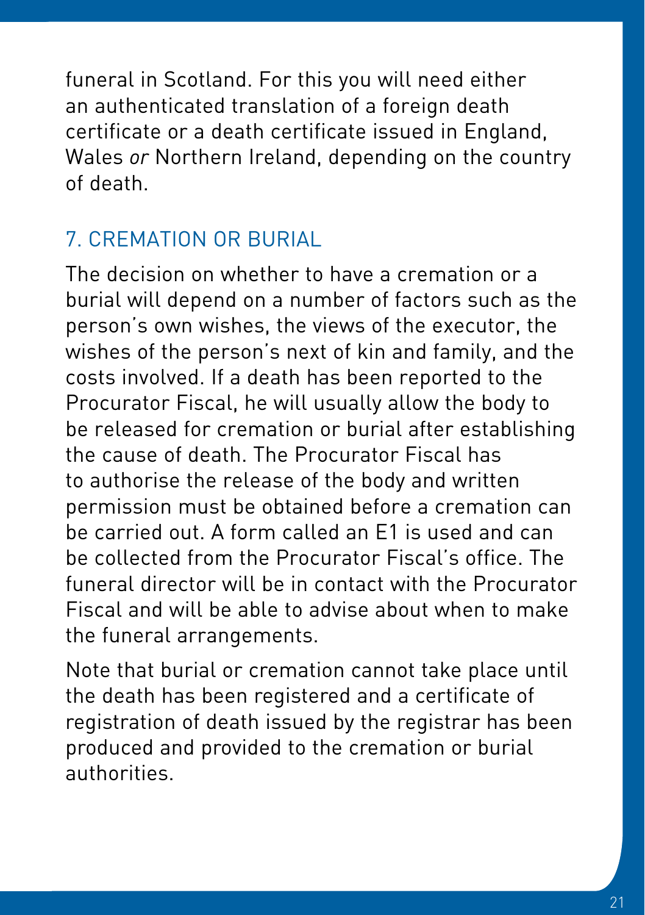funeral in Scotland. For this you will need either an authenticated translation of a foreign death certificate or a death certificate issued in England, Wales *or* Northern Ireland, depending on the country of death.

## 7. CREMATION OR BURIAL

The decision on whether to have a cremation or a burial will depend on a number of factors such as the person's own wishes, the views of the executor, the wishes of the person's next of kin and family, and the costs involved. If a death has been reported to the Procurator Fiscal, he will usually allow the body to be released for cremation or burial after establishing the cause of death. The Procurator Fiscal has to authorise the release of the body and written permission must be obtained before a cremation can be carried out. A form called an E1 is used and can be collected from the Procurator Fiscal's office. The funeral director will be in contact with the Procurator Fiscal and will be able to advise about when to make the funeral arrangements.

Note that burial or cremation cannot take place until the death has been registered and a certificate of registration of death issued by the registrar has been produced and provided to the cremation or burial authorities.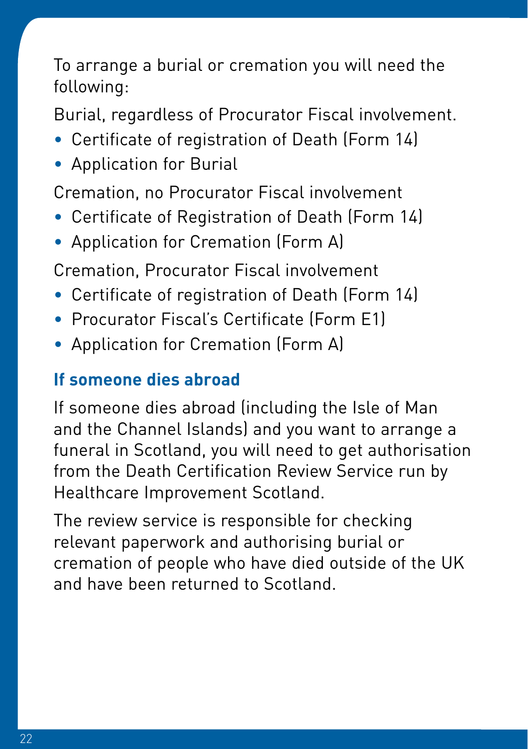To arrange a burial or cremation you will need the following:

Burial, regardless of Procurator Fiscal involvement.

- Certificate of registration of Death (Form 14)
- Application for Burial

Cremation, no Procurator Fiscal involvement

- Certificate of Registration of Death (Form 14)
- Application for Cremation (Form A)

Cremation, Procurator Fiscal involvement

- Certificate of registration of Death (Form 14)
- Procurator Fiscal's Certificate (Form E1)
- Application for Cremation (Form A)

## If someone dies abroad

If someone dies abroad (including the Isle of Man and the Channel Islands) and you want to arrange a funeral in Scotland, you will need to get authorisation from the Death Certification Review Service run by Healthcare Improvement Scotland.

The review service is responsible for checking relevant paperwork and authorising burial or cremation of people who have died outside of the UK and have been returned to Scotland.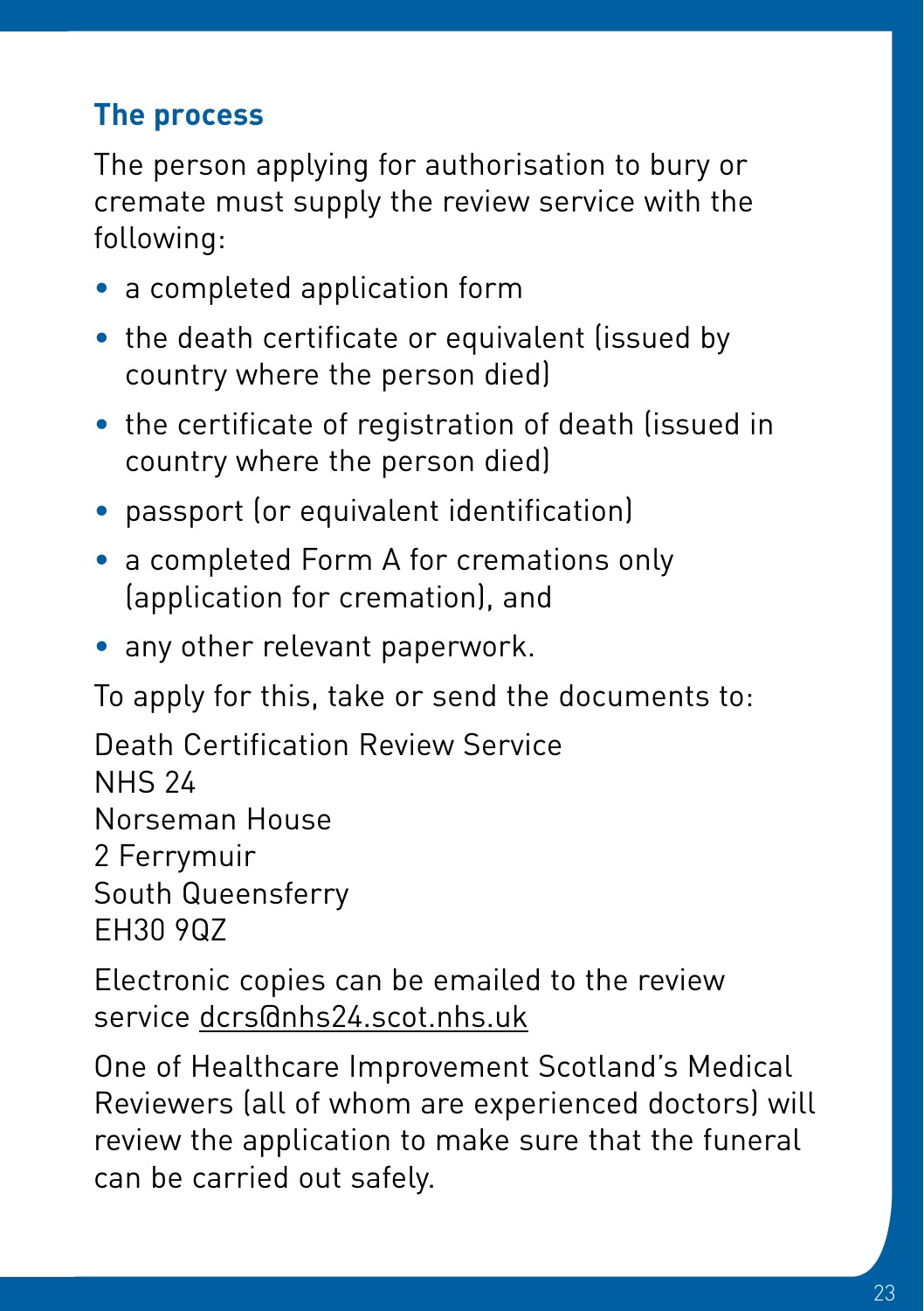## The process

The person applying for authorisation to bury or cremate must supply the review service with the following:

- a completed application form
- the death certificate or equivalent (issued by country where the person died)
- the certificate of registration of death (issued in country where the person died)
- passport (or equivalent identification)
- a completed Form A for cremations only (application for cremation), and
- any other relevant paperwork.

To apply for this, take or send the documents to:

Death Certification Review Service  
NHS 24  
Norseman House  
2 Ferrymuir  
South Queensferry  
EH30 9QZ

Electronic copies can be emailed to the review service dcrs@nhs24.scot.nhs.uk

One of Healthcare Improvement Scotland's Medical Reviewers (all of whom are experienced doctors) will review the application to make sure that the funeral can be carried out safely.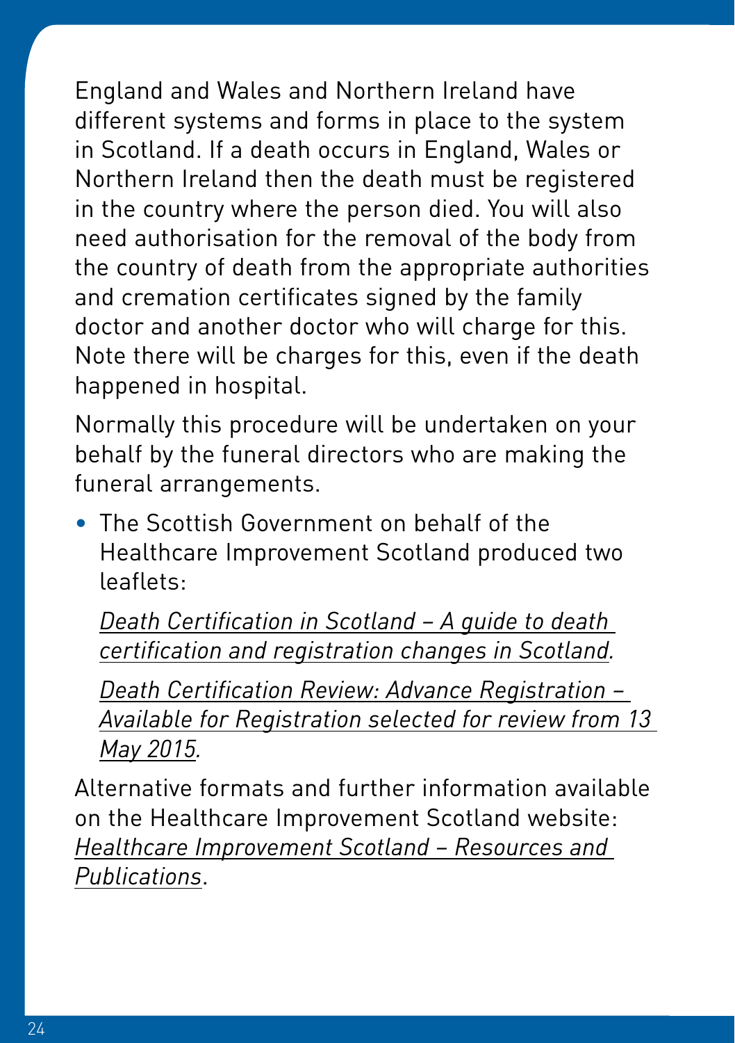England and Wales and Northern Ireland have different systems and forms in place to the system in Scotland. If a death occurs in England, Wales or Northern Ireland then the death must be registered in the country where the person died. You will also need authorisation for the removal of the body from the country of death from the appropriate authorities and cremation certificates signed by the family doctor and another doctor who will charge for this. Note there will be charges for this, even if the death happened in hospital.

Normally this procedure will be undertaken on your behalf by the funeral directors who are making the funeral arrangements.

- The Scottish Government on behalf of the Healthcare Improvement Scotland produced two leaflets:

  *Death Certification in Scotland – A guide to death certification and registration changes in Scotland.*

  *Death Certification Review: Advance Registration – Available for Registration selected for review from 13 May 2015.*

Alternative formats and further information available on the Healthcare Improvement Scotland website: *Healthcare Improvement Scotland – Resources and Publications*.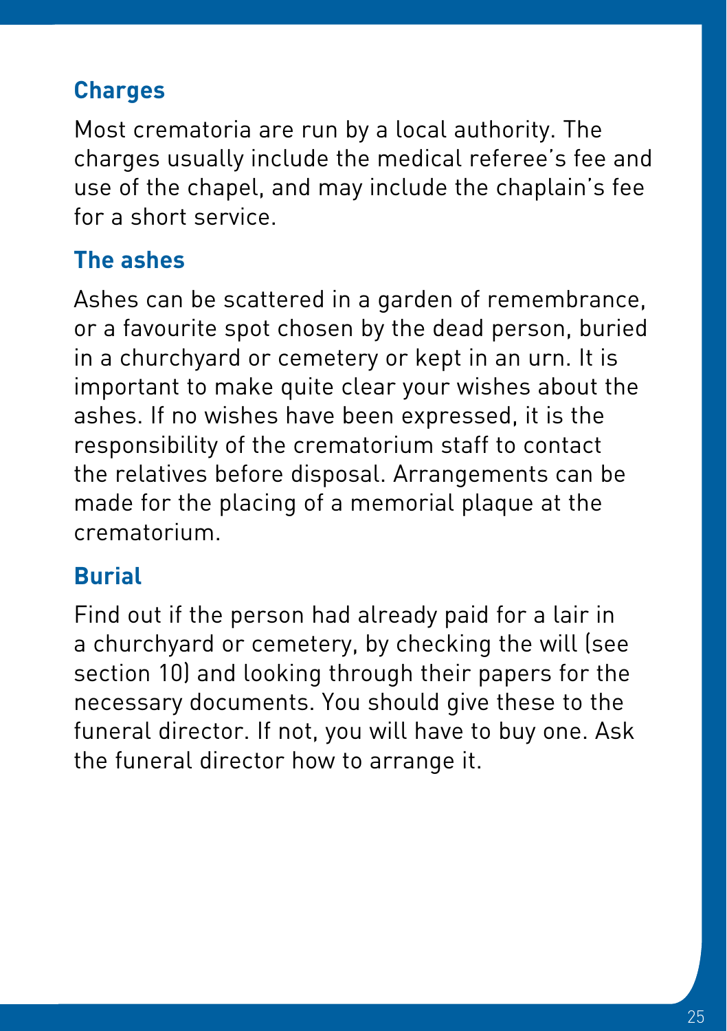### Charges

Most crematoria are run by a local authority. The charges usually include the medical referee's fee and use of the chapel, and may include the chaplain's fee for a short service.

### The ashes

Ashes can be scattered in a garden of remembrance, or a favourite spot chosen by the dead person, buried in a churchyard or cemetery or kept in an urn. It is important to make quite clear your wishes about the ashes. If no wishes have been expressed, it is the responsibility of the crematorium staff to contact the relatives before disposal. Arrangements can be made for the placing of a memorial plaque at the crematorium.

### Burial

Find out if the person had already paid for a lair in a churchyard or cemetery, by checking the will (see section 10) and looking through their papers for the necessary documents. You should give these to the funeral director. If not, you will have to buy one. Ask the funeral director how to arrange it.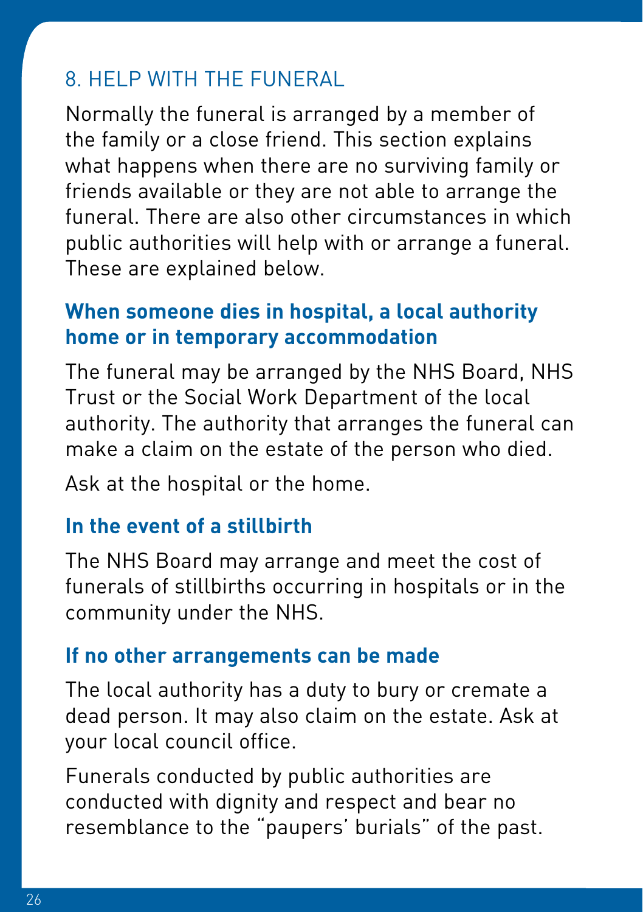## 8. HELP WITH THE FUNERAL

Normally the funeral is arranged by a member of the family or a close friend. This section explains what happens when there are no surviving family or friends available or they are not able to arrange the funeral. There are also other circumstances in which public authorities will help with or arrange a funeral. These are explained below.

### When someone dies in hospital, a local authority home or in temporary accommodation

The funeral may be arranged by the NHS Board, NHS Trust or the Social Work Department of the local authority. The authority that arranges the funeral can make a claim on the estate of the person who died.

Ask at the hospital or the home.

### In the event of a stillbirth

The NHS Board may arrange and meet the cost of funerals of stillbirths occurring in hospitals or in the community under the NHS.

### If no other arrangements can be made

The local authority has a duty to bury or cremate a dead person. It may also claim on the estate. Ask at your local council office.

Funerals conducted by public authorities are conducted with dignity and respect and bear no resemblance to the "paupers' burials" of the past.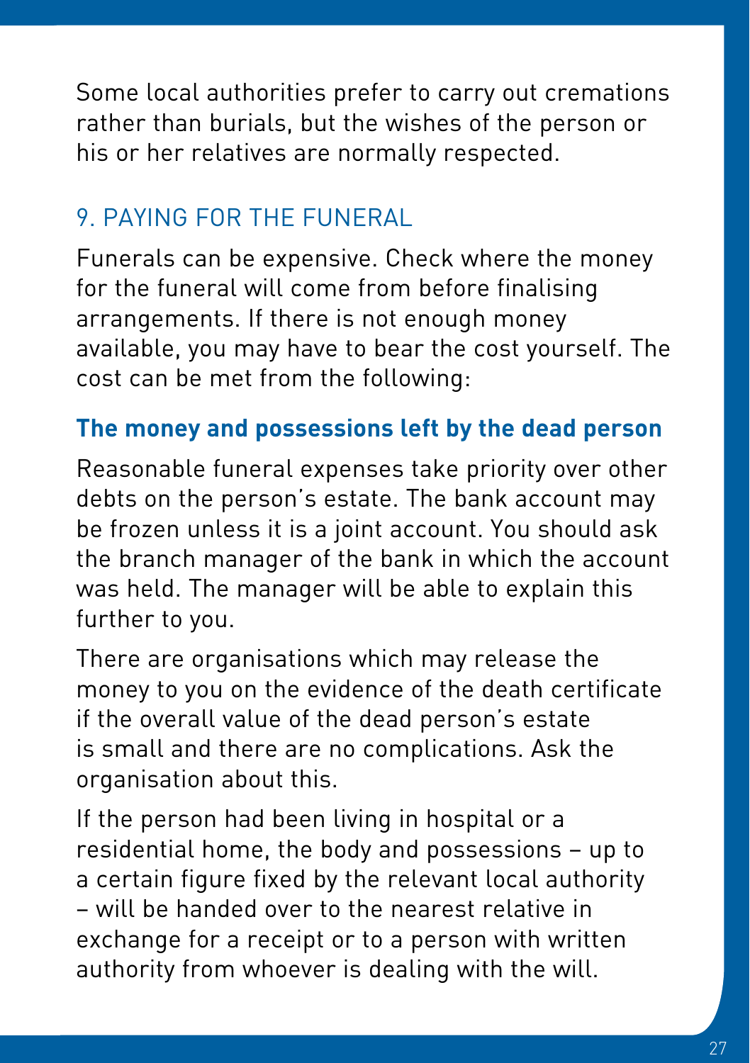Some local authorities prefer to carry out cremations rather than burials, but the wishes of the person or his or her relatives are normally respected.

## 9. PAYING FOR THE FUNERAL

Funerals can be expensive. Check where the money for the funeral will come from before finalising arrangements. If there is not enough money available, you may have to bear the cost yourself. The cost can be met from the following:

### The money and possessions left by the dead person

Reasonable funeral expenses take priority over other debts on the person's estate. The bank account may be frozen unless it is a joint account. You should ask the branch manager of the bank in which the account was held. The manager will be able to explain this further to you.

There are organisations which may release the money to you on the evidence of the death certificate if the overall value of the dead person's estate is small and there are no complications. Ask the organisation about this.

If the person had been living in hospital or a residential home, the body and possessions – up to a certain figure fixed by the relevant local authority – will be handed over to the nearest relative in exchange for a receipt or to a person with written authority from whoever is dealing with the will.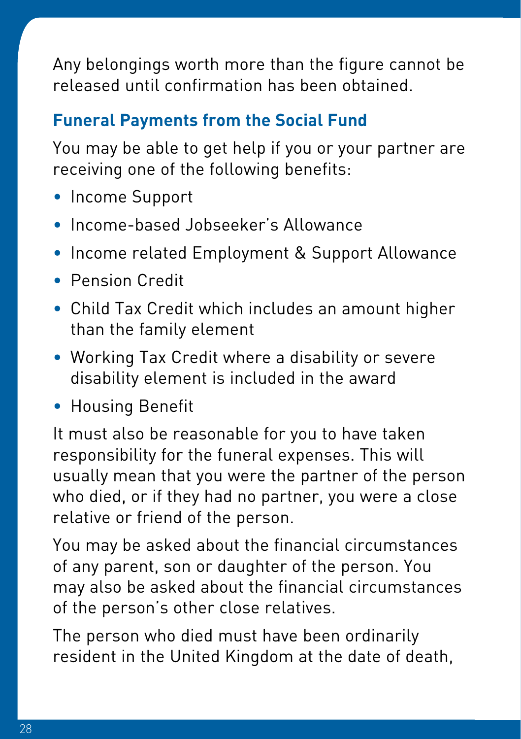Any belongings worth more than the figure cannot be released until confirmation has been obtained.

## Funeral Payments from the Social Fund

You may be able to get help if you or your partner are receiving one of the following benefits:

- Income Support
- Income-based Jobseeker's Allowance
- Income related Employment & Support Allowance
- Pension Credit
- Child Tax Credit which includes an amount higher than the family element
- Working Tax Credit where a disability or severe disability element is included in the award
- Housing Benefit

It must also be reasonable for you to have taken responsibility for the funeral expenses. This will usually mean that you were the partner of the person who died, or if they had no partner, you were a close relative or friend of the person.

You may be asked about the financial circumstances of any parent, son or daughter of the person. You may also be asked about the financial circumstances of the person's other close relatives.

The person who died must have been ordinarily resident in the United Kingdom at the date of death,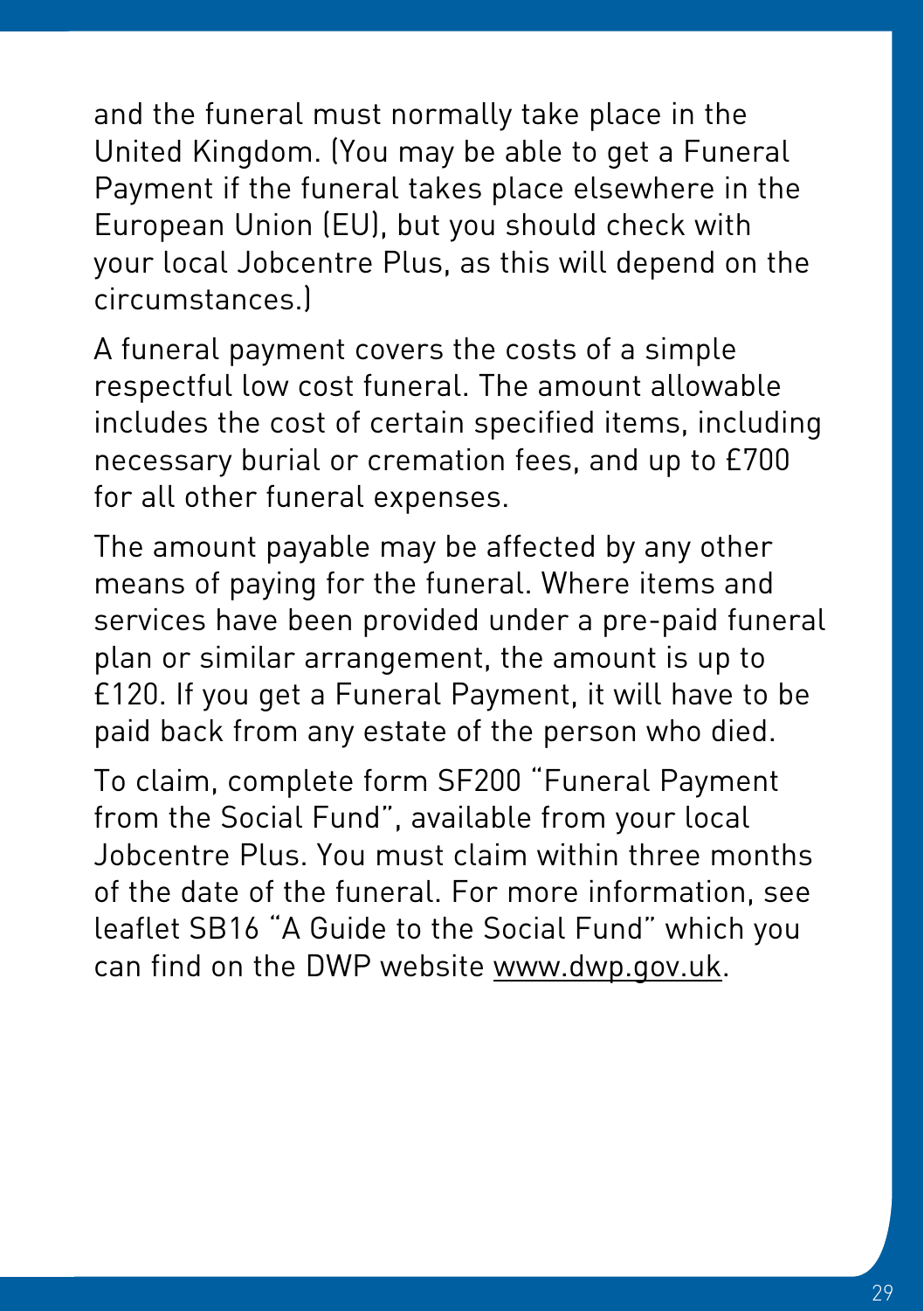and the funeral must normally take place in the United Kingdom. (You may be able to get a Funeral Payment if the funeral takes place elsewhere in the European Union (EU), but you should check with your local Jobcentre Plus, as this will depend on the circumstances.)

A funeral payment covers the costs of a simple respectful low cost funeral. The amount allowable includes the cost of certain specified items, including necessary burial or cremation fees, and up to £700 for all other funeral expenses.

The amount payable may be affected by any other means of paying for the funeral. Where items and services have been provided under a pre-paid funeral plan or similar arrangement, the amount is up to £120. If you get a Funeral Payment, it will have to be paid back from any estate of the person who died.

To claim, complete form SF200 "Funeral Payment from the Social Fund", available from your local Jobcentre Plus. You must claim within three months of the date of the funeral. For more information, see leaflet SB16 "A Guide to the Social Fund" which you can find on the DWP website www.dwp.gov.uk.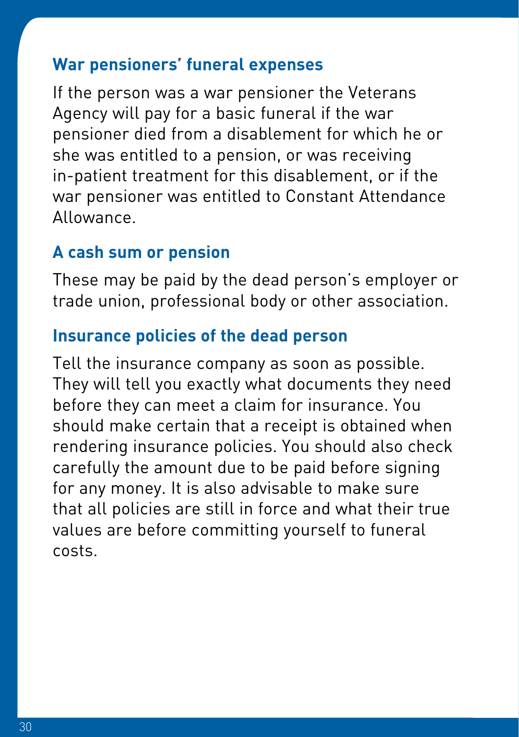### War pensioners' funeral expenses

If the person was a war pensioner the Veterans Agency will pay for a basic funeral if the war pensioner died from a disablement for which he or she was entitled to a pension, or was receiving in-patient treatment for this disablement, or if the war pensioner was entitled to Constant Attendance Allowance.

### A cash sum or pension

These may be paid by the dead person's employer or trade union, professional body or other association.

### Insurance policies of the dead person

Tell the insurance company as soon as possible. They will tell you exactly what documents they need before they can meet a claim for insurance. You should make certain that a receipt is obtained when rendering insurance policies. You should also check carefully the amount due to be paid before signing for any money. It is also advisable to make sure that all policies are still in force and what their true values are before committing yourself to funeral costs.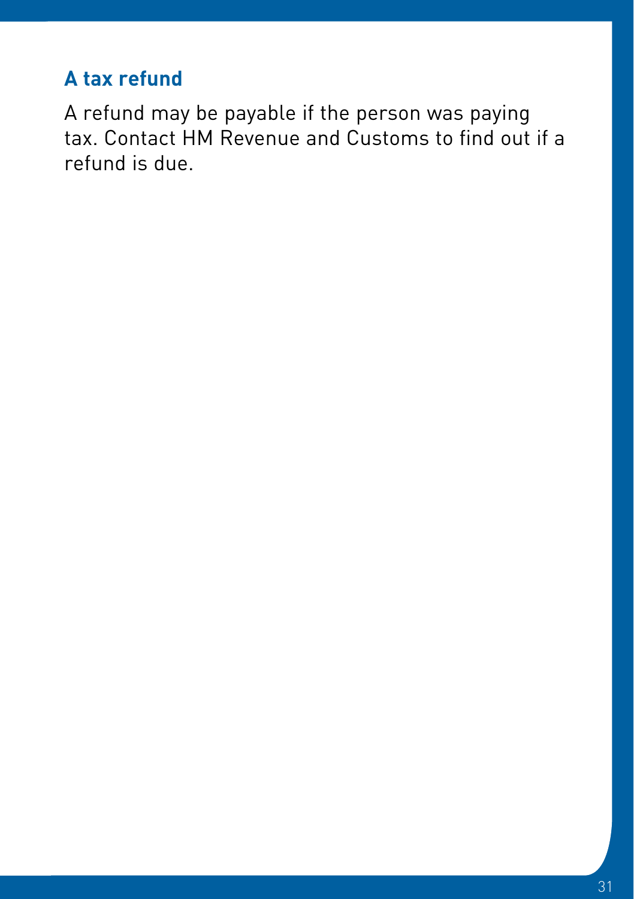## A tax refund

A refund may be payable if the person was paying tax. Contact HM Revenue and Customs to find out if a refund is due.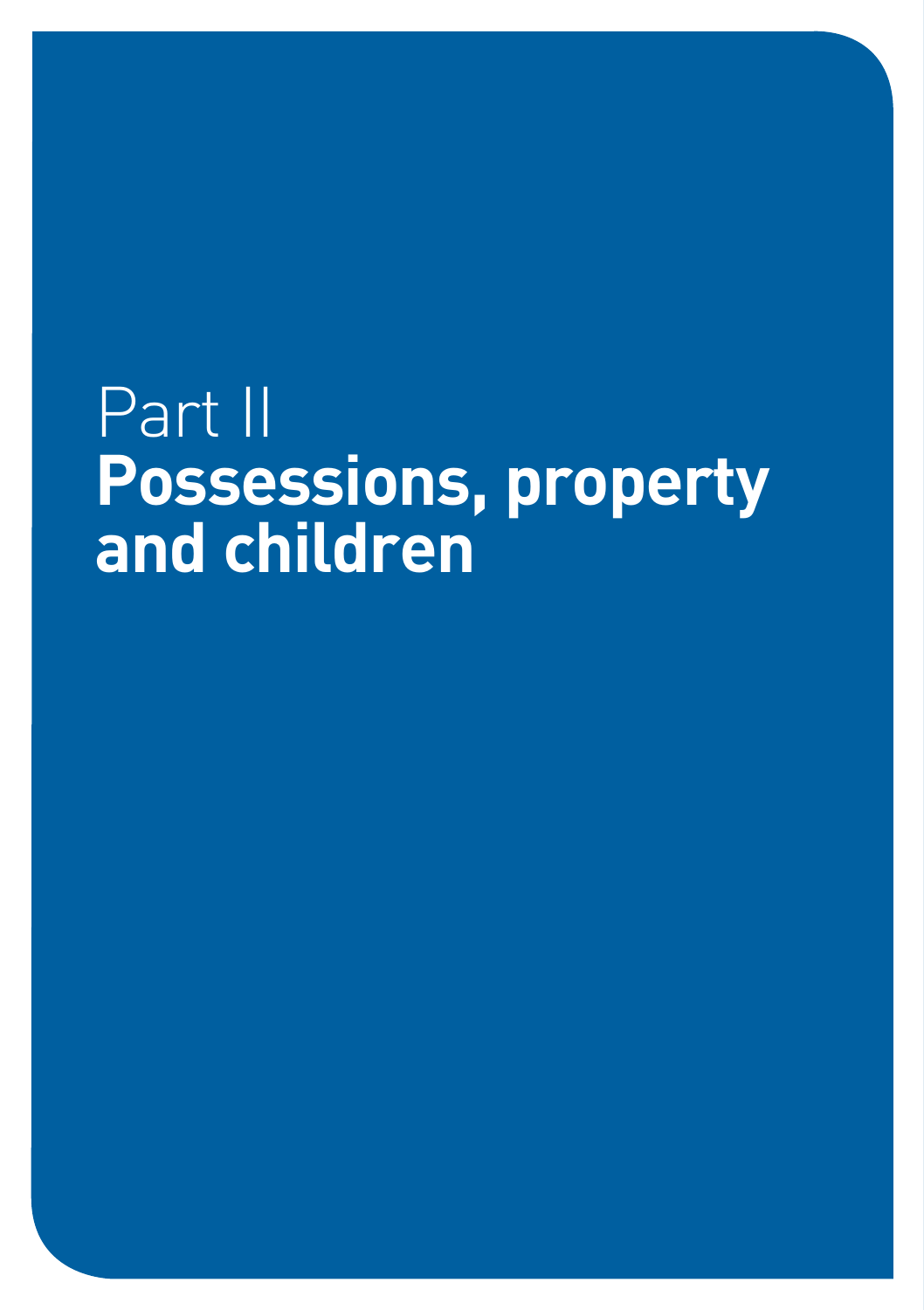# Part II
# **Possessions, property and children**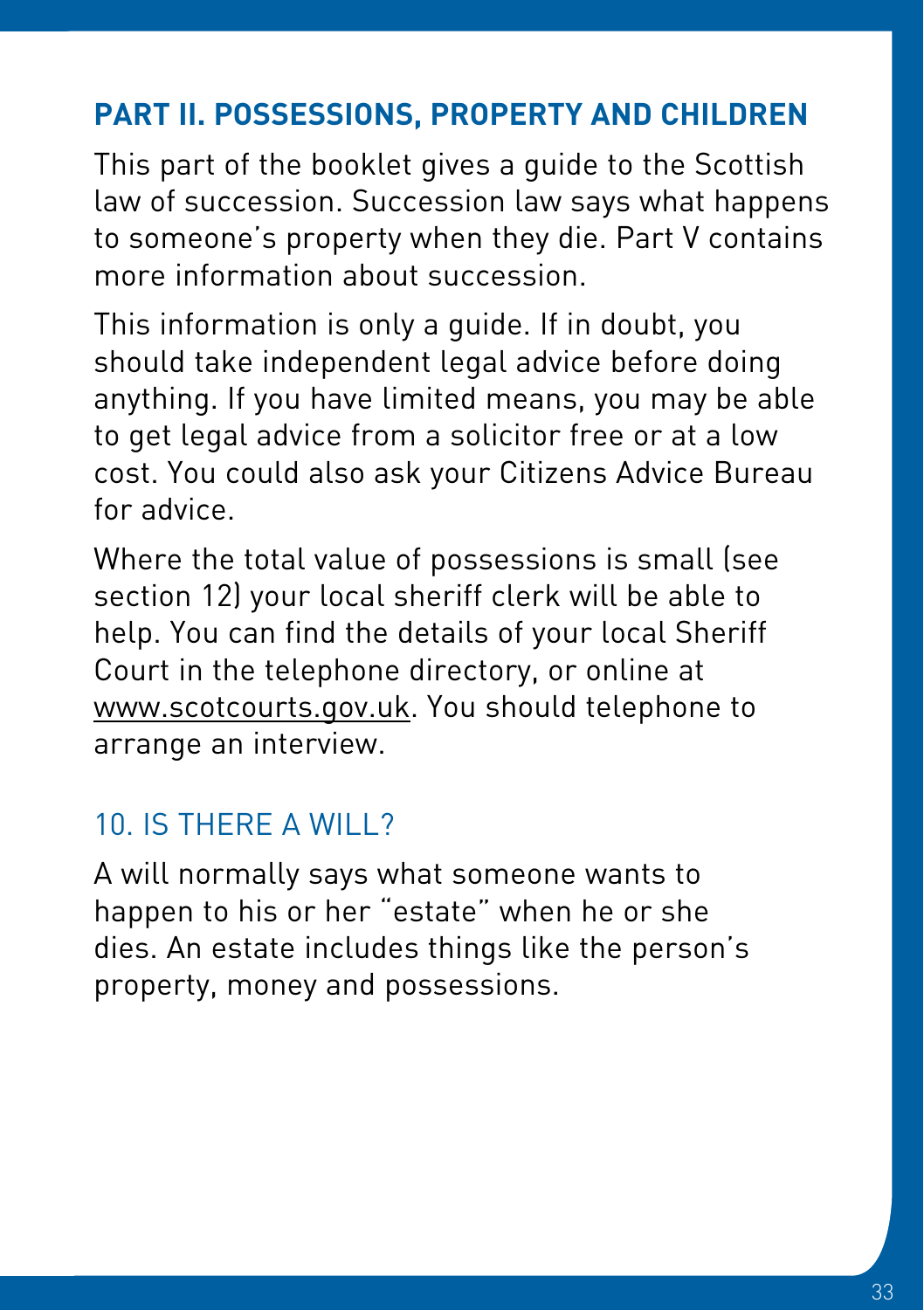## PART II. POSSESSIONS, PROPERTY AND CHILDREN

This part of the booklet gives a guide to the Scottish law of succession. Succession law says what happens to someone's property when they die. Part V contains more information about succession.

This information is only a guide. If in doubt, you should take independent legal advice before doing anything. If you have limited means, you may be able to get legal advice from a solicitor free or at a low cost. You could also ask your Citizens Advice Bureau for advice.

Where the total value of possessions is small (see section 12) your local sheriff clerk will be able to help. You can find the details of your local Sheriff Court in the telephone directory, or online at www.scotcourts.gov.uk. You should telephone to arrange an interview.

### 10. IS THERE A WILL?

A will normally says what someone wants to happen to his or her "estate" when he or she dies. An estate includes things like the person's property, money and possessions.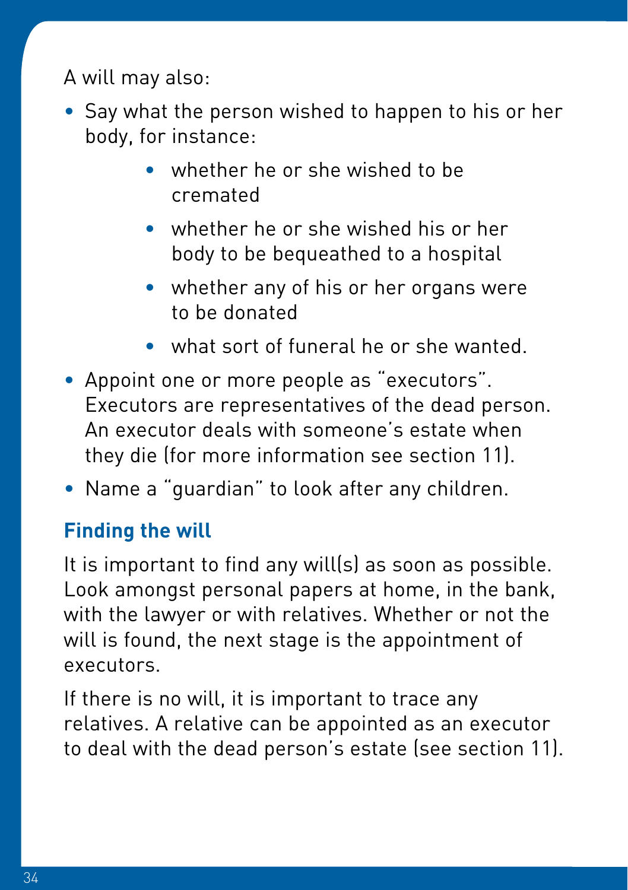A will may also:

- Say what the person wished to happen to his or her body, for instance:
  - whether he or she wished to be cremated
  - whether he or she wished his or her body to be bequeathed to a hospital
  - whether any of his or her organs were to be donated
  - what sort of funeral he or she wanted.
- Appoint one or more people as "executors". Executors are representatives of the dead person. An executor deals with someone's estate when they die (for more information see section 11).
- Name a "guardian" to look after any children.

### Finding the will

It is important to find any will(s) as soon as possible. Look amongst personal papers at home, in the bank, with the lawyer or with relatives. Whether or not the will is found, the next stage is the appointment of executors.

If there is no will, it is important to trace any relatives. A relative can be appointed as an executor to deal with the dead person's estate (see section 11).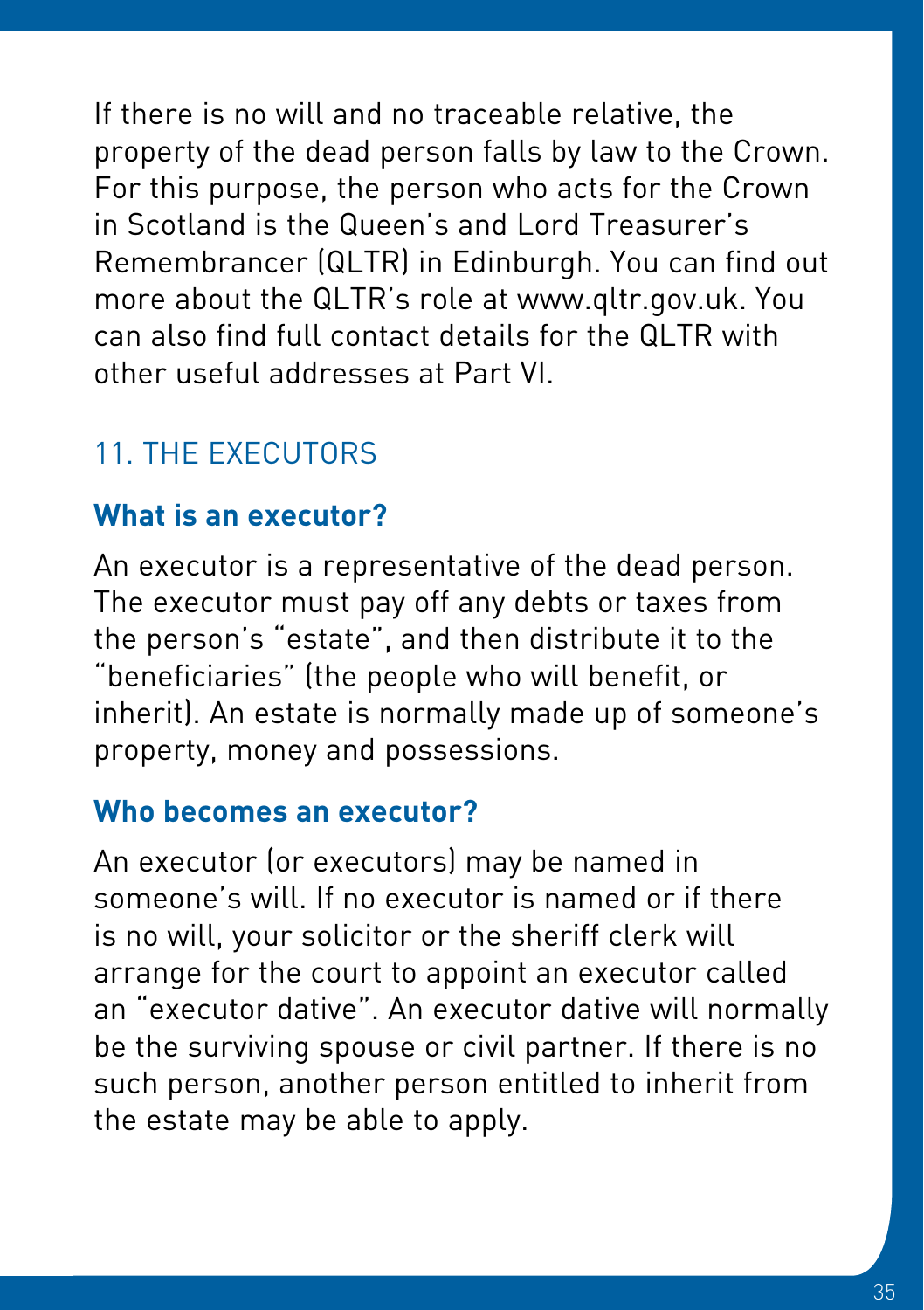If there is no will and no traceable relative, the property of the dead person falls by law to the Crown. For this purpose, the person who acts for the Crown in Scotland is the Queen's and Lord Treasurer's Remembrancer (QLTR) in Edinburgh. You can find out more about the QLTR's role at www.qltr.gov.uk. You can also find full contact details for the QLTR with other useful addresses at Part VI.

## 11. THE EXECUTORS

### What is an executor?

An executor is a representative of the dead person. The executor must pay off any debts or taxes from the person's "estate", and then distribute it to the "beneficiaries" (the people who will benefit, or inherit). An estate is normally made up of someone's property, money and possessions.

### Who becomes an executor?

An executor (or executors) may be named in someone's will. If no executor is named or if there is no will, your solicitor or the sheriff clerk will arrange for the court to appoint an executor called an "executor dative". An executor dative will normally be the surviving spouse or civil partner. If there is no such person, another person entitled to inherit from the estate may be able to apply.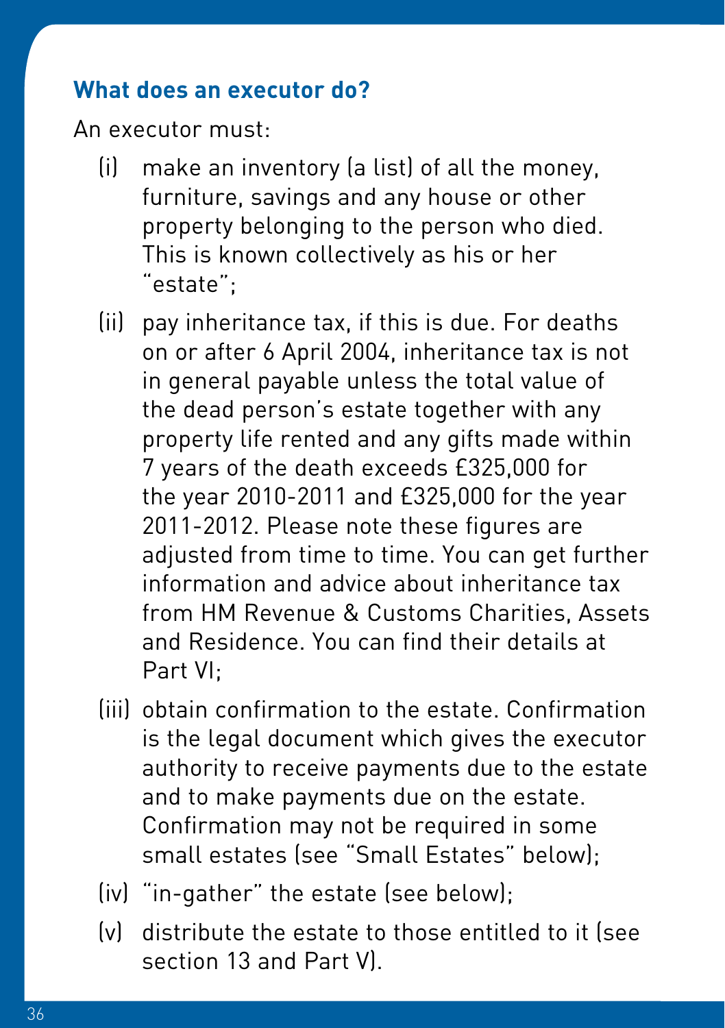### What does an executor do?

An executor must:

(i) make an inventory (a list) of all the money, furniture, savings and any house or other property belonging to the person who died. This is known collectively as his or her "estate";

(ii) pay inheritance tax, if this is due. For deaths on or after 6 April 2004, inheritance tax is not in general payable unless the total value of the dead person's estate together with any property life rented and any gifts made within 7 years of the death exceeds £325,000 for the year 2010-2011 and £325,000 for the year 2011-2012. Please note these figures are adjusted from time to time. You can get further information and advice about inheritance tax from HM Revenue & Customs Charities, Assets and Residence. You can find their details at Part VI;

(iii) obtain confirmation to the estate. Confirmation is the legal document which gives the executor authority to receive payments due to the estate and to make payments due on the estate. Confirmation may not be required in some small estates (see "Small Estates" below);

(iv) "in-gather" the estate (see below);

(v) distribute the estate to those entitled to it (see section 13 and Part V).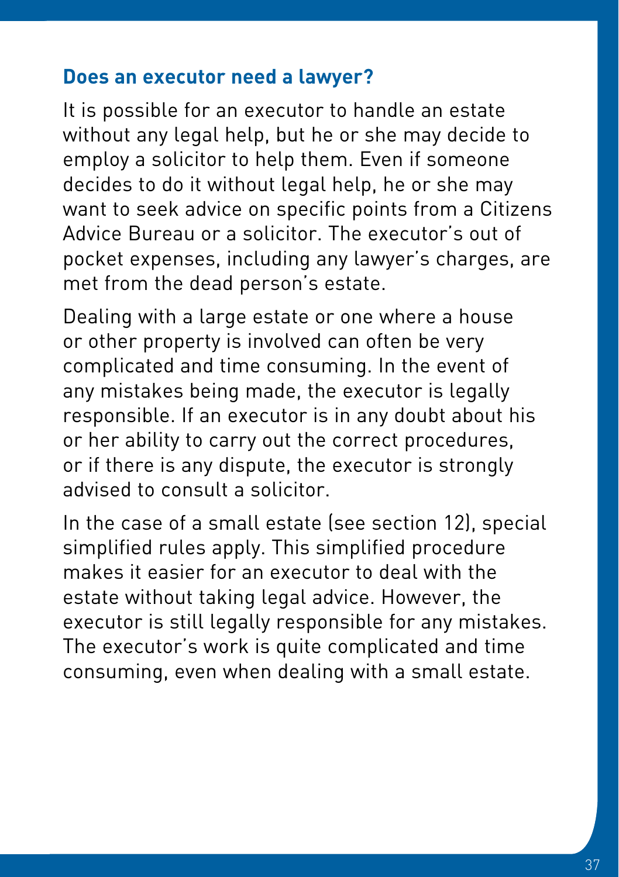## Does an executor need a lawyer?

It is possible for an executor to handle an estate without any legal help, but he or she may decide to employ a solicitor to help them. Even if someone decides to do it without legal help, he or she may want to seek advice on specific points from a Citizens Advice Bureau or a solicitor. The executor's out of pocket expenses, including any lawyer's charges, are met from the dead person's estate.

Dealing with a large estate or one where a house or other property is involved can often be very complicated and time consuming. In the event of any mistakes being made, the executor is legally responsible. If an executor is in any doubt about his or her ability to carry out the correct procedures, or if there is any dispute, the executor is strongly advised to consult a solicitor.

In the case of a small estate (see section 12), special simplified rules apply. This simplified procedure makes it easier for an executor to deal with the estate without taking legal advice. However, the executor is still legally responsible for any mistakes. The executor's work is quite complicated and time consuming, even when dealing with a small estate.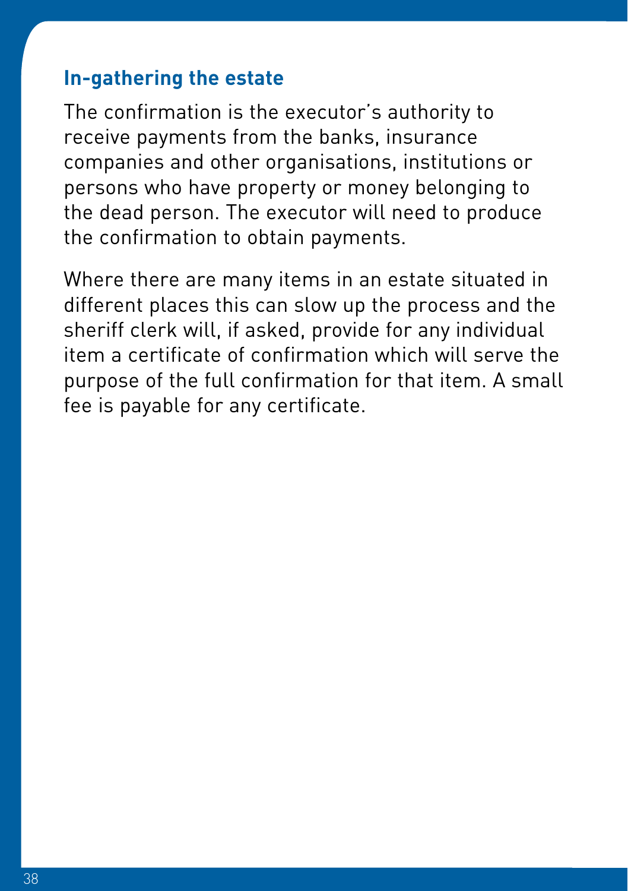## In-gathering the estate

The confirmation is the executor's authority to receive payments from the banks, insurance companies and other organisations, institutions or persons who have property or money belonging to the dead person. The executor will need to produce the confirmation to obtain payments.

Where there are many items in an estate situated in different places this can slow up the process and the sheriff clerk will, if asked, provide for any individual item a certificate of confirmation which will serve the purpose of the full confirmation for that item. A small fee is payable for any certificate.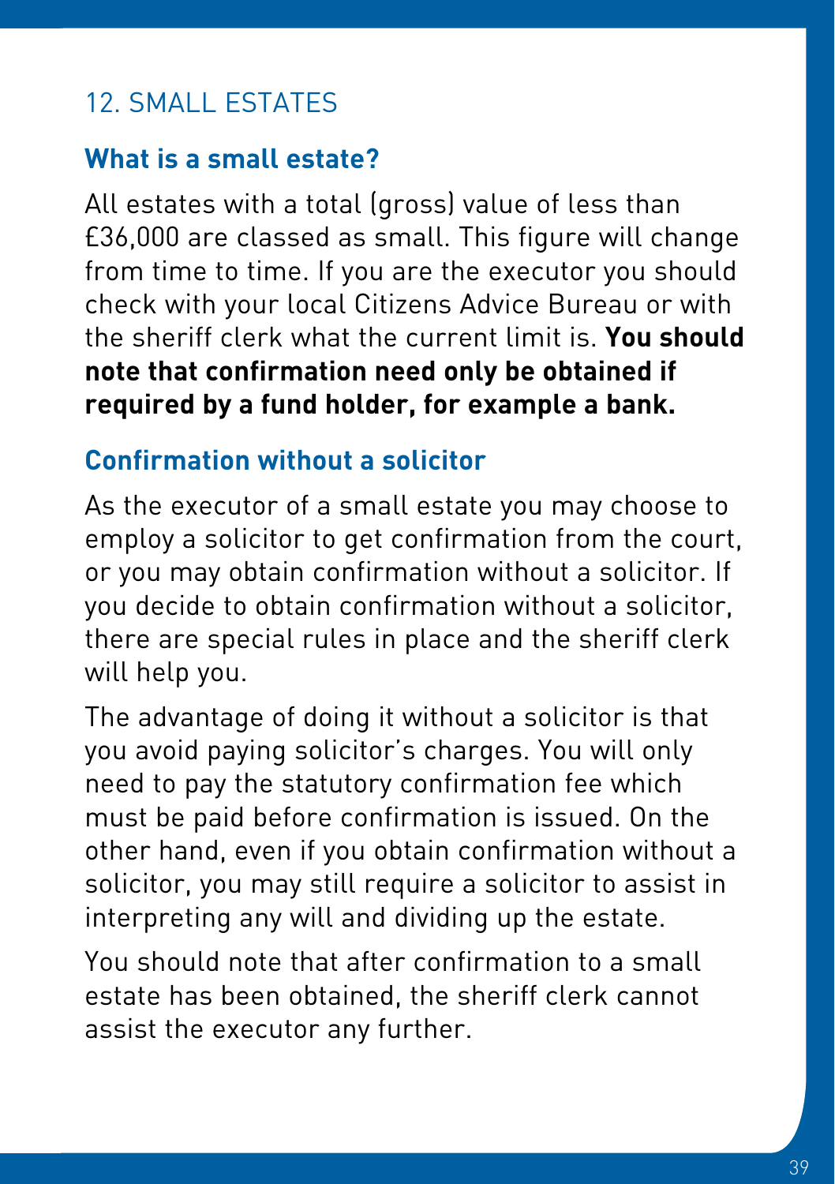## 12. SMALL ESTATES

### What is a small estate?

All estates with a total (gross) value of less than £36,000 are classed as small. This figure will change from time to time. If you are the executor you should check with your local Citizens Advice Bureau or with the sheriff clerk what the current limit is. **You should note that confirmation need only be obtained if required by a fund holder, for example a bank.**

### Confirmation without a solicitor

As the executor of a small estate you may choose to employ a solicitor to get confirmation from the court, or you may obtain confirmation without a solicitor. If you decide to obtain confirmation without a solicitor, there are special rules in place and the sheriff clerk will help you.

The advantage of doing it without a solicitor is that you avoid paying solicitor's charges. You will only need to pay the statutory confirmation fee which must be paid before confirmation is issued. On the other hand, even if you obtain confirmation without a solicitor, you may still require a solicitor to assist in interpreting any will and dividing up the estate.

You should note that after confirmation to a small estate has been obtained, the sheriff clerk cannot assist the executor any further.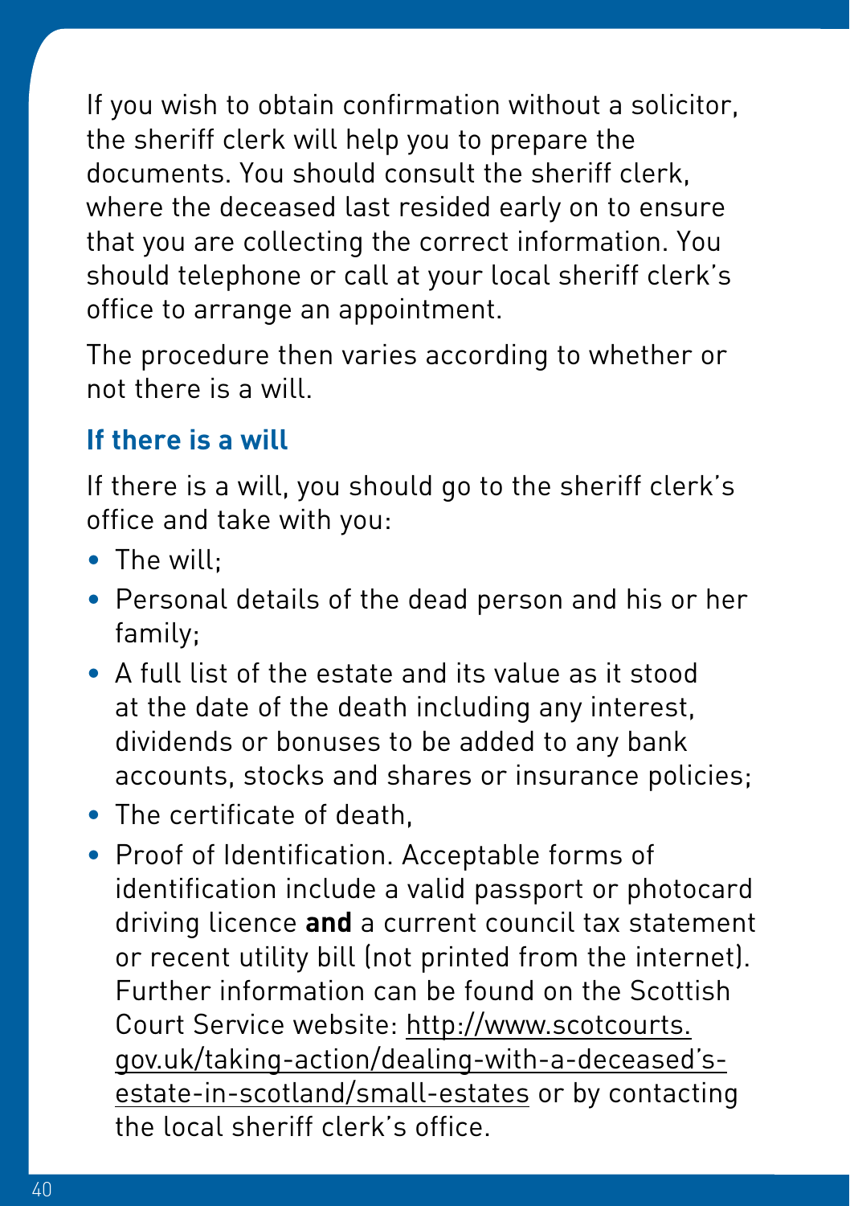If you wish to obtain confirmation without a solicitor, the sheriff clerk will help you to prepare the documents. You should consult the sheriff clerk, where the deceased last resided early on to ensure that you are collecting the correct information. You should telephone or call at your local sheriff clerk's office to arrange an appointment.

The procedure then varies according to whether or not there is a will.

### If there is a will

If there is a will, you should go to the sheriff clerk's office and take with you:

- The will;
- Personal details of the dead person and his or her family;
- A full list of the estate and its value as it stood at the date of the death including any interest, dividends or bonuses to be added to any bank accounts, stocks and shares or insurance policies;
- The certificate of death,
- Proof of Identification. Acceptable forms of identification include a valid passport or photocard driving licence **and** a current council tax statement or recent utility bill (not printed from the internet). Further information can be found on the Scottish Court Service website: http://www.scotcourts.gov.uk/taking-action/dealing-with-a-deceased's-estate-in-scotland/small-estates or by contacting the local sheriff clerk's office.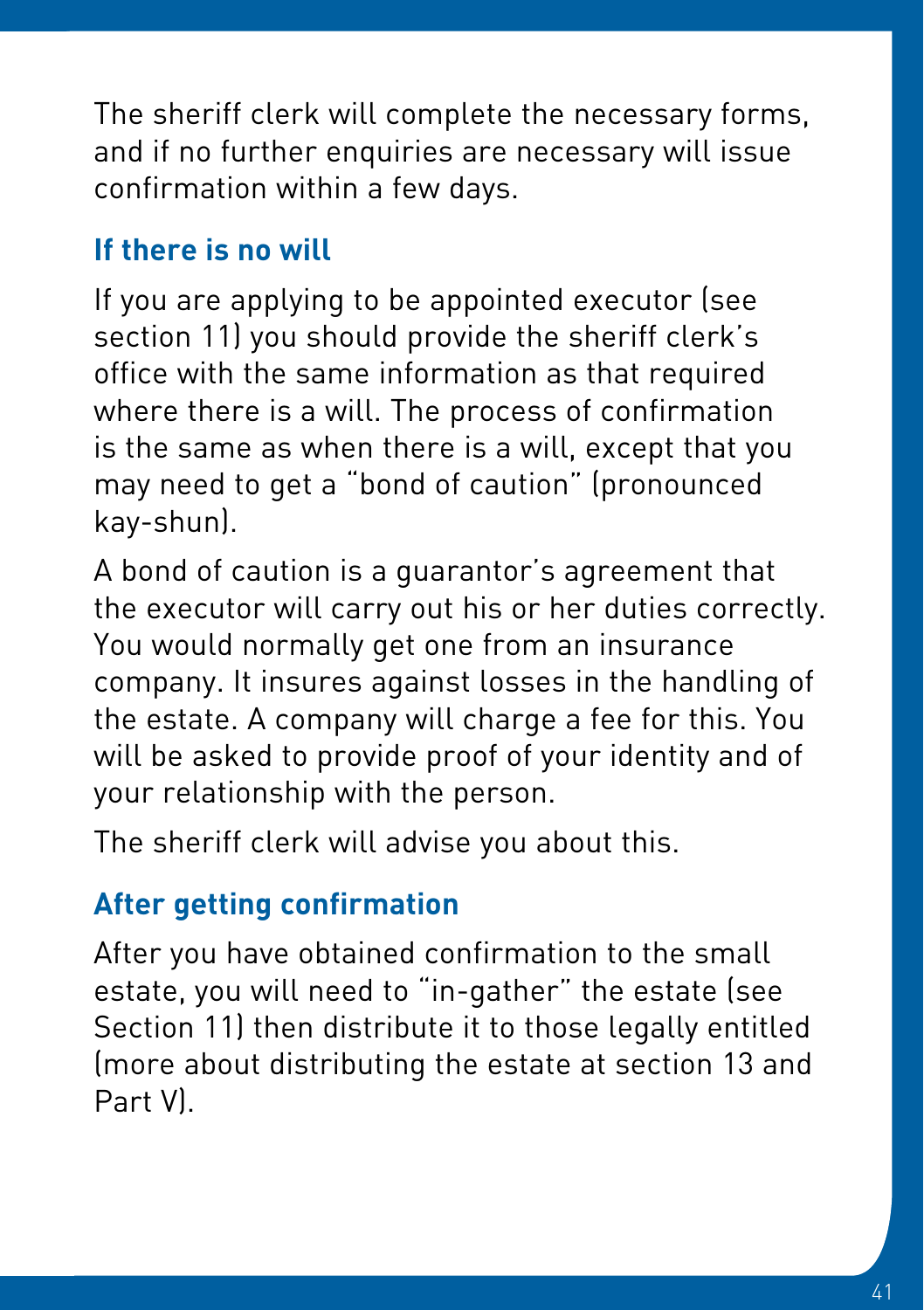The sheriff clerk will complete the necessary forms, and if no further enquiries are necessary will issue confirmation within a few days.

### If there is no will

If you are applying to be appointed executor (see section 11) you should provide the sheriff clerk's office with the same information as that required where there is a will. The process of confirmation is the same as when there is a will, except that you may need to get a "bond of caution" (pronounced kay-shun).

A bond of caution is a guarantor's agreement that the executor will carry out his or her duties correctly. You would normally get one from an insurance company. It insures against losses in the handling of the estate. A company will charge a fee for this. You will be asked to provide proof of your identity and of your relationship with the person.

The sheriff clerk will advise you about this.

### After getting confirmation

After you have obtained confirmation to the small estate, you will need to "in-gather" the estate (see Section 11) then distribute it to those legally entitled (more about distributing the estate at section 13 and Part V).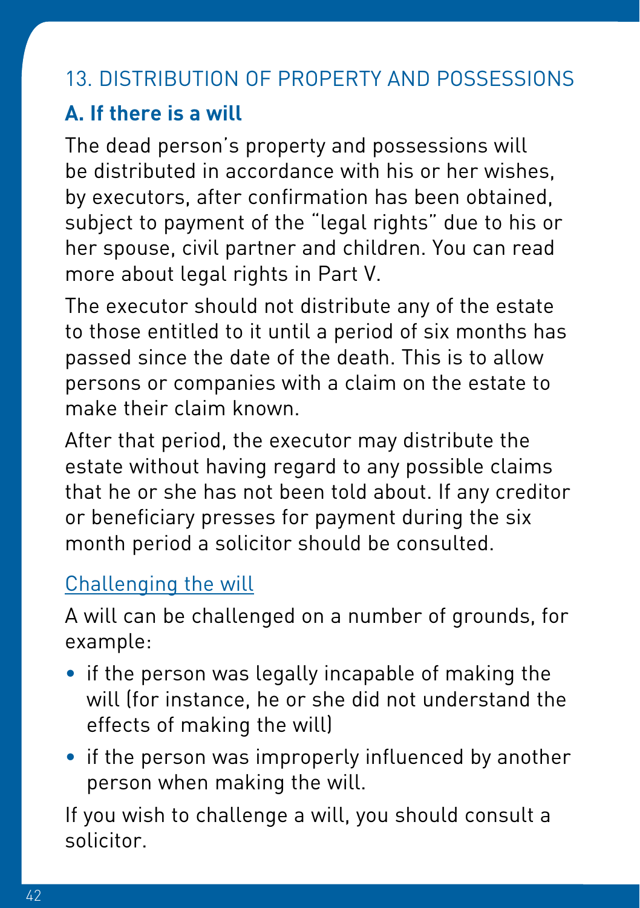## 13. DISTRIBUTION OF PROPERTY AND POSSESSIONS

### A. If there is a will

The dead person's property and possessions will be distributed in accordance with his or her wishes, by executors, after confirmation has been obtained, subject to payment of the "legal rights" due to his or her spouse, civil partner and children. You can read more about legal rights in Part V.

The executor should not distribute any of the estate to those entitled to it until a period of six months has passed since the date of the death. This is to allow persons or companies with a claim on the estate to make their claim known.

After that period, the executor may distribute the estate without having regard to any possible claims that he or she has not been told about. If any creditor or beneficiary presses for payment during the six month period a solicitor should be consulted.

#### Challenging the will

A will can be challenged on a number of grounds, for example:

- if the person was legally incapable of making the will (for instance, he or she did not understand the effects of making the will)
- if the person was improperly influenced by another person when making the will.

If you wish to challenge a will, you should consult a solicitor.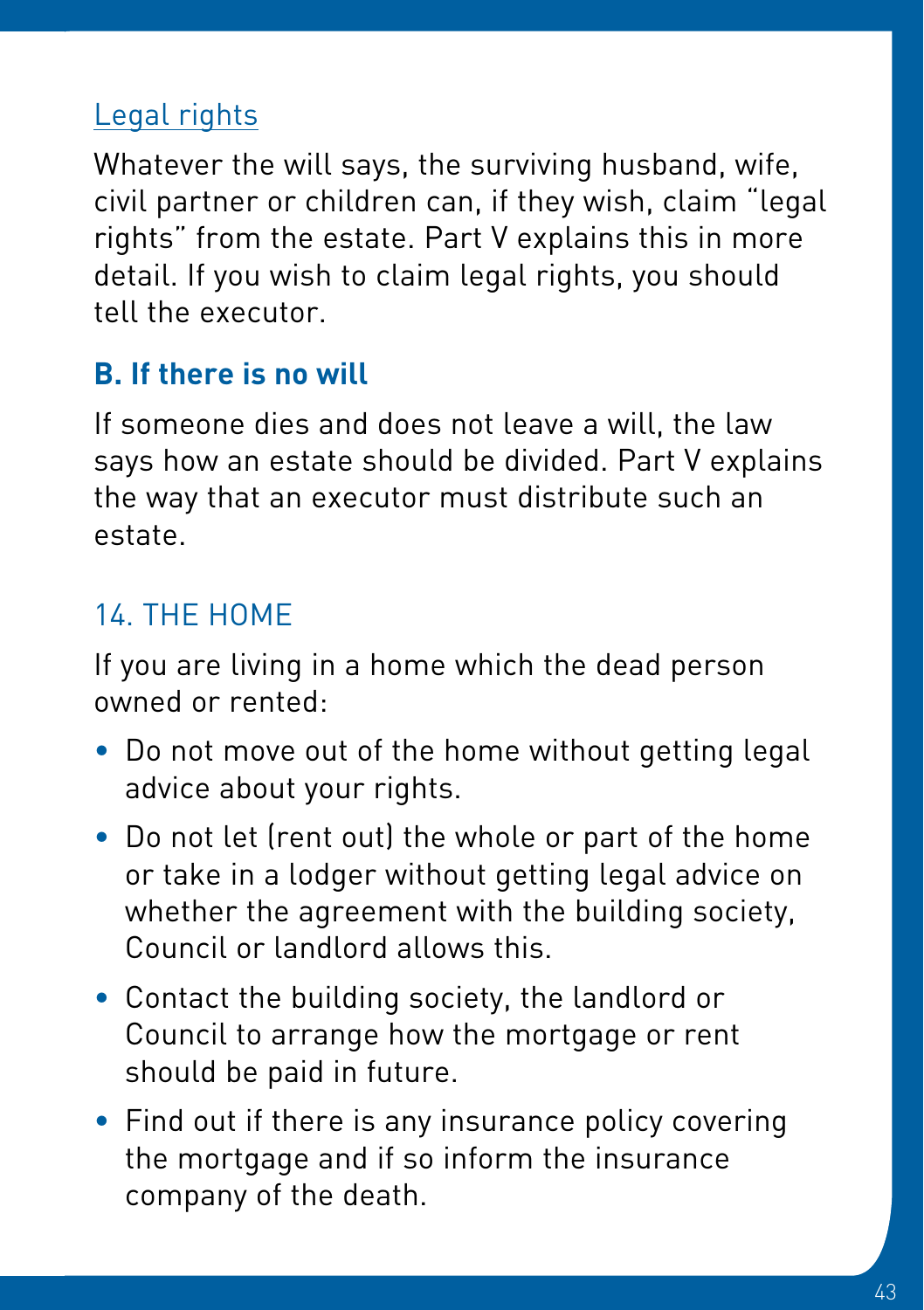### Legal rights

Whatever the will says, the surviving husband, wife, civil partner or children can, if they wish, claim "legal rights" from the estate. Part V explains this in more detail. If you wish to claim legal rights, you should tell the executor.

### B. If there is no will

If someone dies and does not leave a will, the law says how an estate should be divided. Part V explains the way that an executor must distribute such an estate.

## 14. THE HOME

If you are living in a home which the dead person owned or rented:

- Do not move out of the home without getting legal advice about your rights.
- Do not let (rent out) the whole or part of the home or take in a lodger without getting legal advice on whether the agreement with the building society, Council or landlord allows this.
- Contact the building society, the landlord or Council to arrange how the mortgage or rent should be paid in future.
- Find out if there is any insurance policy covering the mortgage and if so inform the insurance company of the death.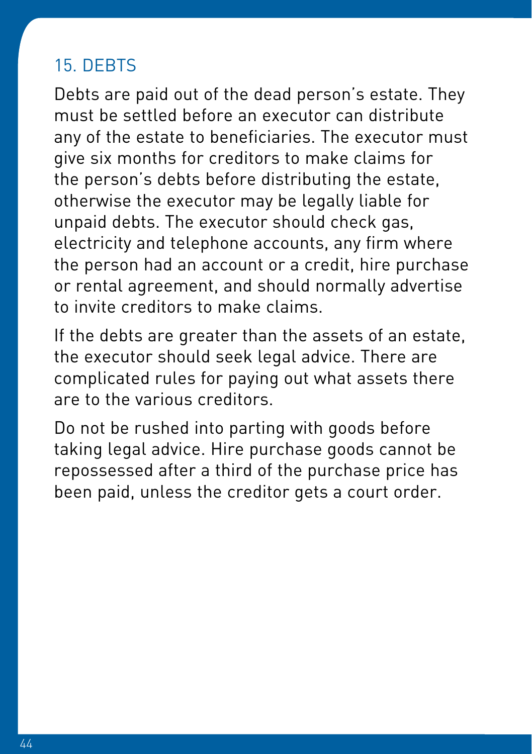## 15. DEBTS

Debts are paid out of the dead person's estate. They must be settled before an executor can distribute any of the estate to beneficiaries. The executor must give six months for creditors to make claims for the person's debts before distributing the estate, otherwise the executor may be legally liable for unpaid debts. The executor should check gas, electricity and telephone accounts, any firm where the person had an account or a credit, hire purchase or rental agreement, and should normally advertise to invite creditors to make claims.

If the debts are greater than the assets of an estate, the executor should seek legal advice. There are complicated rules for paying out what assets there are to the various creditors.

Do not be rushed into parting with goods before taking legal advice. Hire purchase goods cannot be repossessed after a third of the purchase price has been paid, unless the creditor gets a court order.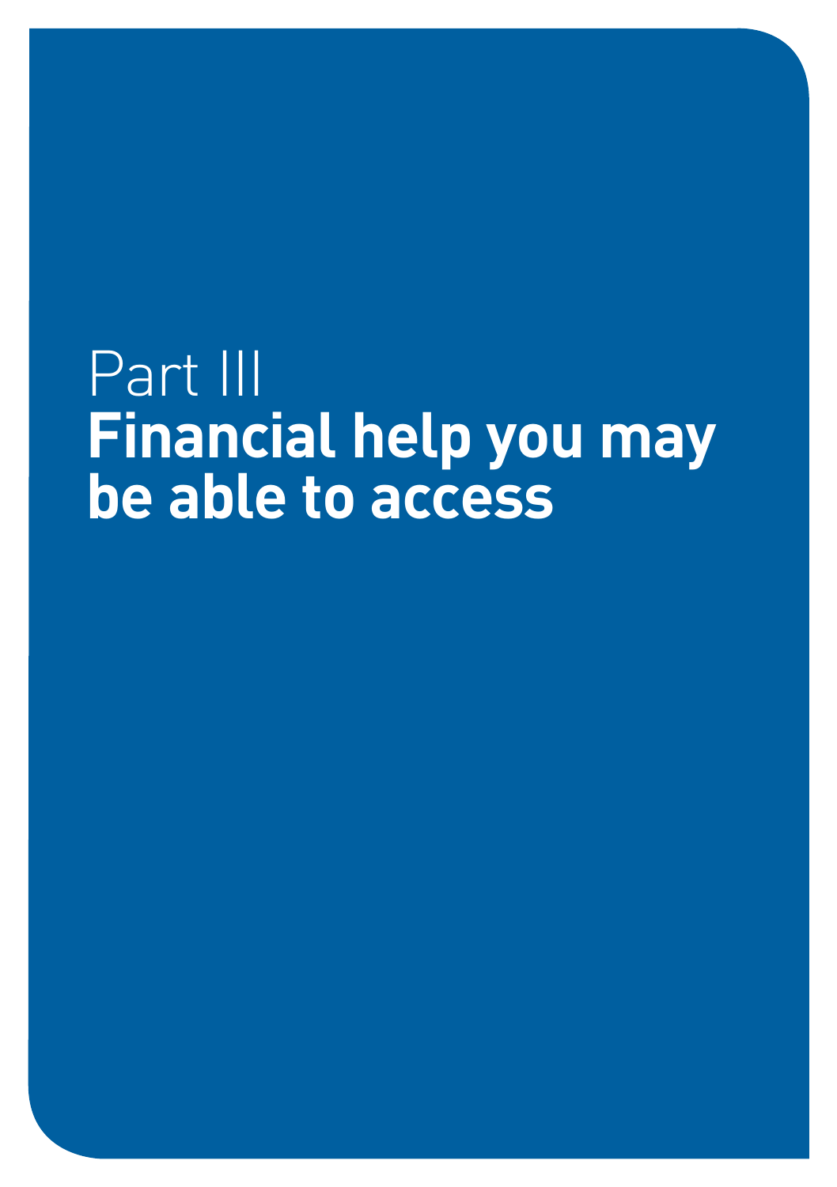# Part III
# Financial help you may be able to access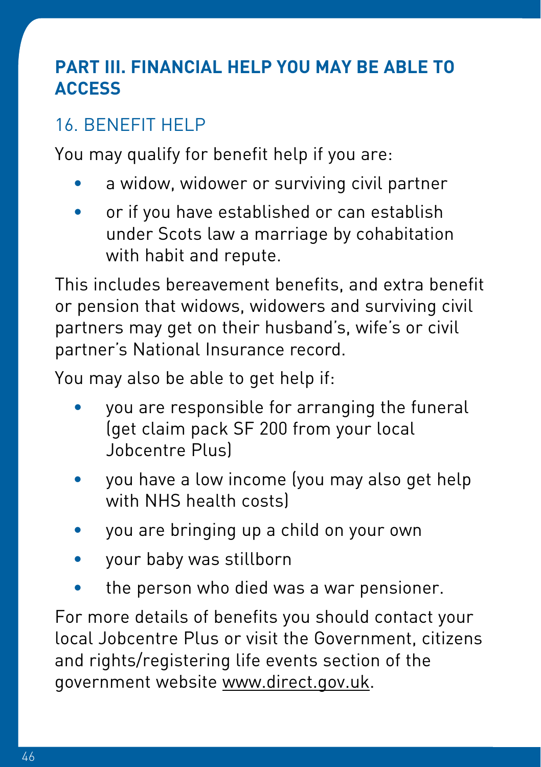## PART III. FINANCIAL HELP YOU MAY BE ABLE TO ACCESS

### 16. BENEFIT HELP

You may qualify for benefit help if you are:

- a widow, widower or surviving civil partner
- or if you have established or can establish under Scots law a marriage by cohabitation with habit and repute.

This includes bereavement benefits, and extra benefit or pension that widows, widowers and surviving civil partners may get on their husband's, wife's or civil partner's National Insurance record.

You may also be able to get help if:

- you are responsible for arranging the funeral (get claim pack SF 200 from your local Jobcentre Plus)
- you have a low income (you may also get help with NHS health costs)
- you are bringing up a child on your own
- your baby was stillborn
- the person who died was a war pensioner.

For more details of benefits you should contact your local Jobcentre Plus or visit the Government, citizens and rights/registering life events section of the government website www.direct.gov.uk.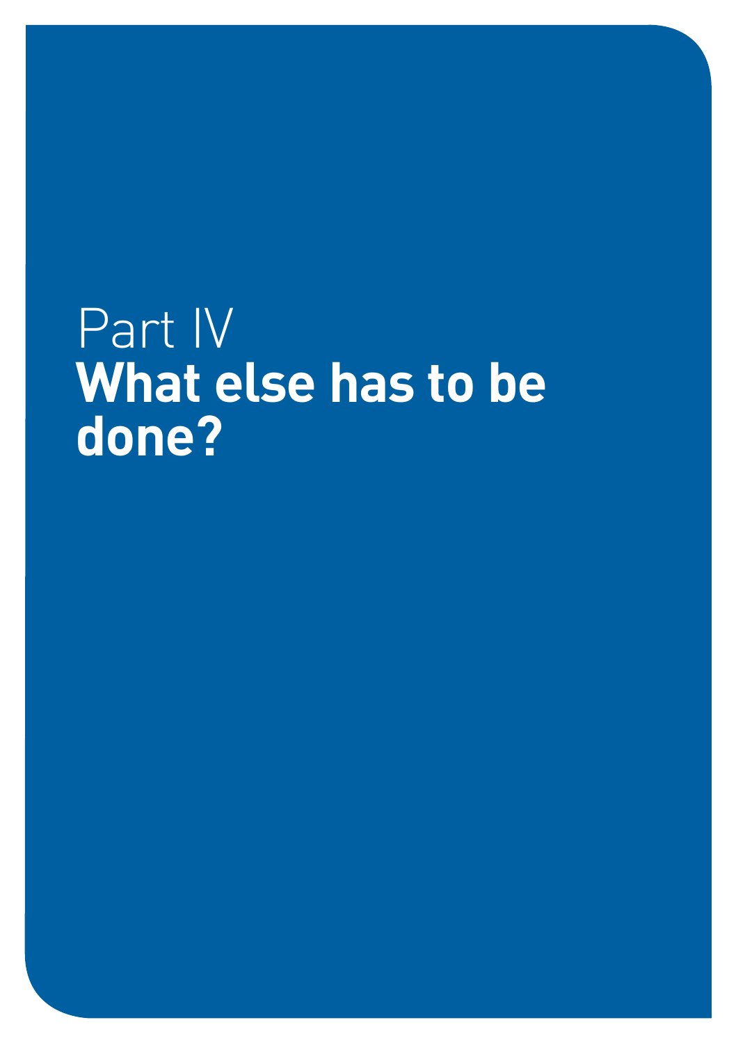# Part IV
# **What else has to be done?**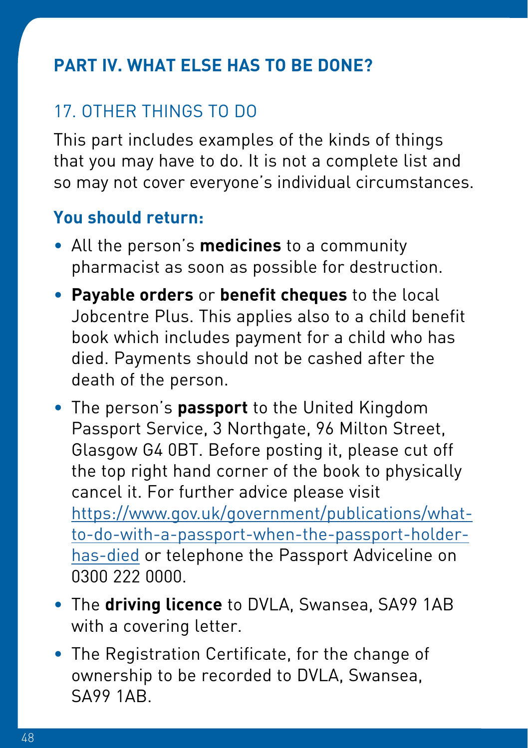# PART IV. WHAT ELSE HAS TO BE DONE?

## 17. OTHER THINGS TO DO

This part includes examples of the kinds of things that you may have to do. It is not a complete list and so may not cover everyone's individual circumstances.

### You should return:

- All the person's **medicines** to a community pharmacist as soon as possible for destruction.
- **Payable orders** or **benefit cheques** to the local Jobcentre Plus. This applies also to a child benefit book which includes payment for a child who has died. Payments should not be cashed after the death of the person.
- The person's **passport** to the United Kingdom Passport Service, 3 Northgate, 96 Milton Street, Glasgow G4 0BT. Before posting it, please cut off the top right hand corner of the book to physically cancel it. For further advice please visit https://www.gov.uk/government/publications/what-to-do-with-a-passport-when-the-passport-holder-has-died or telephone the Passport Adviceline on 0300 222 0000.
- The **driving licence** to DVLA, Swansea, SA99 1AB with a covering letter.
- The Registration Certificate, for the change of ownership to be recorded to DVLA, Swansea, SA99 1AB.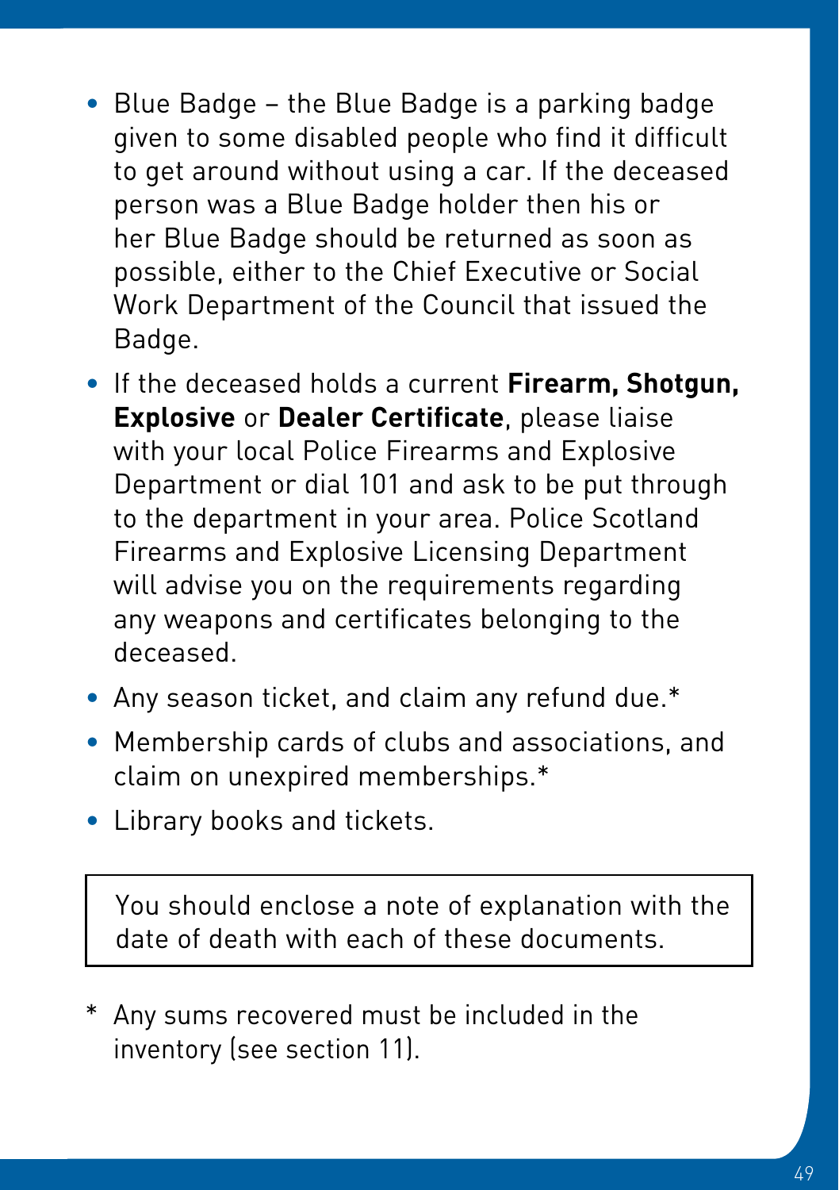- Blue Badge – the Blue Badge is a parking badge given to some disabled people who find it difficult to get around without using a car. If the deceased person was a Blue Badge holder then his or her Blue Badge should be returned as soon as possible, either to the Chief Executive or Social Work Department of the Council that issued the Badge.
- If the deceased holds a current **Firearm, Shotgun, Explosive** or **Dealer Certificate**, please liaise with your local Police Firearms and Explosive Department or dial 101 and ask to be put through to the department in your area. Police Scotland Firearms and Explosive Licensing Department will advise you on the requirements regarding any weapons and certificates belonging to the deceased.
- Any season ticket, and claim any refund due.*
- Membership cards of clubs and associations, and claim on unexpired memberships.*
- Library books and tickets.

> You should enclose a note of explanation with the date of death with each of these documents.

* Any sums recovered must be included in the inventory (see section 11).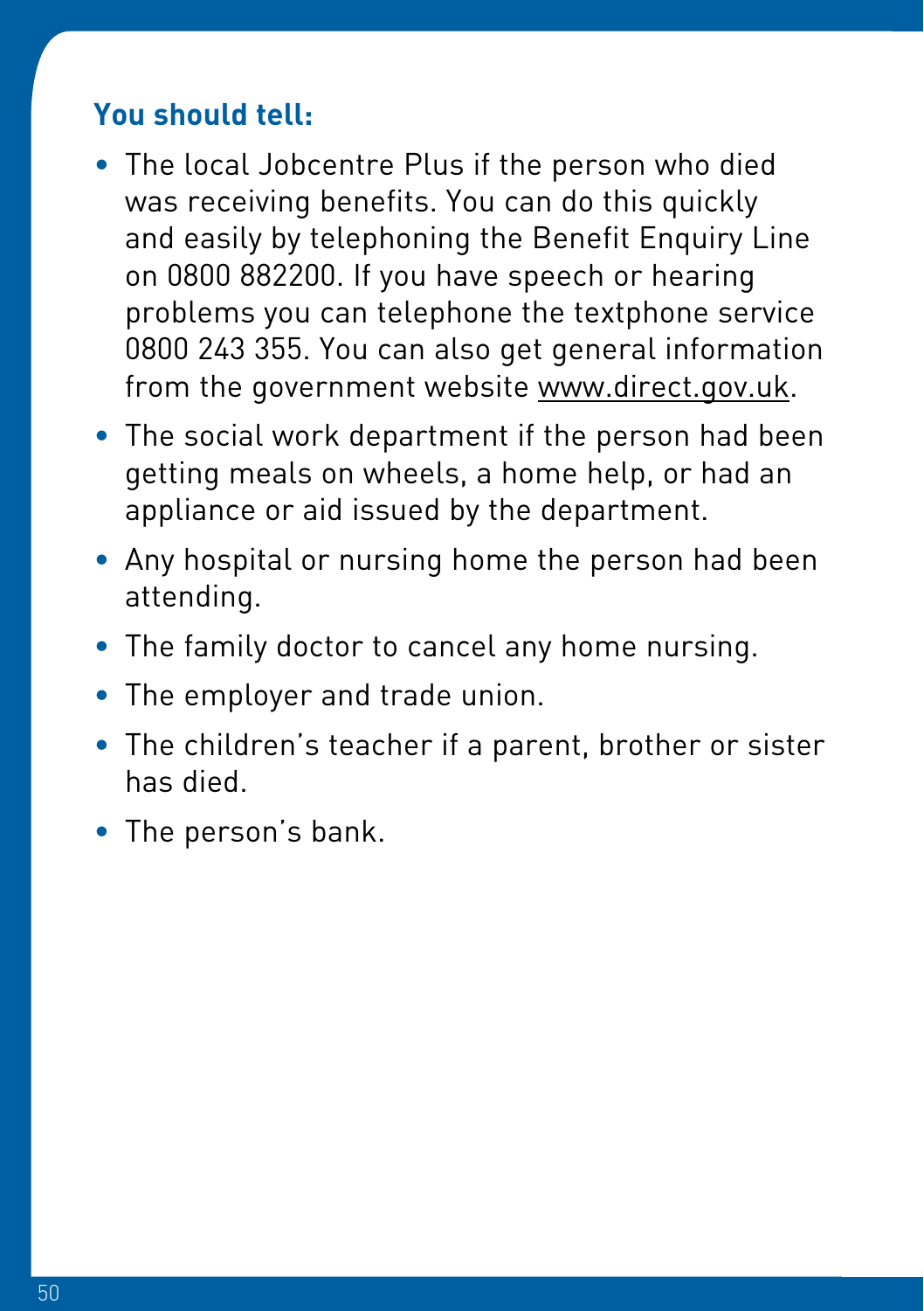### You should tell:

- The local Jobcentre Plus if the person who died was receiving benefits. You can do this quickly and easily by telephoning the Benefit Enquiry Line on 0800 882200. If you have speech or hearing problems you can telephone the textphone service 0800 243 355. You can also get general information from the government website www.direct.gov.uk.
- The social work department if the person had been getting meals on wheels, a home help, or had an appliance or aid issued by the department.
- Any hospital or nursing home the person had been attending.
- The family doctor to cancel any home nursing.
- The employer and trade union.
- The children's teacher if a parent, brother or sister has died.
- The person's bank.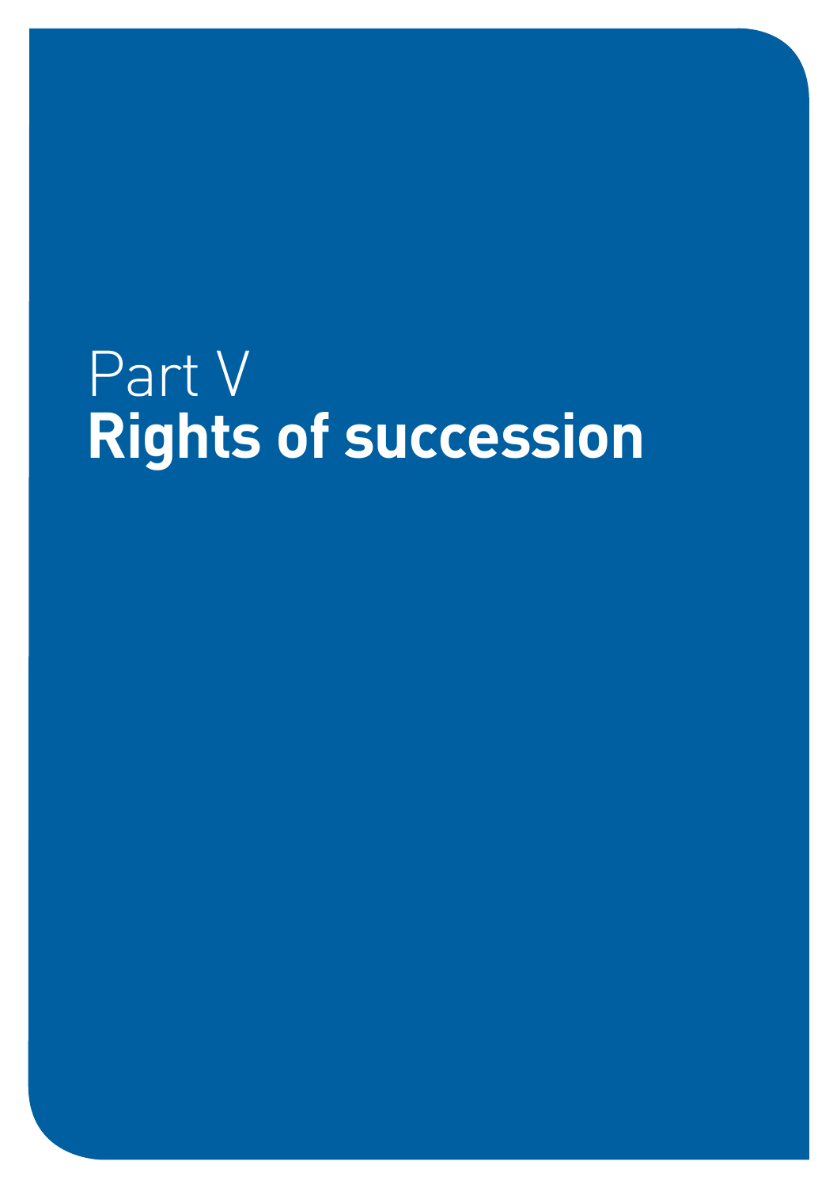# Part V
# **Rights of succession**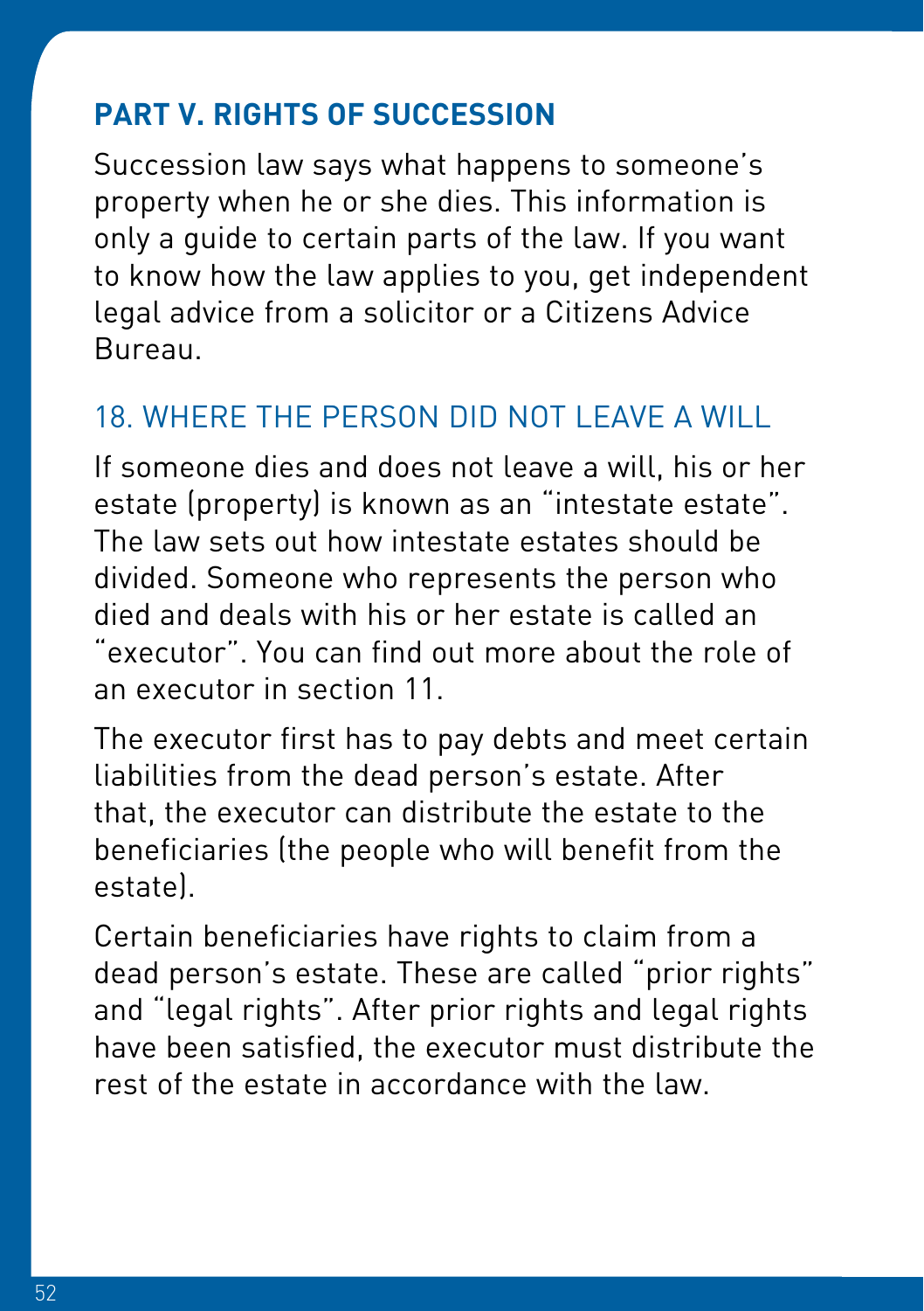## PART V. RIGHTS OF SUCCESSION

Succession law says what happens to someone's property when he or she dies. This information is only a guide to certain parts of the law. If you want to know how the law applies to you, get independent legal advice from a solicitor or a Citizens Advice Bureau.

### 18. WHERE THE PERSON DID NOT LEAVE A WILL

If someone dies and does not leave a will, his or her estate (property) is known as an "intestate estate". The law sets out how intestate estates should be divided. Someone who represents the person who died and deals with his or her estate is called an "executor". You can find out more about the role of an executor in section 11.

The executor first has to pay debts and meet certain liabilities from the dead person's estate. After that, the executor can distribute the estate to the beneficiaries (the people who will benefit from the estate).

Certain beneficiaries have rights to claim from a dead person's estate. These are called "prior rights" and "legal rights". After prior rights and legal rights have been satisfied, the executor must distribute the rest of the estate in accordance with the law.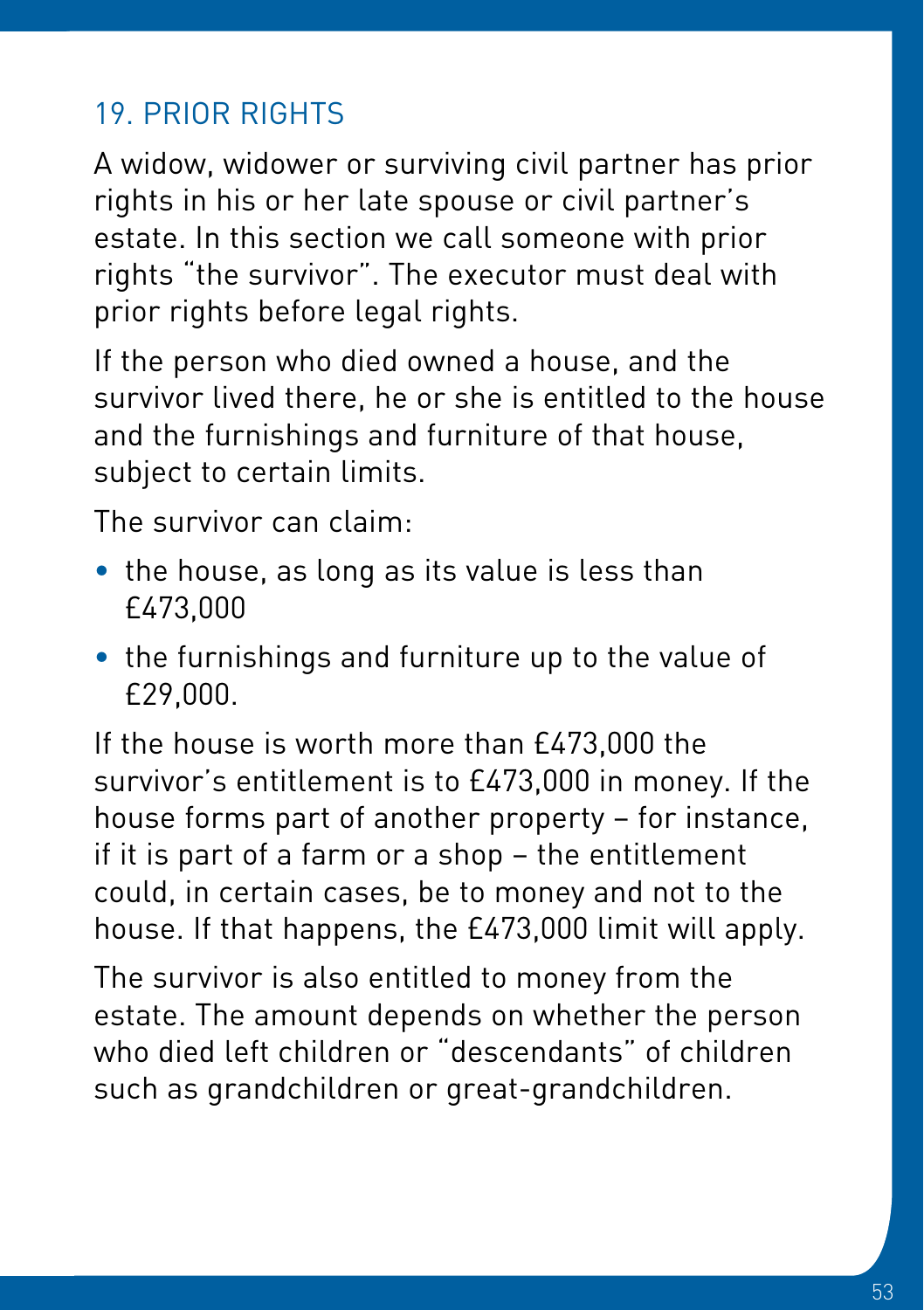## 19. PRIOR RIGHTS

A widow, widower or surviving civil partner has prior rights in his or her late spouse or civil partner's estate. In this section we call someone with prior rights "the survivor". The executor must deal with prior rights before legal rights.

If the person who died owned a house, and the survivor lived there, he or she is entitled to the house and the furnishings and furniture of that house, subject to certain limits.

The survivor can claim:

- the house, as long as its value is less than £473,000
- the furnishings and furniture up to the value of £29,000.

If the house is worth more than £473,000 the survivor's entitlement is to £473,000 in money. If the house forms part of another property – for instance, if it is part of a farm or a shop – the entitlement could, in certain cases, be to money and not to the house. If that happens, the £473,000 limit will apply.

The survivor is also entitled to money from the estate. The amount depends on whether the person who died left children or "descendants" of children such as grandchildren or great-grandchildren.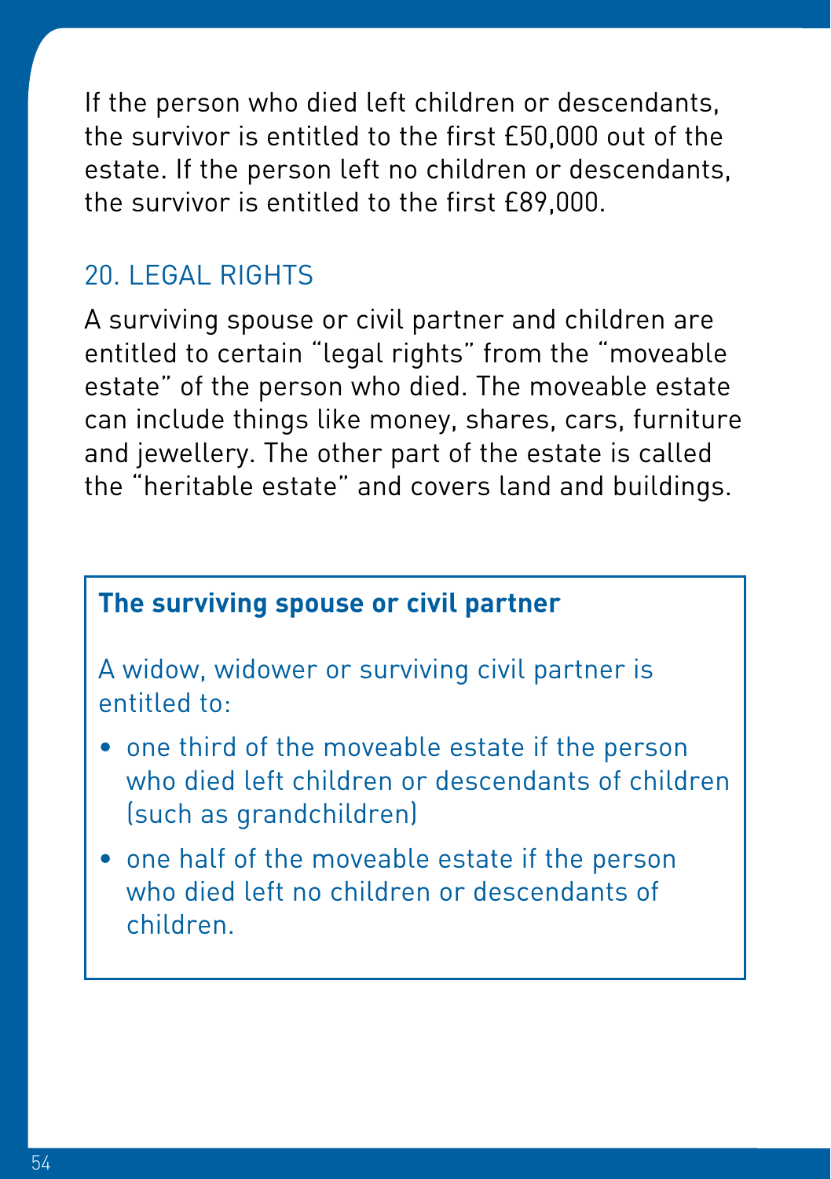If the person who died left children or descendants, the survivor is entitled to the first £50,000 out of the estate. If the person left no children or descendants, the survivor is entitled to the first £89,000.

## 20. LEGAL RIGHTS

A surviving spouse or civil partner and children are entitled to certain “legal rights” from the “moveable estate” of the person who died. The moveable estate can include things like money, shares, cars, furniture and jewellery. The other part of the estate is called the “heritable estate” and covers land and buildings.

**The surviving spouse or civil partner**

A widow, widower or surviving civil partner is entitled to:

- one third of the moveable estate if the person who died left children or descendants of children (such as grandchildren)
- one half of the moveable estate if the person who died left no children or descendants of children.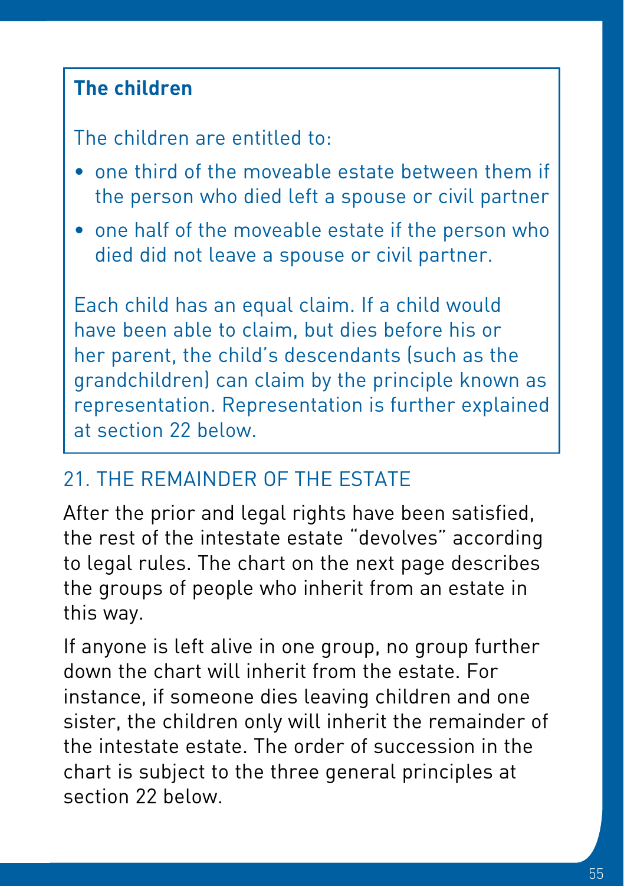**The children**

The children are entitled to:

- one third of the moveable estate between them if the person who died left a spouse or civil partner
- one half of the moveable estate if the person who died did not leave a spouse or civil partner.

Each child has an equal claim. If a child would have been able to claim, but dies before his or her parent, the child's descendants (such as the grandchildren) can claim by the principle known as representation. Representation is further explained at section 22 below.

## 21. THE REMAINDER OF THE ESTATE

After the prior and legal rights have been satisfied, the rest of the intestate estate "devolves" according to legal rules. The chart on the next page describes the groups of people who inherit from an estate in this way.

If anyone is left alive in one group, no group further down the chart will inherit from the estate. For instance, if someone dies leaving children and one sister, the children only will inherit the remainder of the intestate estate. The order of succession in the chart is subject to the three general principles at section 22 below.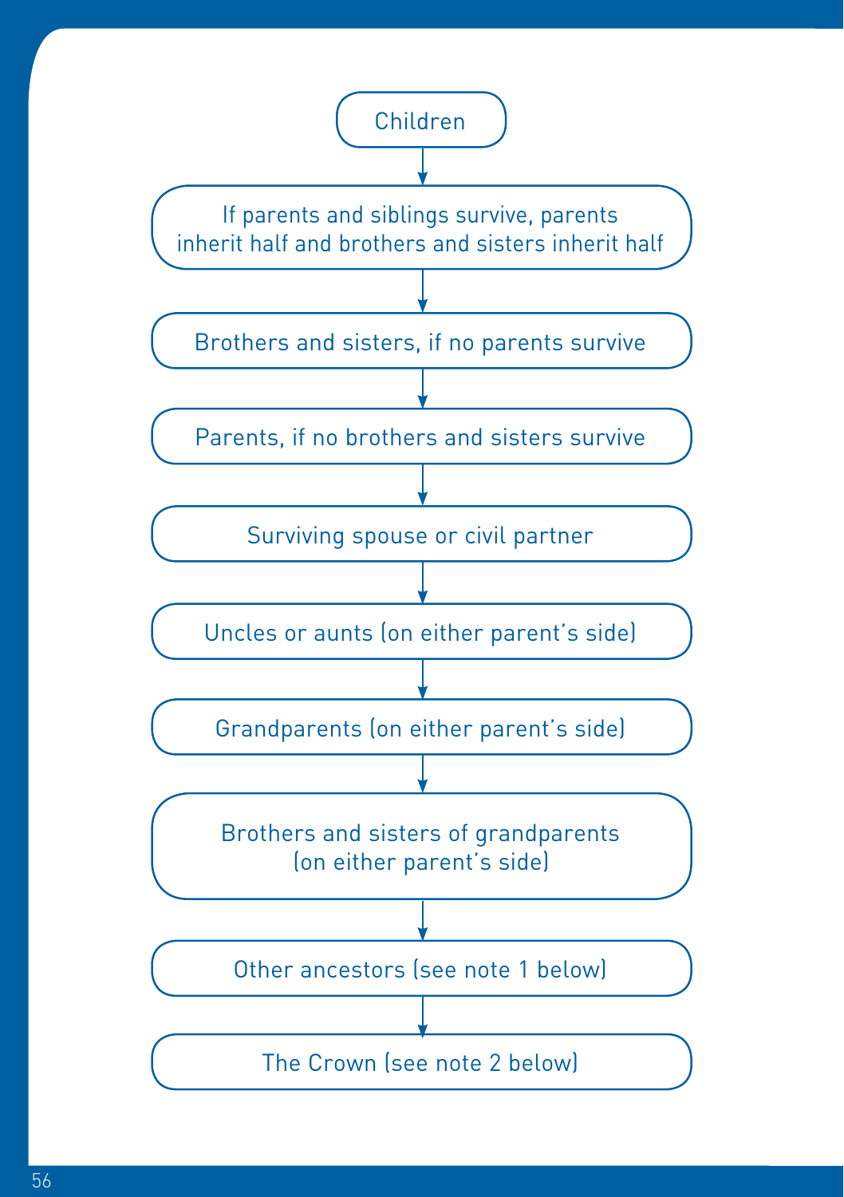Children

↓

If parents and siblings survive, parents inherit half and brothers and sisters inherit half

↓

Brothers and sisters, if no parents survive

↓

Parents, if no brothers and sisters survive

↓

Surviving spouse or civil partner

↓

Uncles or aunts (on either parent's side)

↓

Grandparents (on either parent's side)

↓

Brothers and sisters of grandparents (on either parent's side)

↓

Other ancestors (see note 1 below)

↓

The Crown (see note 2 below)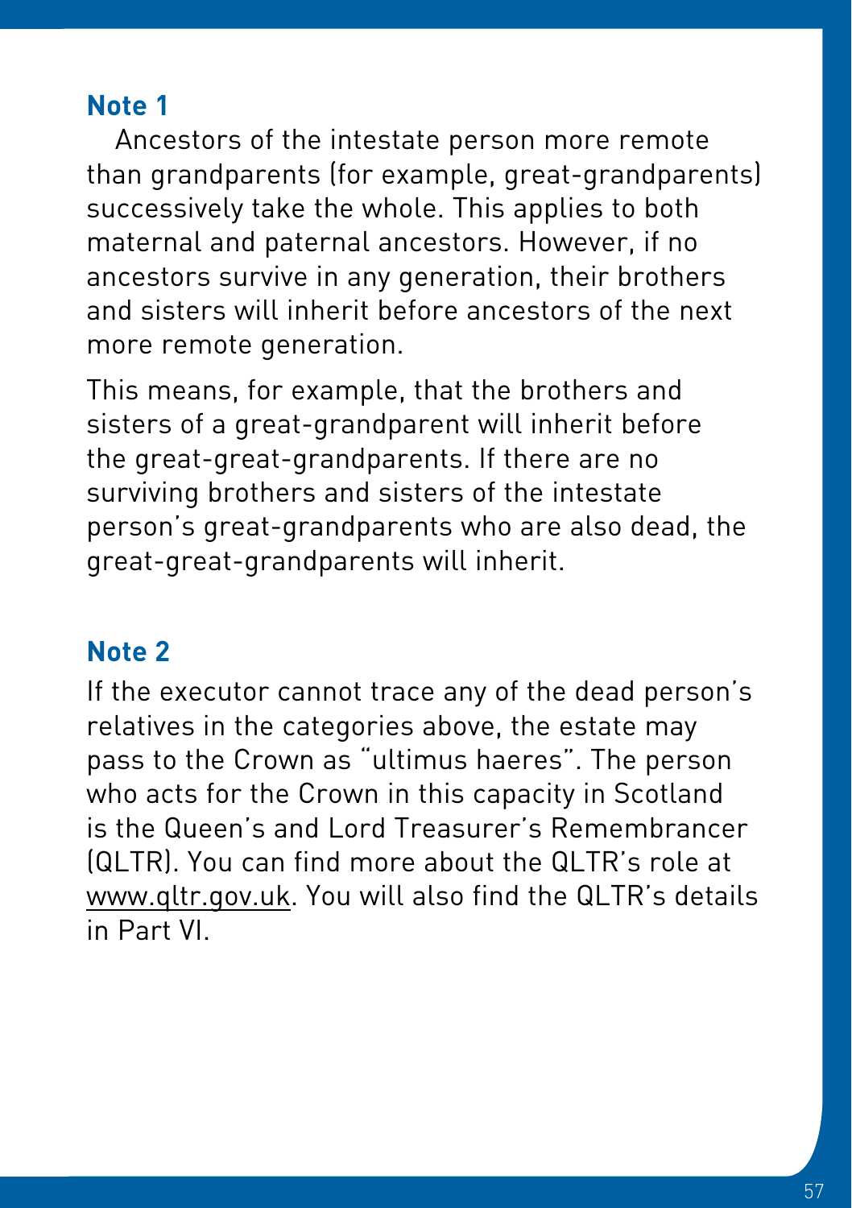### Note 1

Ancestors of the intestate person more remote than grandparents (for example, great-grandparents) successively take the whole. This applies to both maternal and paternal ancestors. However, if no ancestors survive in any generation, their brothers and sisters will inherit before ancestors of the next more remote generation.

This means, for example, that the brothers and sisters of a great-grandparent will inherit before the great-great-grandparents. If there are no surviving brothers and sisters of the intestate person's great-grandparents who are also dead, the great-great-grandparents will inherit.

### Note 2

If the executor cannot trace any of the dead person's relatives in the categories above, the estate may pass to the Crown as "ultimus haeres". The person who acts for the Crown in this capacity in Scotland is the Queen's and Lord Treasurer's Remembrancer (QLTR). You can find more about the QLTR's role at www.qltr.gov.uk. You will also find the QLTR's details in Part VI.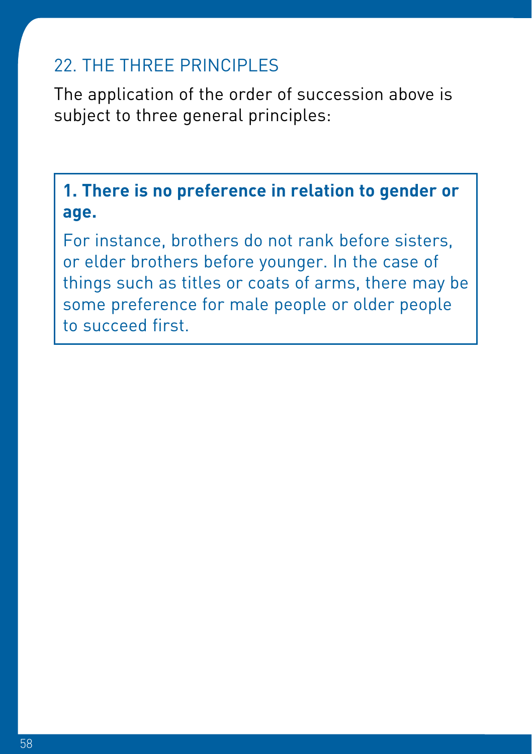## 22. THE THREE PRINCIPLES

The application of the order of succession above is subject to three general principles:

**1. There is no preference in relation to gender or age.**

For instance, brothers do not rank before sisters, or elder brothers before younger. In the case of things such as titles or coats of arms, there may be some preference for male people or older people to succeed first.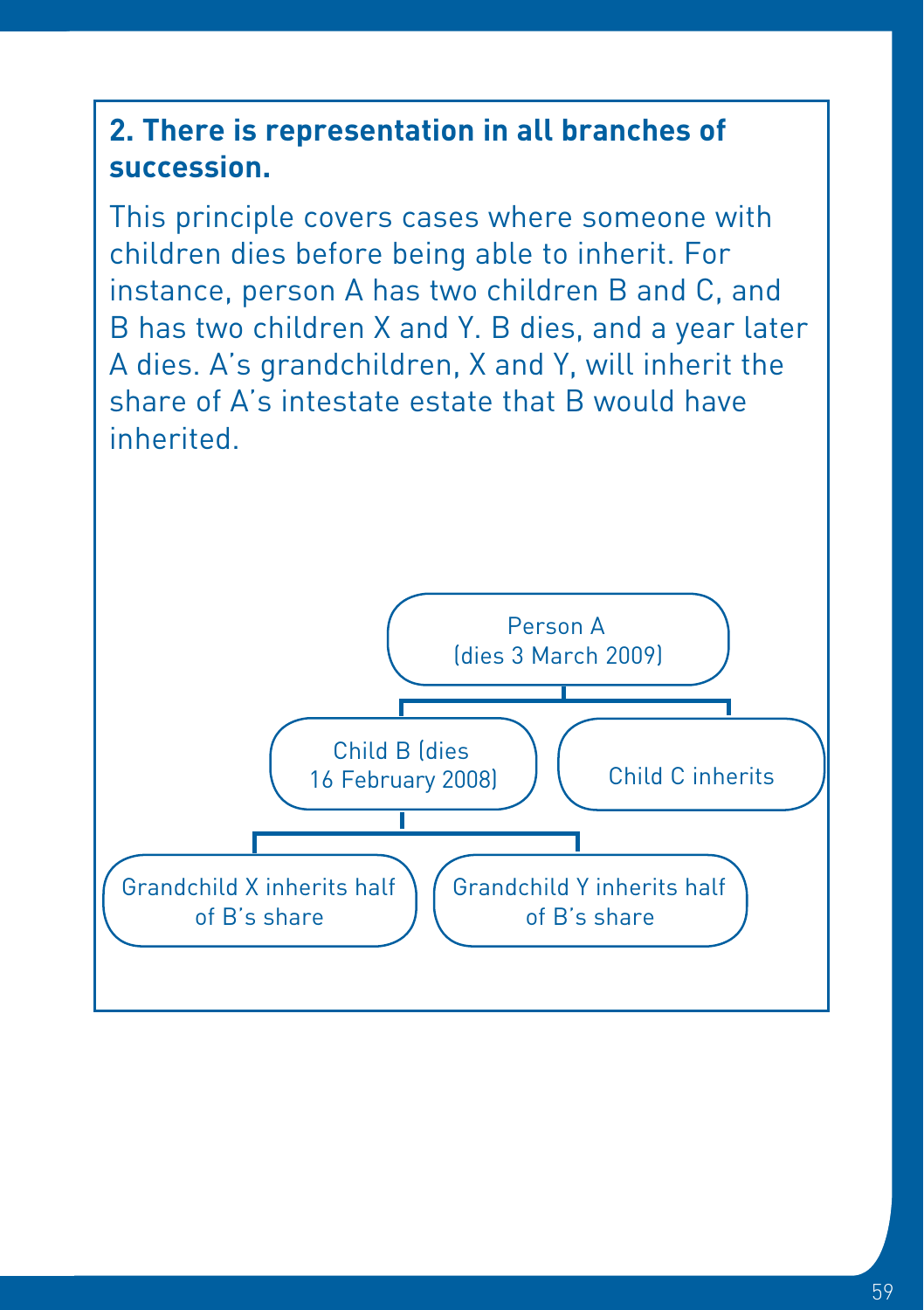## 2. There is representation in all branches of succession.

This principle covers cases where someone with children dies before being able to inherit. For instance, person A has two children B and C, and B has two children X and Y. B dies, and a year later A dies. A's grandchildren, X and Y, will inherit the share of A's intestate estate that B would have inherited.

Person A (dies 3 March 2009)

Child B (dies 16 February 2008)

Child C inherits

Grandchild X inherits half of B's share

Grandchild Y inherits half of B's share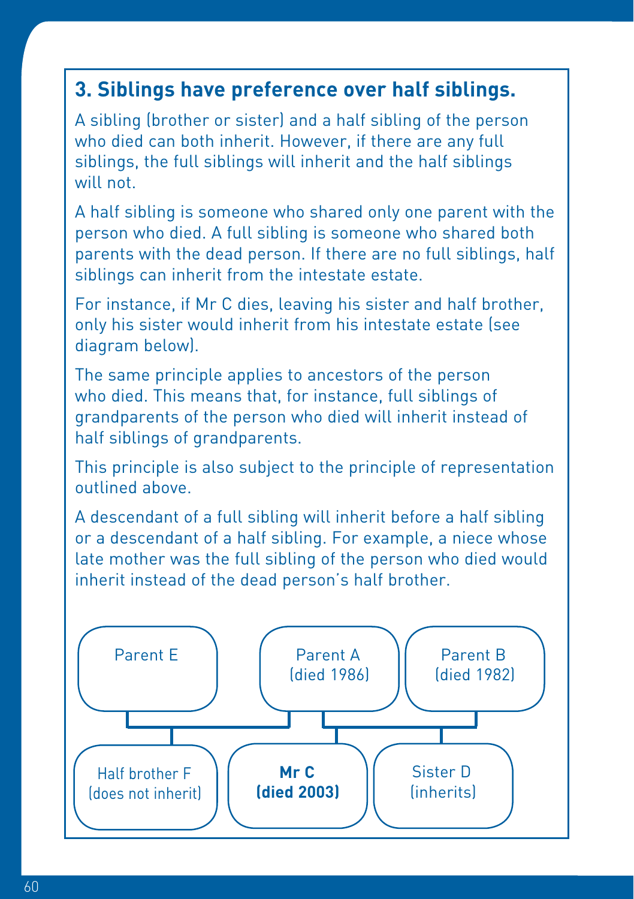### 3. Siblings have preference over half siblings.

A sibling (brother or sister) and a half sibling of the person who died can both inherit. However, if there are any full siblings, the full siblings will inherit and the half siblings will not.

A half sibling is someone who shared only one parent with the person who died. A full sibling is someone who shared both parents with the dead person. If there are no full siblings, half siblings can inherit from the intestate estate.

For instance, if Mr C dies, leaving his sister and half brother, only his sister would inherit from his intestate estate (see diagram below).

The same principle applies to ancestors of the person who died. This means that, for instance, full siblings of grandparents of the person who died will inherit instead of half siblings of grandparents.

This principle is also subject to the principle of representation outlined above.

A descendant of a full sibling will inherit before a half sibling or a descendant of a half sibling. For example, a niece whose late mother was the full sibling of the person who died would inherit instead of the dead person's half brother.

Parent E

Parent A (died 1986)

Parent B (died 1982)

Half brother F (does not inherit)

**Mr C (died 2003)**

Sister D (inherits)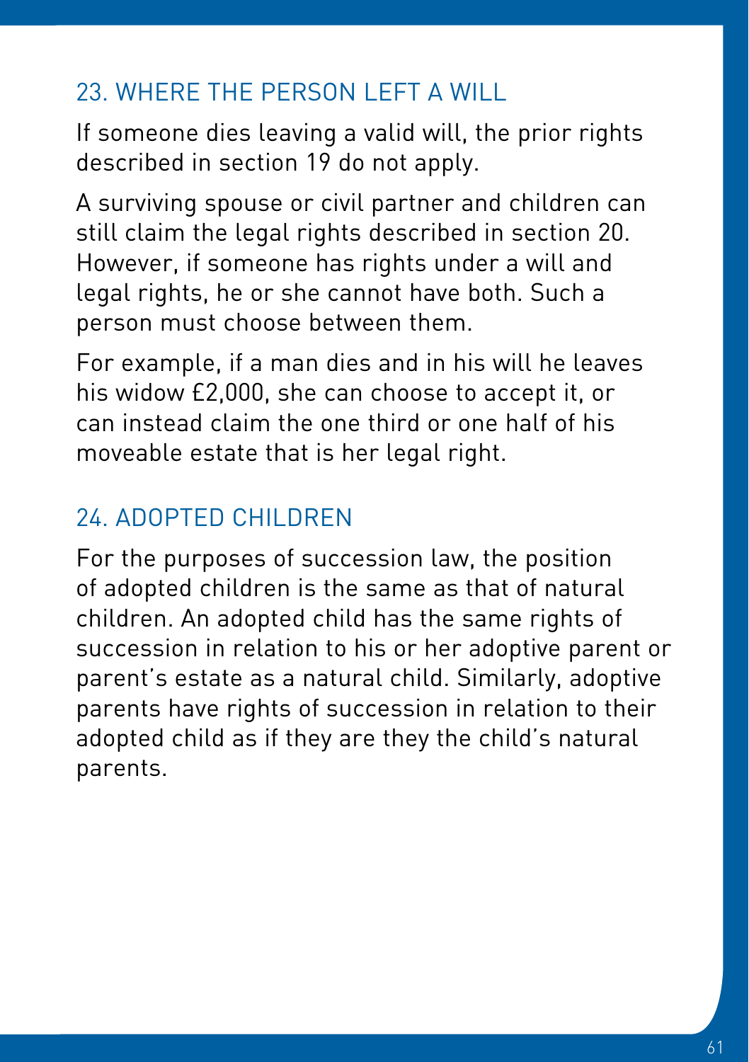## 23. WHERE THE PERSON LEFT A WILL

If someone dies leaving a valid will, the prior rights described in section 19 do not apply.

A surviving spouse or civil partner and children can still claim the legal rights described in section 20. However, if someone has rights under a will and legal rights, he or she cannot have both. Such a person must choose between them.

For example, if a man dies and in his will he leaves his widow £2,000, she can choose to accept it, or can instead claim the one third or one half of his moveable estate that is her legal right.

## 24. ADOPTED CHILDREN

For the purposes of succession law, the position of adopted children is the same as that of natural children. An adopted child has the same rights of succession in relation to his or her adoptive parent or parent's estate as a natural child. Similarly, adoptive parents have rights of succession in relation to their adopted child as if they are they the child's natural parents.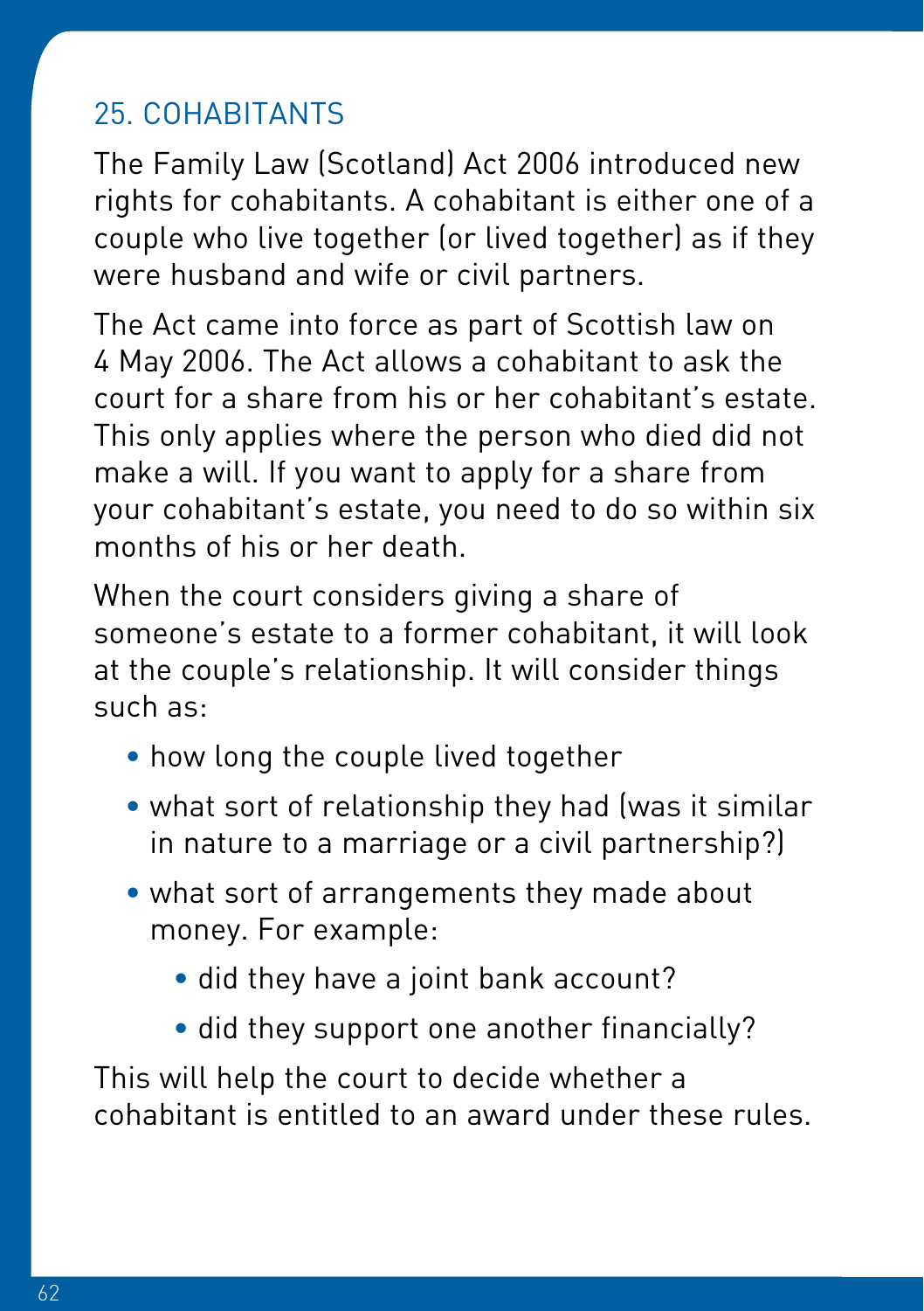## 25. COHABITANTS

The Family Law (Scotland) Act 2006 introduced new rights for cohabitants. A cohabitant is either one of a couple who live together (or lived together) as if they were husband and wife or civil partners.

The Act came into force as part of Scottish law on 4 May 2006. The Act allows a cohabitant to ask the court for a share from his or her cohabitant's estate. This only applies where the person who died did not make a will. If you want to apply for a share from your cohabitant's estate, you need to do so within six months of his or her death.

When the court considers giving a share of someone's estate to a former cohabitant, it will look at the couple's relationship. It will consider things such as:

- how long the couple lived together
- what sort of relationship they had (was it similar in nature to a marriage or a civil partnership?)
- what sort of arrangements they made about money. For example:
    - did they have a joint bank account?
    - did they support one another financially?

This will help the court to decide whether a cohabitant is entitled to an award under these rules.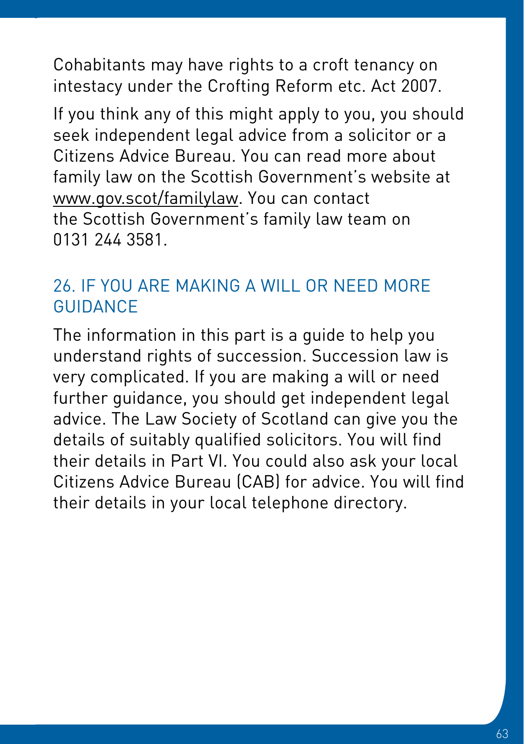Cohabitants may have rights to a croft tenancy on intestacy under the Crofting Reform etc. Act 2007.

If you think any of this might apply to you, you should seek independent legal advice from a solicitor or a Citizens Advice Bureau. You can read more about family law on the Scottish Government's website at www.gov.scot/familylaw. You can contact the Scottish Government's family law team on 0131 244 3581.

## 26. IF YOU ARE MAKING A WILL OR NEED MORE GUIDANCE

The information in this part is a guide to help you understand rights of succession. Succession law is very complicated. If you are making a will or need further guidance, you should get independent legal advice. The Law Society of Scotland can give you the details of suitably qualified solicitors. You will find their details in Part VI. You could also ask your local Citizens Advice Bureau (CAB) for advice. You will find their details in your local telephone directory.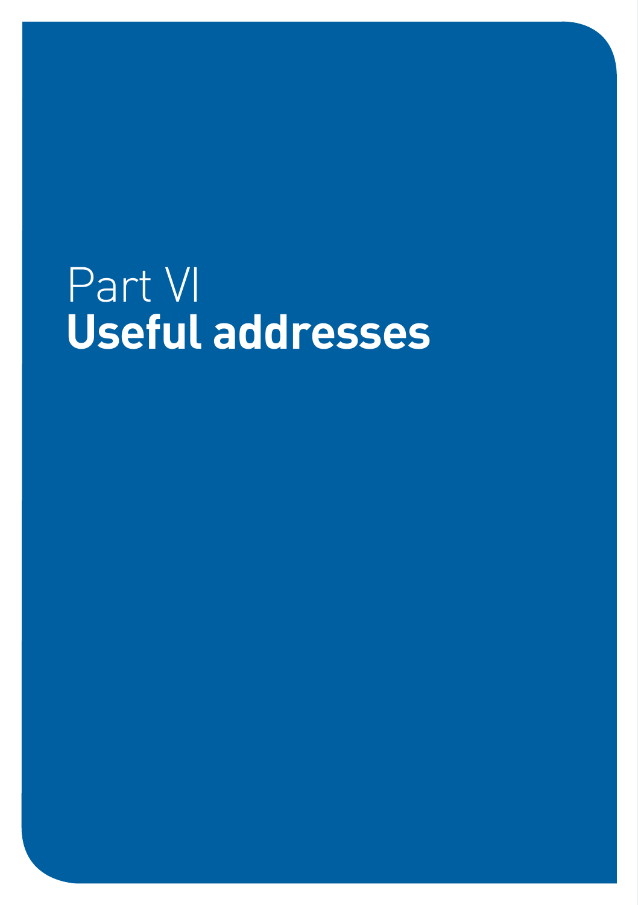# Part VI
# **Useful addresses**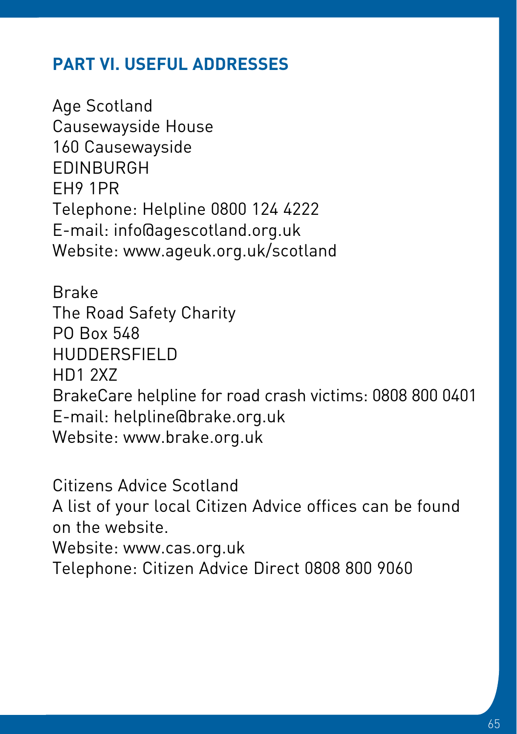## PART VI. USEFUL ADDRESSES

Age Scotland
Causewayside House
160 Causewayside
EDINBURGH
EH9 1PR
Telephone: Helpline 0800 124 4222
E-mail: info@agescotland.org.uk
Website: www.ageuk.org.uk/scotland

Brake
The Road Safety Charity
PO Box 548
HUDDERSFIELD
HD1 2XZ
BrakeCare helpline for road crash victims: 0808 800 0401
E-mail: helpline@brake.org.uk
Website: www.brake.org.uk

Citizens Advice Scotland
A list of your local Citizen Advice offices can be found on the website.
Website: www.cas.org.uk
Telephone: Citizen Advice Direct 0808 800 9060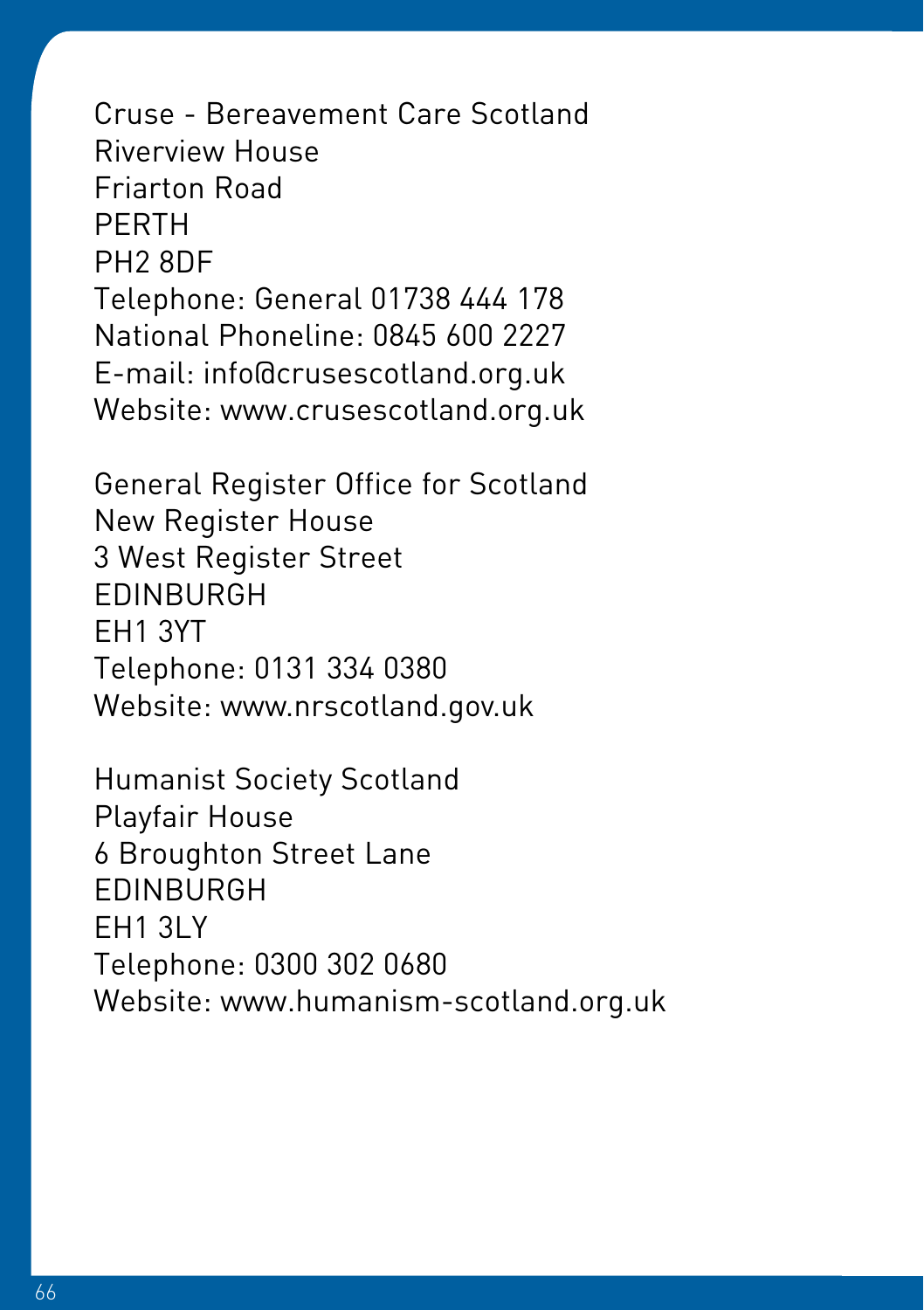Cruse - Bereavement Care Scotland
Riverview House
Friarton Road
PERTH
PH2 8DF
Telephone: General 01738 444 178
National Phoneline: 0845 600 2227
E-mail: info@crusescotland.org.uk
Website: www.crusescotland.org.uk

General Register Office for Scotland
New Register House
3 West Register Street
EDINBURGH
EH1 3YT
Telephone: 0131 334 0380
Website: www.nrscotland.gov.uk

Humanist Society Scotland
Playfair House
6 Broughton Street Lane
EDINBURGH
EH1 3LY
Telephone: 0300 302 0680
Website: www.humanism-scotland.org.uk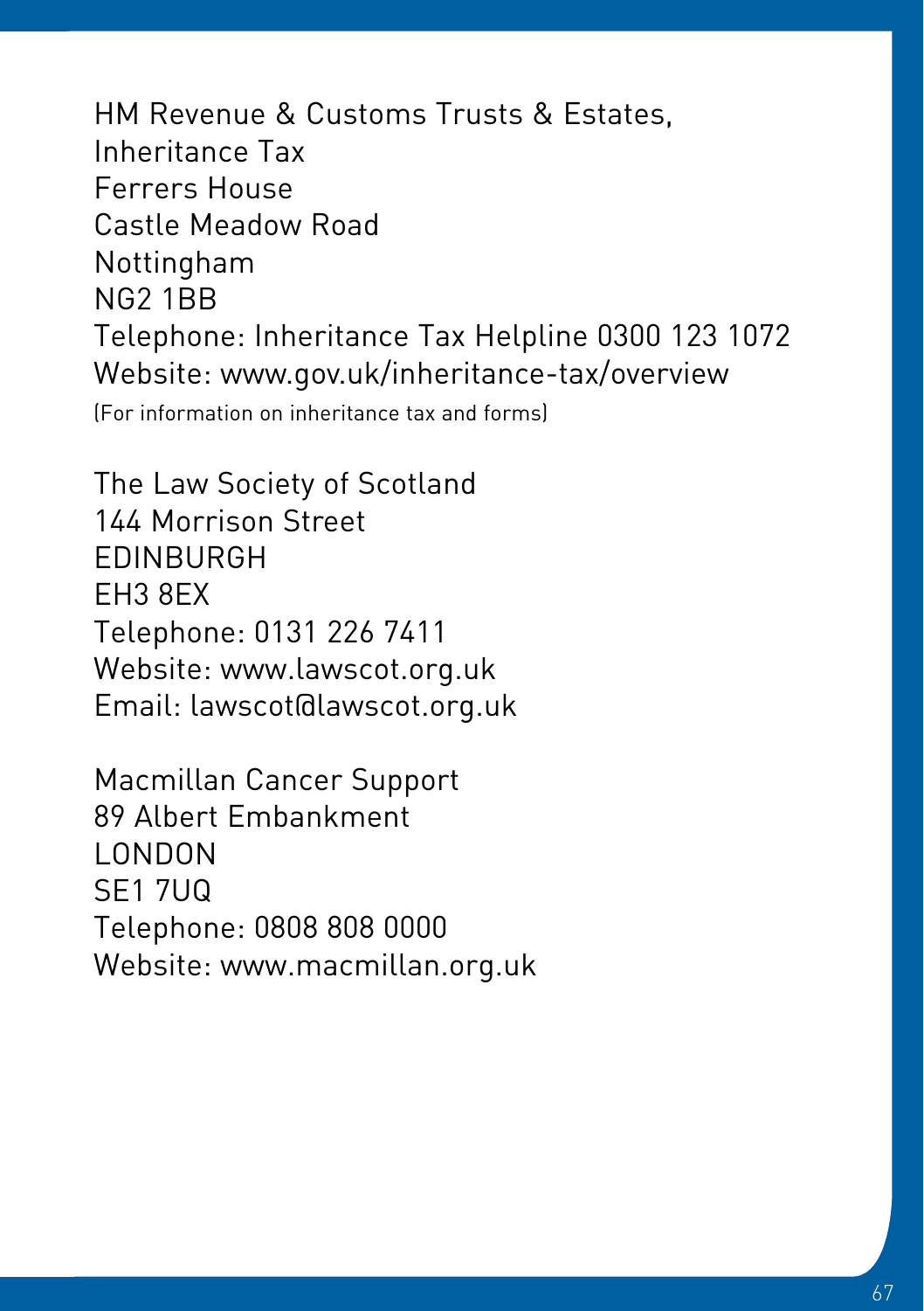HM Revenue & Customs Trusts & Estates,  
Inheritance Tax  
Ferrers House  
Castle Meadow Road  
Nottingham  
NG2 1BB  
Telephone: Inheritance Tax Helpline 0300 123 1072  
Website: www.gov.uk/inheritance-tax/overview  
(For information on inheritance tax and forms)

The Law Society of Scotland  
144 Morrison Street  
EDINBURGH  
EH3 8EX  
Telephone: 0131 226 7411  
Website: www.lawscot.org.uk  
Email: lawscot@lawscot.org.uk

Macmillan Cancer Support  
89 Albert Embankment  
LONDON  
SE1 7UQ  
Telephone: 0808 808 0000  
Website: www.macmillan.org.uk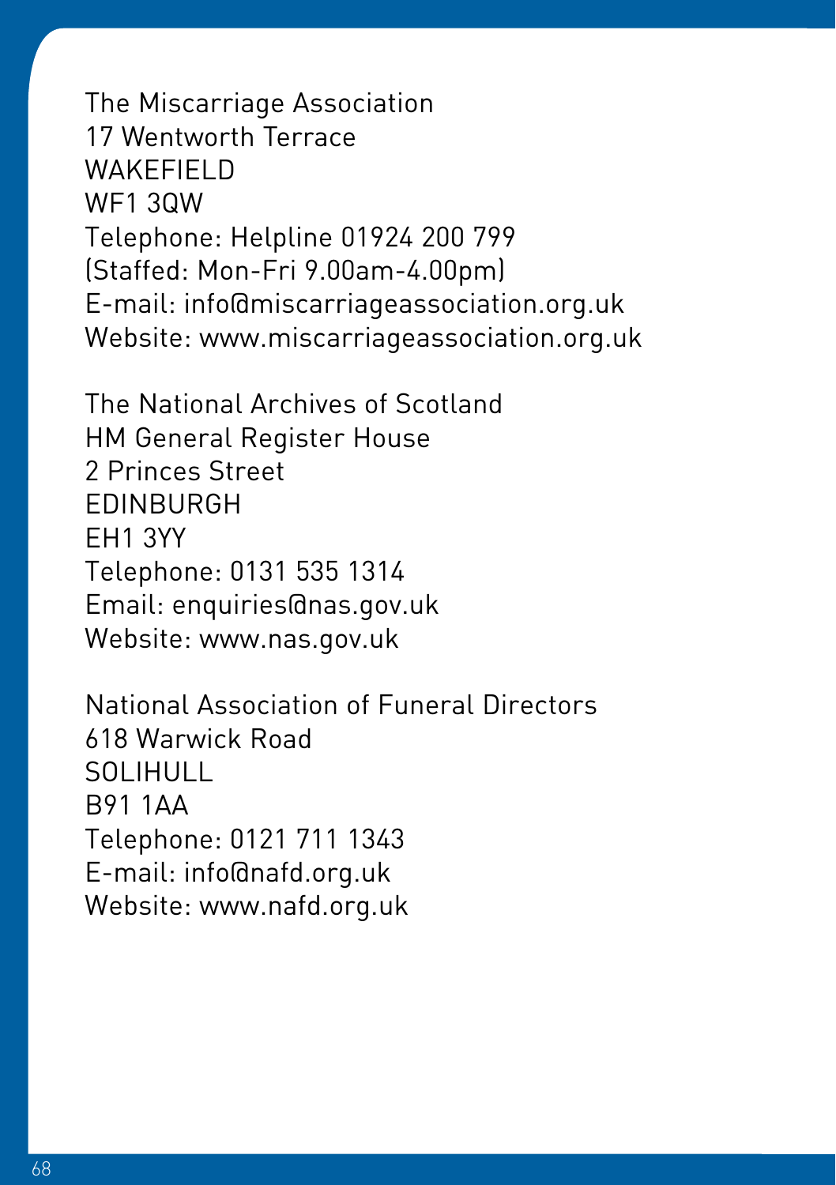The Miscarriage Association
17 Wentworth Terrace
WAKEFIELD
WF1 3QW
Telephone: Helpline 01924 200 799
(Staffed: Mon-Fri 9.00am-4.00pm)
E-mail: info@miscarriageassociation.org.uk
Website: www.miscarriageassociation.org.uk

The National Archives of Scotland
HM General Register House
2 Princes Street
EDINBURGH
EH1 3YY
Telephone: 0131 535 1314
Email: enquiries@nas.gov.uk
Website: www.nas.gov.uk

National Association of Funeral Directors
618 Warwick Road
SOLIHULL
B91 1AA
Telephone: 0121 711 1343
E-mail: info@nafd.org.uk
Website: www.nafd.org.uk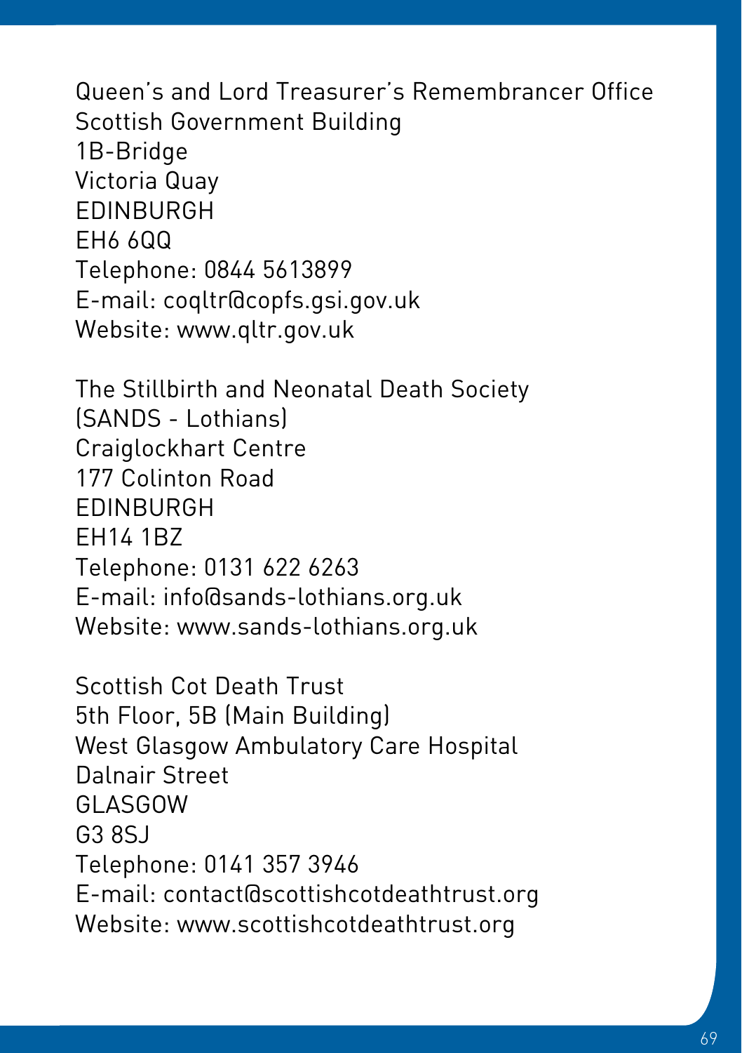Queen's and Lord Treasurer's Remembrancer Office
Scottish Government Building
1B-Bridge
Victoria Quay
EDINBURGH
EH6 6QQ
Telephone: 0844 5613899
E-mail: coqltr@copfs.gsi.gov.uk
Website: www.qltr.gov.uk

The Stillbirth and Neonatal Death Society
(SANDS - Lothians)
Craiglockhart Centre
177 Colinton Road
EDINBURGH
EH14 1BZ
Telephone: 0131 622 6263
E-mail: info@sands-lothians.org.uk
Website: www.sands-lothians.org.uk

Scottish Cot Death Trust
5th Floor, 5B (Main Building)
West Glasgow Ambulatory Care Hospital
Dalnair Street
GLASGOW
G3 8SJ
Telephone: 0141 357 3946
E-mail: contact@scottishcotdeathtrust.org
Website: www.scottishcotdeathtrust.org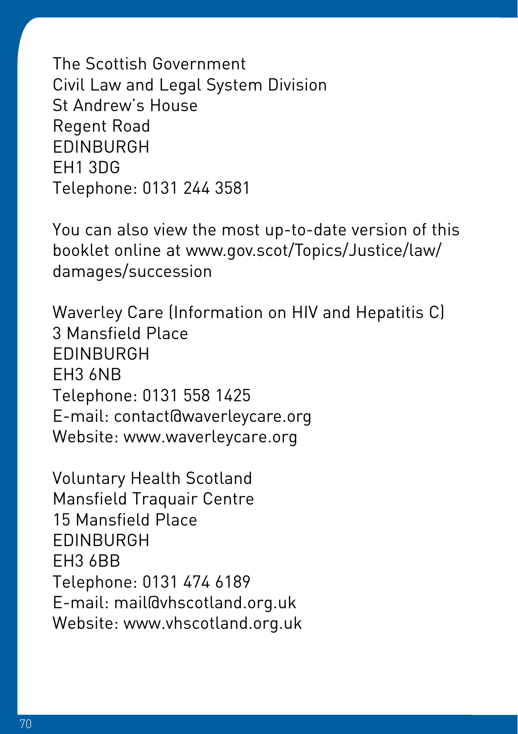The Scottish Government
Civil Law and Legal System Division
St Andrew's House
Regent Road
EDINBURGH
EH1 3DG
Telephone: 0131 244 3581

You can also view the most up-to-date version of this booklet online at www.gov.scot/Topics/Justice/law/damages/succession

Waverley Care (Information on HIV and Hepatitis C)
3 Mansfield Place
EDINBURGH
EH3 6NB
Telephone: 0131 558 1425
E-mail: contact@waverleycare.org
Website: www.waverleycare.org

Voluntary Health Scotland
Mansfield Traquair Centre
15 Mansfield Place
EDINBURGH
EH3 6BB
Telephone: 0131 474 6189
E-mail: mail@vhscotland.org.uk
Website: www.vhscotland.org.uk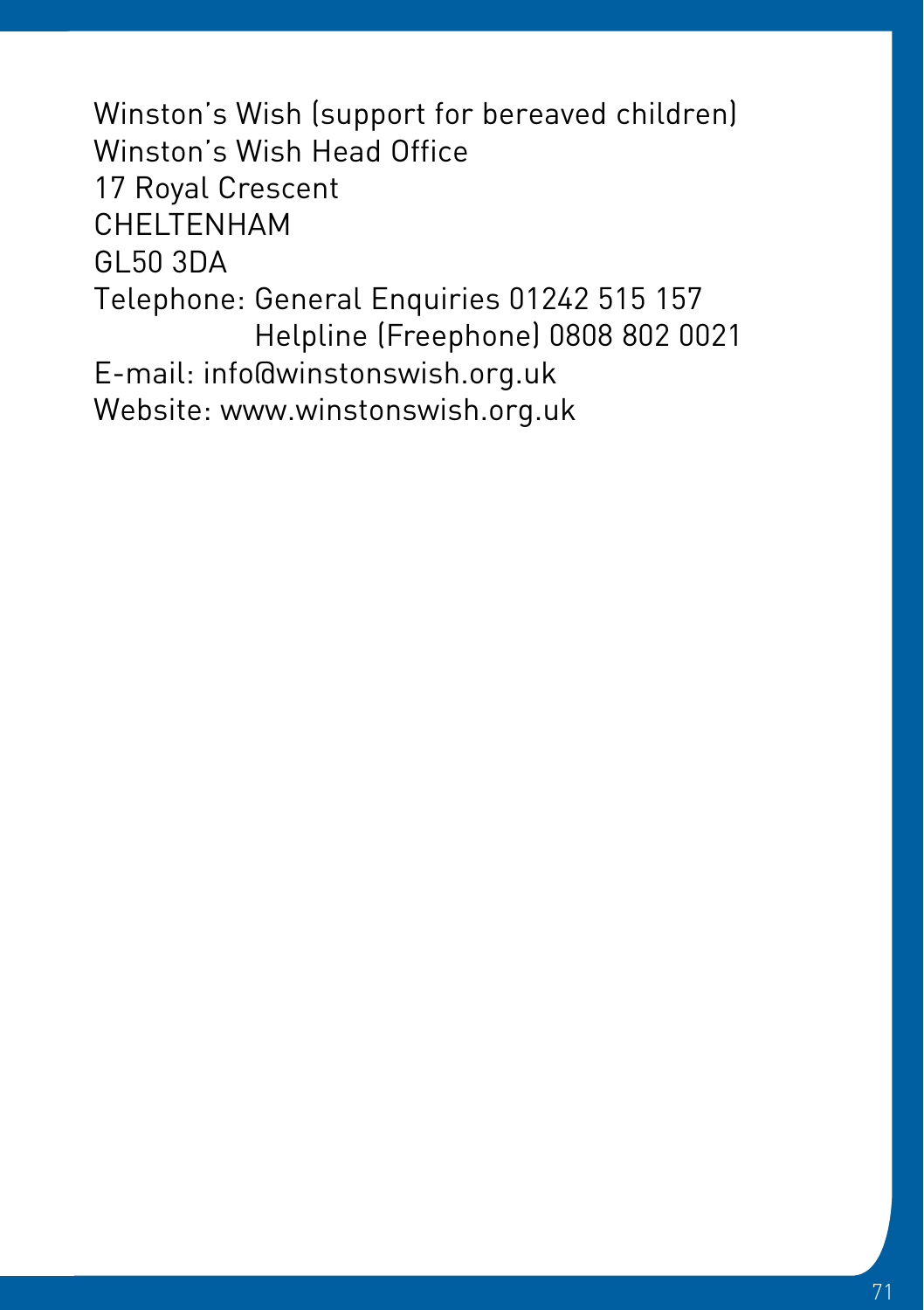Winston's Wish (support for bereaved children)
Winston's Wish Head Office
17 Royal Crescent
CHELTENHAM
GL50 3DA
Telephone: General Enquiries 01242 515 157
Helpline (Freephone) 0808 802 0021
E-mail: info@winstonswish.org.uk
Website: www.winstonswish.org.uk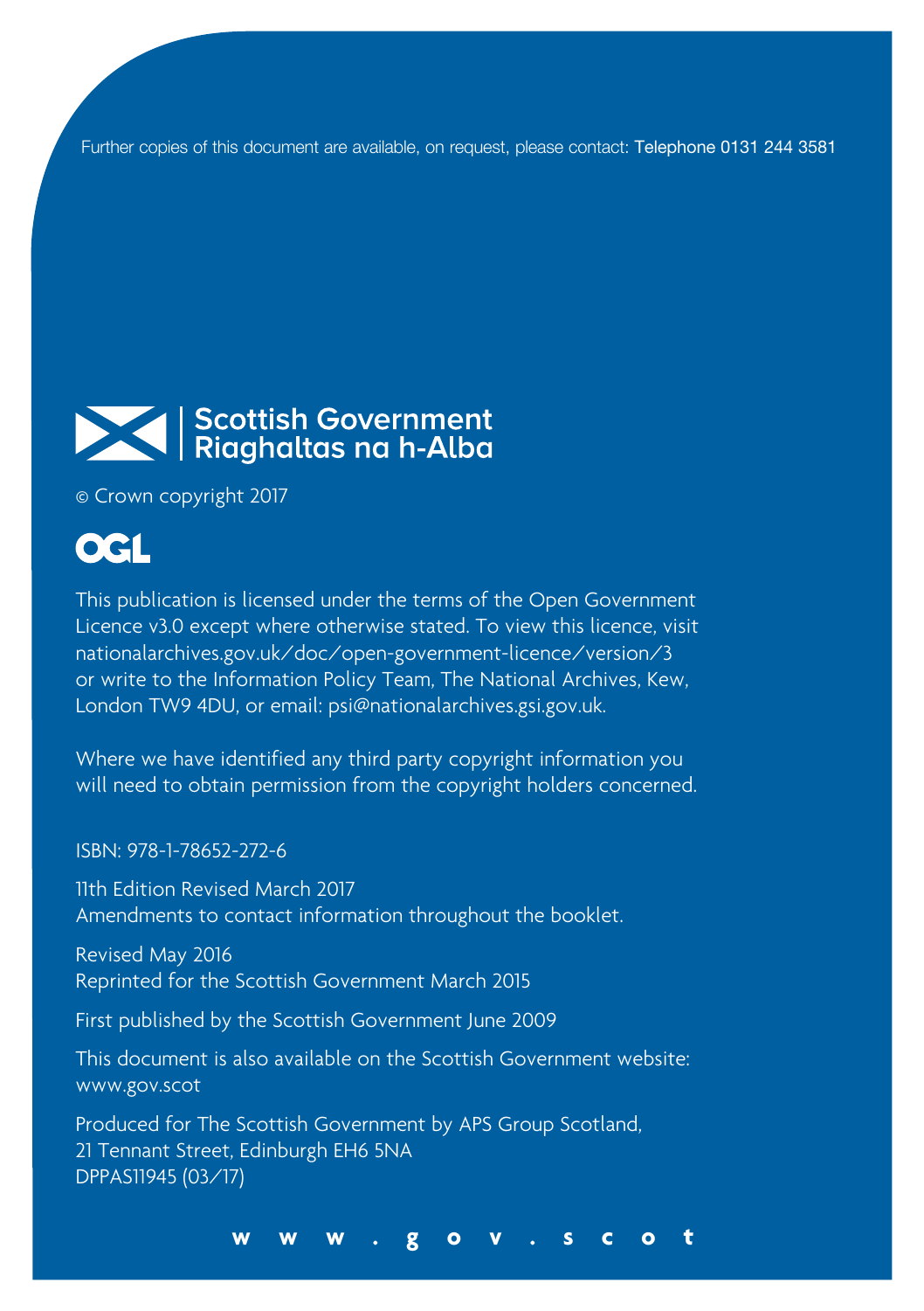Further copies of this document are available, on request, please contact: Telephone 0131 244 3581

Scottish Government
Riaghaltas na h-Alba

© Crown copyright 2017

OGL

This publication is licensed under the terms of the Open Government Licence v3.0 except where otherwise stated. To view this licence, visit nationalarchives.gov.uk/doc/open-government-licence/version/3 or write to the Information Policy Team, The National Archives, Kew, London TW9 4DU, or email: psi@nationalarchives.gsi.gov.uk.

Where we have identified any third party copyright information you will need to obtain permission from the copyright holders concerned.

ISBN: 978-1-78652-272-6

11th Edition Revised March 2017
Amendments to contact information throughout the booklet.

Revised May 2016
Reprinted for the Scottish Government March 2015

First published by the Scottish Government June 2009

This document is also available on the Scottish Government website: www.gov.scot

Produced for The Scottish Government by APS Group Scotland,
21 Tennant Street, Edinburgh EH6 5NA
DPPAS11945 (03/17)

w w w . g o v . s c o t